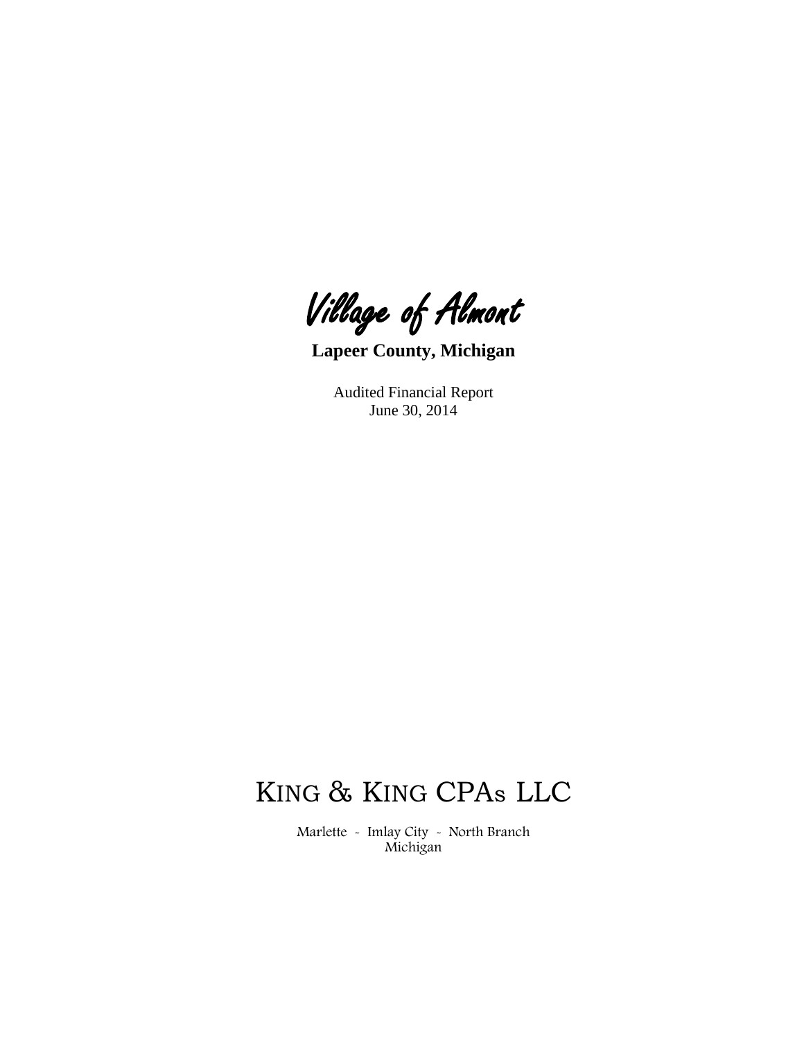# Village of Almont

**Lapeer County, Michigan**

Audited Financial Report
June 30, 2014

KING & KING CPAs LLC

Marlette - Imlay City - North Branch
Michigan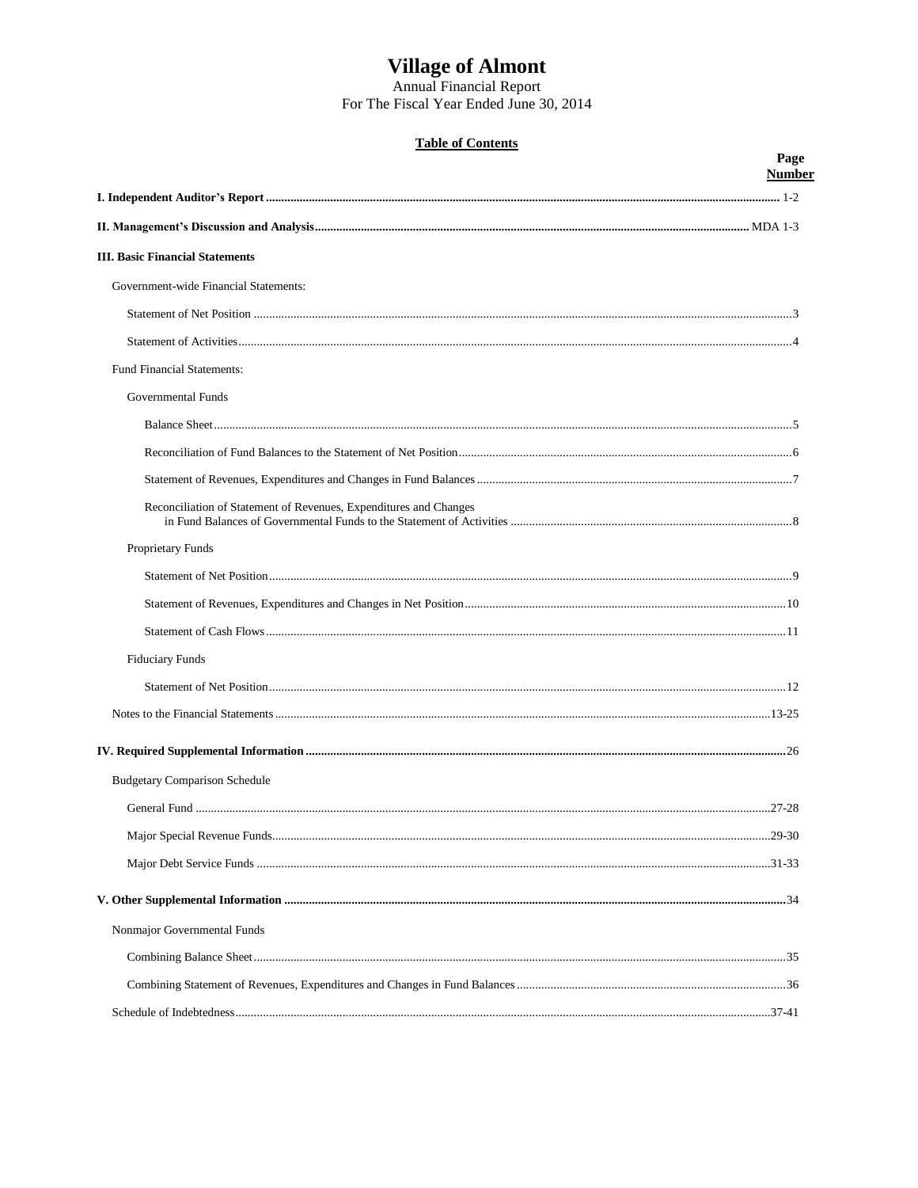# Village of Almont

Annual Financial Report
For The Fiscal Year Ended June 30, 2014

## Table of Contents

| | Page Number |
|---|---|
| **I. Independent Auditor's Report** | 1-2 |
| **II. Management's Discussion and Analysis** | MDA 1-3 |
| **III. Basic Financial Statements** | |
| Government-wide Financial Statements: | |
| Statement of Net Position | 3 |
| Statement of Activities | 4 |
| Fund Financial Statements: | |
| Governmental Funds | |
| Balance Sheet | 5 |
| Reconciliation of Fund Balances to the Statement of Net Position | 6 |
| Statement of Revenues, Expenditures and Changes in Fund Balances | 7 |
| Reconciliation of Statement of Revenues, Expenditures and Changes in Fund Balances of Governmental Funds to the Statement of Activities | 8 |
| Proprietary Funds | |
| Statement of Net Position | 9 |
| Statement of Revenues, Expenditures and Changes in Net Position | 10 |
| Statement of Cash Flows | 11 |
| Fiduciary Funds | |
| Statement of Net Position | 12 |
| Notes to the Financial Statements | 13-25 |
| **IV. Required Supplemental Information** | 26 |
| Budgetary Comparison Schedule | |
| General Fund | 27-28 |
| Major Special Revenue Funds | 29-30 |
| Major Debt Service Funds | 31-33 |
| **V. Other Supplemental Information** | 34 |
| Nonmajor Governmental Funds | |
| Combining Balance Sheet | 35 |
| Combining Statement of Revenues, Expenditures and Changes in Fund Balances | 36 |
| Schedule of Indebtedness | 37-41 |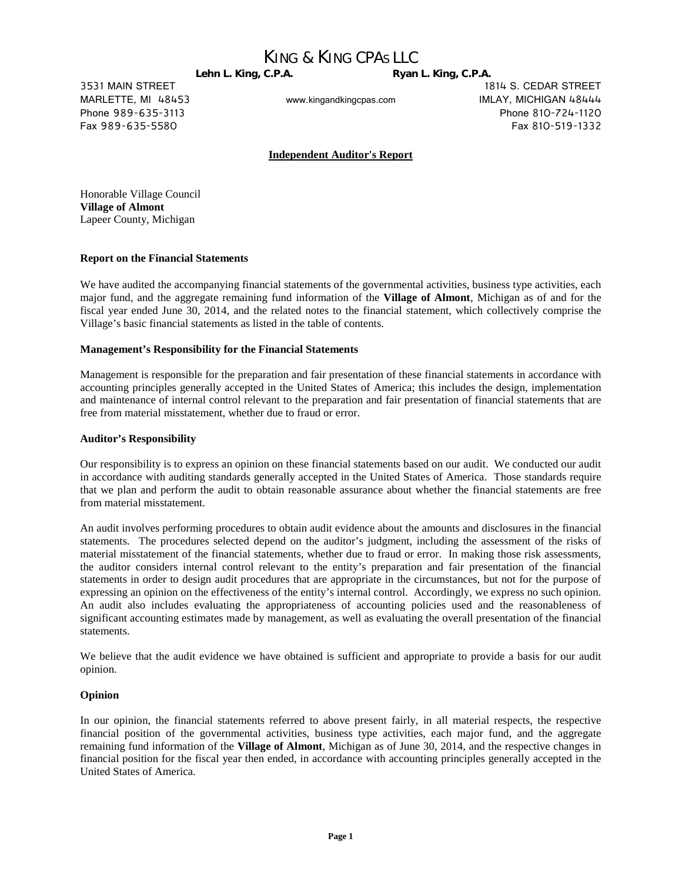# KING & KING CPAs LLC

**Lehn L. King, C.P.A.** **Ryan L. King, C.P.A.**

3531 MAIN STREET
MARLETTE, MI 48453
Phone 989-635-3113
Fax 989-635-5580

www.kingandkingcpas.com

1814 S. CEDAR STREET
IMLAY, MICHIGAN 48444
Phone 810-724-1120
Fax 810-519-1332

## Independent Auditor's Report

Honorable Village Council
**Village of Almont**
Lapeer County, Michigan

### Report on the Financial Statements

We have audited the accompanying financial statements of the governmental activities, business type activities, each major fund, and the aggregate remaining fund information of the **Village of Almont**, Michigan as of and for the fiscal year ended June 30, 2014, and the related notes to the financial statement, which collectively comprise the Village's basic financial statements as listed in the table of contents.

### Management's Responsibility for the Financial Statements

Management is responsible for the preparation and fair presentation of these financial statements in accordance with accounting principles generally accepted in the United States of America; this includes the design, implementation and maintenance of internal control relevant to the preparation and fair presentation of financial statements that are free from material misstatement, whether due to fraud or error.

### Auditor's Responsibility

Our responsibility is to express an opinion on these financial statements based on our audit. We conducted our audit in accordance with auditing standards generally accepted in the United States of America. Those standards require that we plan and perform the audit to obtain reasonable assurance about whether the financial statements are free from material misstatement.

An audit involves performing procedures to obtain audit evidence about the amounts and disclosures in the financial statements. The procedures selected depend on the auditor's judgment, including the assessment of the risks of material misstatement of the financial statements, whether due to fraud or error. In making those risk assessments, the auditor considers internal control relevant to the entity's preparation and fair presentation of the financial statements in order to design audit procedures that are appropriate in the circumstances, but not for the purpose of expressing an opinion on the effectiveness of the entity's internal control. Accordingly, we express no such opinion. An audit also includes evaluating the appropriateness of accounting policies used and the reasonableness of significant accounting estimates made by management, as well as evaluating the overall presentation of the financial statements.

We believe that the audit evidence we have obtained is sufficient and appropriate to provide a basis for our audit opinion.

### Opinion

In our opinion, the financial statements referred to above present fairly, in all material respects, the respective financial position of the governmental activities, business type activities, each major fund, and the aggregate remaining fund information of the **Village of Almont**, Michigan as of June 30, 2014, and the respective changes in financial position for the fiscal year then ended, in accordance with accounting principles generally accepted in the United States of America.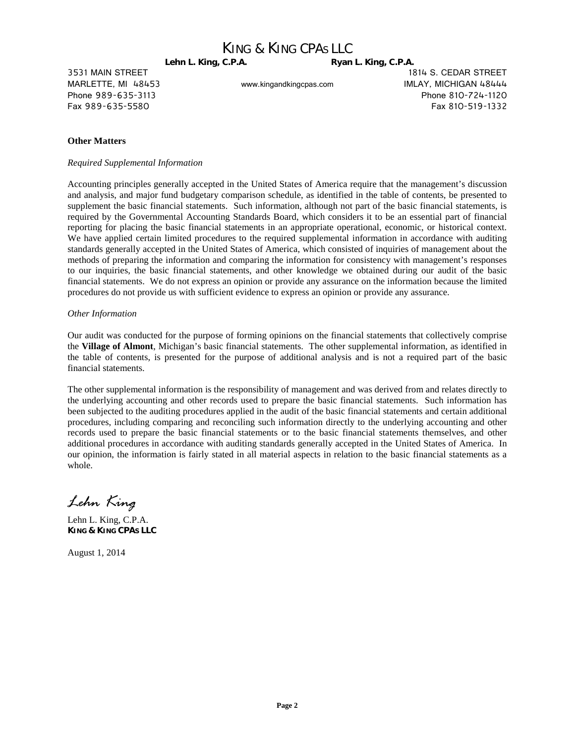# KING & KING CPAS LLC

**Lehn L. King, C.P.A.** **Ryan L. King, C.P.A.**

3531 MAIN STREET
MARLETTE, MI 48453
Phone 989-635-3113
Fax 989-635-5580

www.kingandkingcpas.com

1814 S. CEDAR STREET
IMLAY, MICHIGAN 48444
Phone 810-724-1120
Fax 810-519-1332

**Other Matters**

*Required Supplemental Information*

Accounting principles generally accepted in the United States of America require that the management's discussion and analysis, and major fund budgetary comparison schedule, as identified in the table of contents, be presented to supplement the basic financial statements. Such information, although not part of the basic financial statements, is required by the Governmental Accounting Standards Board, which considers it to be an essential part of financial reporting for placing the basic financial statements in an appropriate operational, economic, or historical context. We have applied certain limited procedures to the required supplemental information in accordance with auditing standards generally accepted in the United States of America, which consisted of inquiries of management about the methods of preparing the information and comparing the information for consistency with management's responses to our inquiries, the basic financial statements, and other knowledge we obtained during our audit of the basic financial statements. We do not express an opinion or provide any assurance on the information because the limited procedures do not provide us with sufficient evidence to express an opinion or provide any assurance.

*Other Information*

Our audit was conducted for the purpose of forming opinions on the financial statements that collectively comprise the **Village of Almont**, Michigan's basic financial statements. The other supplemental information, as identified in the table of contents, is presented for the purpose of additional analysis and is not a required part of the basic financial statements.

The other supplemental information is the responsibility of management and was derived from and relates directly to the underlying accounting and other records used to prepare the basic financial statements. Such information has been subjected to the auditing procedures applied in the audit of the basic financial statements and certain additional procedures, including comparing and reconciling such information directly to the underlying accounting and other records used to prepare the basic financial statements or to the basic financial statements themselves, and other additional procedures in accordance with auditing standards generally accepted in the United States of America. In our opinion, the information is fairly stated in all material aspects in relation to the basic financial statements as a whole.

*Lehn King*

Lehn L. King, C.P.A.
**KING & KING CPAS LLC**

August 1, 2014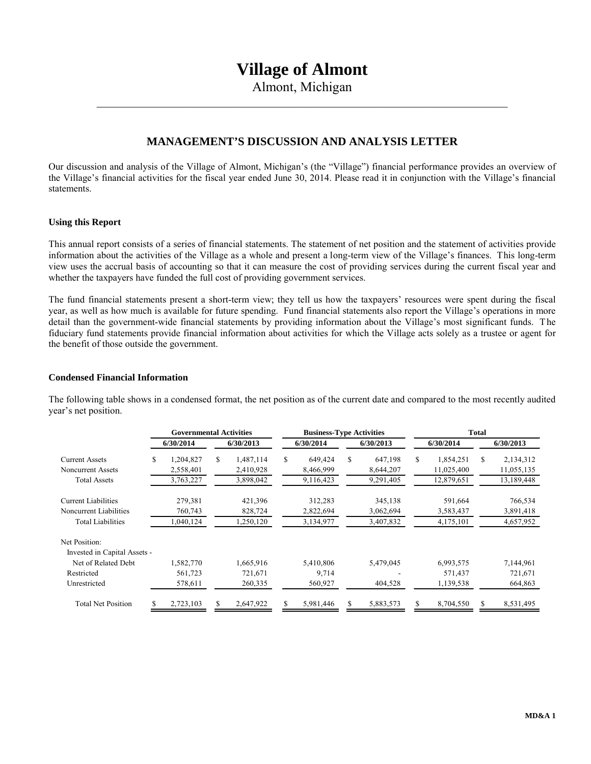# Village of Almont

Almont, Michigan

## MANAGEMENT'S DISCUSSION AND ANALYSIS LETTER

Our discussion and analysis of the Village of Almont, Michigan's (the "Village") financial performance provides an overview of the Village's financial activities for the fiscal year ended June 30, 2014. Please read it in conjunction with the Village's financial statements.

### Using this Report

This annual report consists of a series of financial statements. The statement of net position and the statement of activities provide information about the activities of the Village as a whole and present a long-term view of the Village's finances. This long-term view uses the accrual basis of accounting so that it can measure the cost of providing services during the current fiscal year and whether the taxpayers have funded the full cost of providing government services.

The fund financial statements present a short-term view; they tell us how the taxpayers' resources were spent during the fiscal year, as well as how much is available for future spending. Fund financial statements also report the Village's operations in more detail than the government-wide financial statements by providing information about the Village's most significant funds. The fiduciary fund statements provide financial information about activities for which the Village acts solely as a trustee or agent for the benefit of those outside the government.

### Condensed Financial Information

The following table shows in a condensed format, the net position as of the current date and compared to the most recently audited year's net position.

| | Governmental Activities | | Business-Type Activities | | Total | |
|---|---|---|---|---|---|---|
| | 6/30/2014 | 6/30/2013 | 6/30/2014 | 6/30/2013 | 6/30/2014 | 6/30/2013 |
| Current Assets | $ 1,204,827 | $ 1,487,114 | $ 649,424 | $ 647,198 | $ 1,854,251 | $ 2,134,312 |
| Noncurrent Assets | 2,558,401 | 2,410,928 | 8,466,999 | 8,644,207 | 11,025,400 | 11,055,135 |
| Total Assets | 3,763,227 | 3,898,042 | 9,116,423 | 9,291,405 | 12,879,651 | 13,189,448 |
| Current Liabilities | 279,381 | 421,396 | 312,283 | 345,138 | 591,664 | 766,534 |
| Noncurrent Liabilities | 760,743 | 828,724 | 2,822,694 | 3,062,694 | 3,583,437 | 3,891,418 |
| Total Liabilities | 1,040,124 | 1,250,120 | 3,134,977 | 3,407,832 | 4,175,101 | 4,657,952 |
| Net Position: | | | | | | |
| Invested in Capital Assets - Net of Related Debt | 1,582,770 | 1,665,916 | 5,410,806 | 5,479,045 | 6,993,575 | 7,144,961 |
| Restricted | 561,723 | 721,671 | 9,714 | - | 571,437 | 721,671 |
| Unrestricted | 578,611 | 260,335 | 560,927 | 404,528 | 1,139,538 | 664,863 |
| Total Net Position | $ 2,723,103 | $ 2,647,922 | $ 5,981,446 | $ 5,883,573 | $ 8,704,550 | $ 8,531,495 |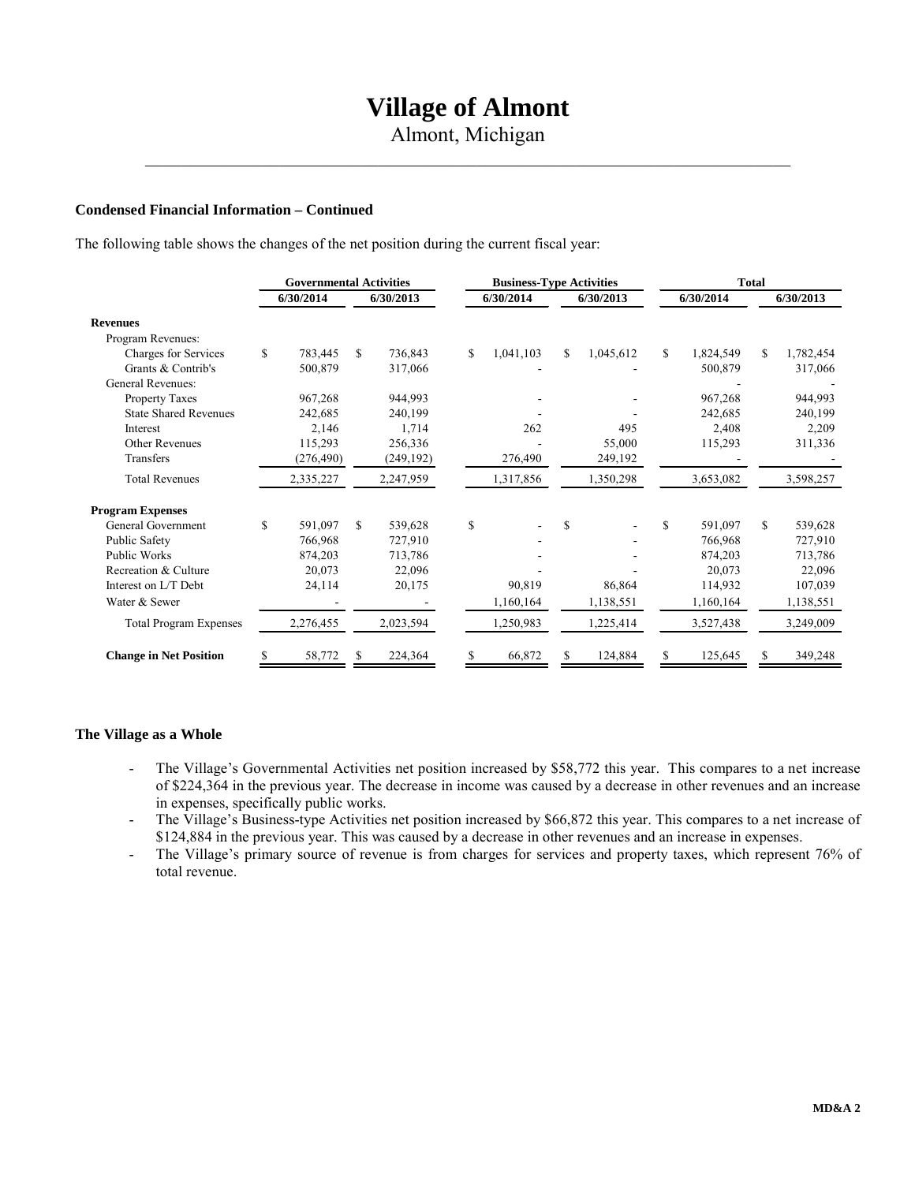# Village of Almont

Almont, Michigan

### Condensed Financial Information – Continued

The following table shows the changes of the net position during the current fiscal year:

| | Governmental Activities | | Business-Type Activities | | Total | |
|---|---|---|---|---|---|---|
| | 6/30/2014 | 6/30/2013 | 6/30/2014 | 6/30/2013 | 6/30/2014 | 6/30/2013 |
| **Revenues** | | | | | | |
| Program Revenues: | | | | | | |
| Charges for Services | $ 783,445 | $ 736,843 | $ 1,041,103 | $ 1,045,612 | $ 1,824,549 | $ 1,782,454 |
| Grants & Contrib's | 500,879 | 317,066 | - | - | 500,879 | 317,066 |
| General Revenues: | | | | | - | - |
| Property Taxes | 967,268 | 944,993 | - | - | 967,268 | 944,993 |
| State Shared Revenues | 242,685 | 240,199 | - | - | 242,685 | 240,199 |
| Interest | 2,146 | 1,714 | 262 | 495 | 2,408 | 2,209 |
| Other Revenues | 115,293 | 256,336 | - | 55,000 | 115,293 | 311,336 |
| Transfers | (276,490) | (249,192) | 276,490 | 249,192 | - | - |
| Total Revenues | 2,335,227 | 2,247,959 | 1,317,856 | 1,350,298 | 3,653,082 | 3,598,257 |
| **Program Expenses** | | | | | | |
| General Government | $ 591,097 | $ 539,628 | $ - | $ - | $ 591,097 | $ 539,628 |
| Public Safety | 766,968 | 727,910 | - | - | 766,968 | 727,910 |
| Public Works | 874,203 | 713,786 | - | - | 874,203 | 713,786 |
| Recreation & Culture | 20,073 | 22,096 | - | - | 20,073 | 22,096 |
| Interest on L/T Debt | 24,114 | 20,175 | 90,819 | 86,864 | 114,932 | 107,039 |
| Water & Sewer | - | - | 1,160,164 | 1,138,551 | 1,160,164 | 1,138,551 |
| Total Program Expenses | 2,276,455 | 2,023,594 | 1,250,983 | 1,225,414 | 3,527,438 | 3,249,009 |
| **Change in Net Position** | $ 58,772 | $ 224,364 | $ 66,872 | $ 124,884 | $ 125,645 | $ 349,248 |

### The Village as a Whole

- The Village's Governmental Activities net position increased by $58,772 this year. This compares to a net increase of $224,364 in the previous year. The decrease in income was caused by a decrease in other revenues and an increase in expenses, specifically public works.
- The Village's Business-type Activities net position increased by $66,872 this year. This compares to a net increase of $124,884 in the previous year. This was caused by a decrease in other revenues and an increase in expenses.
- The Village's primary source of revenue is from charges for services and property taxes, which represent 76% of total revenue.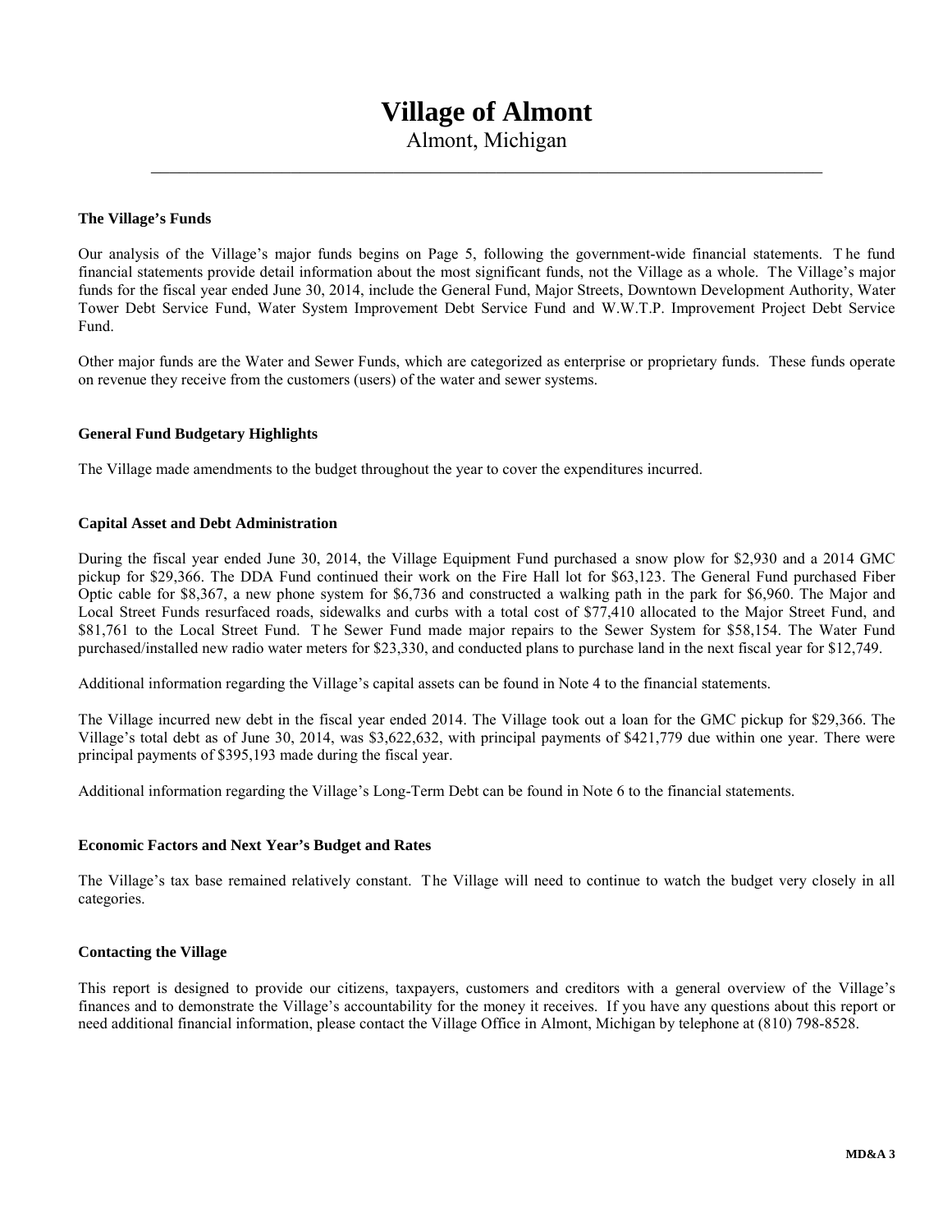# Village of Almont

Almont, Michigan

---

### The Village's Funds

Our analysis of the Village's major funds begins on Page 5, following the government-wide financial statements. The fund financial statements provide detail information about the most significant funds, not the Village as a whole. The Village's major funds for the fiscal year ended June 30, 2014, include the General Fund, Major Streets, Downtown Development Authority, Water Tower Debt Service Fund, Water System Improvement Debt Service Fund and W.W.T.P. Improvement Project Debt Service Fund.

Other major funds are the Water and Sewer Funds, which are categorized as enterprise or proprietary funds. These funds operate on revenue they receive from the customers (users) of the water and sewer systems.

### General Fund Budgetary Highlights

The Village made amendments to the budget throughout the year to cover the expenditures incurred.

### Capital Asset and Debt Administration

During the fiscal year ended June 30, 2014, the Village Equipment Fund purchased a snow plow for $2,930 and a 2014 GMC pickup for $29,366. The DDA Fund continued their work on the Fire Hall lot for $63,123. The General Fund purchased Fiber Optic cable for $8,367, a new phone system for $6,736 and constructed a walking path in the park for $6,960. The Major and Local Street Funds resurfaced roads, sidewalks and curbs with a total cost of $77,410 allocated to the Major Street Fund, and $81,761 to the Local Street Fund. The Sewer Fund made major repairs to the Sewer System for $58,154. The Water Fund purchased/installed new radio water meters for $23,330, and conducted plans to purchase land in the next fiscal year for $12,749.

Additional information regarding the Village's capital assets can be found in Note 4 to the financial statements.

The Village incurred new debt in the fiscal year ended 2014. The Village took out a loan for the GMC pickup for $29,366. The Village's total debt as of June 30, 2014, was $3,622,632, with principal payments of $421,779 due within one year. There were principal payments of $395,193 made during the fiscal year.

Additional information regarding the Village's Long-Term Debt can be found in Note 6 to the financial statements.

### Economic Factors and Next Year's Budget and Rates

The Village's tax base remained relatively constant. The Village will need to continue to watch the budget very closely in all categories.

### Contacting the Village

This report is designed to provide our citizens, taxpayers, customers and creditors with a general overview of the Village's finances and to demonstrate the Village's accountability for the money it receives. If you have any questions about this report or need additional financial information, please contact the Village Office in Almont, Michigan by telephone at (810) 798-8528.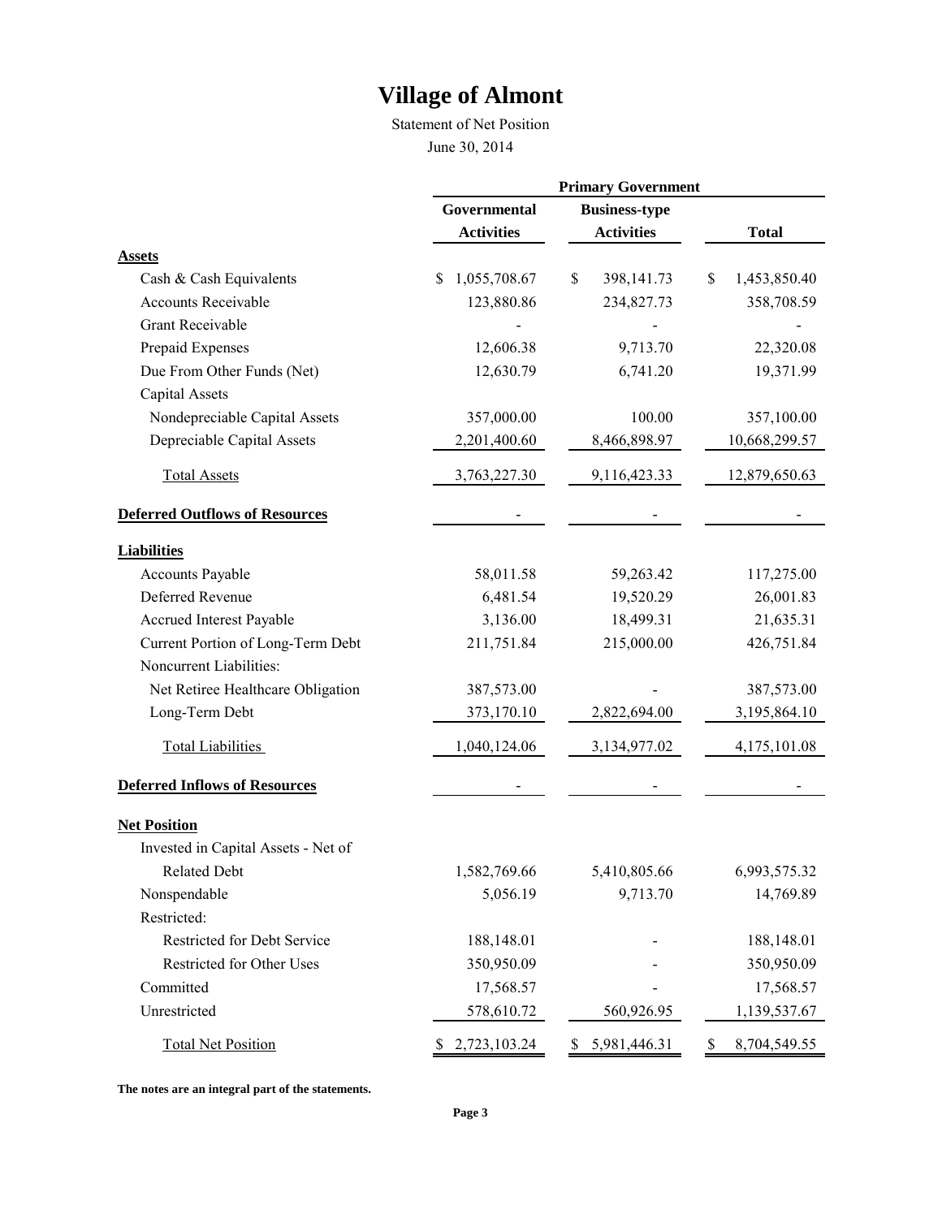# Village of Almont

Statement of Net Position

June 30, 2014

| | Primary Government | | |
|---|---|---|---|
| | Governmental Activities | Business-type Activities | Total |
| **Assets** | | | |
| Cash & Cash Equivalents | $ 1,055,708.67 | $ 398,141.73 | $ 1,453,850.40 |
| Accounts Receivable | 123,880.86 | 234,827.73 | 358,708.59 |
| Grant Receivable | - | - | - |
| Prepaid Expenses | 12,606.38 | 9,713.70 | 22,320.08 |
| Due From Other Funds (Net) | 12,630.79 | 6,741.20 | 19,371.99 |
| Capital Assets | | | |
| Nondepreciable Capital Assets | 357,000.00 | 100.00 | 357,100.00 |
| Depreciable Capital Assets | 2,201,400.60 | 8,466,898.97 | 10,668,299.57 |
| Total Assets | 3,763,227.30 | 9,116,423.33 | 12,879,650.63 |
| **Deferred Outflows of Resources** | - | - | - |
| **Liabilities** | | | |
| Accounts Payable | 58,011.58 | 59,263.42 | 117,275.00 |
| Deferred Revenue | 6,481.54 | 19,520.29 | 26,001.83 |
| Accrued Interest Payable | 3,136.00 | 18,499.31 | 21,635.31 |
| Current Portion of Long-Term Debt | 211,751.84 | 215,000.00 | 426,751.84 |
| Noncurrent Liabilities: | | | |
| Net Retiree Healthcare Obligation | 387,573.00 | - | 387,573.00 |
| Long-Term Debt | 373,170.10 | 2,822,694.00 | 3,195,864.10 |
| Total Liabilities | 1,040,124.06 | 3,134,977.02 | 4,175,101.08 |
| **Deferred Inflows of Resources** | - | - | - |
| **Net Position** | | | |
| Invested in Capital Assets - Net of Related Debt | 1,582,769.66 | 5,410,805.66 | 6,993,575.32 |
| Nonspendable | 5,056.19 | 9,713.70 | 14,769.89 |
| Restricted: | | | |
| Restricted for Debt Service | 188,148.01 | - | 188,148.01 |
| Restricted for Other Uses | 350,950.09 | - | 350,950.09 |
| Committed | 17,568.57 | - | 17,568.57 |
| Unrestricted | 578,610.72 | 560,926.95 | 1,139,537.67 |
| Total Net Position | $ 2,723,103.24 | $ 5,981,446.31 | $ 8,704,549.55 |

**The notes are an integral part of the statements.**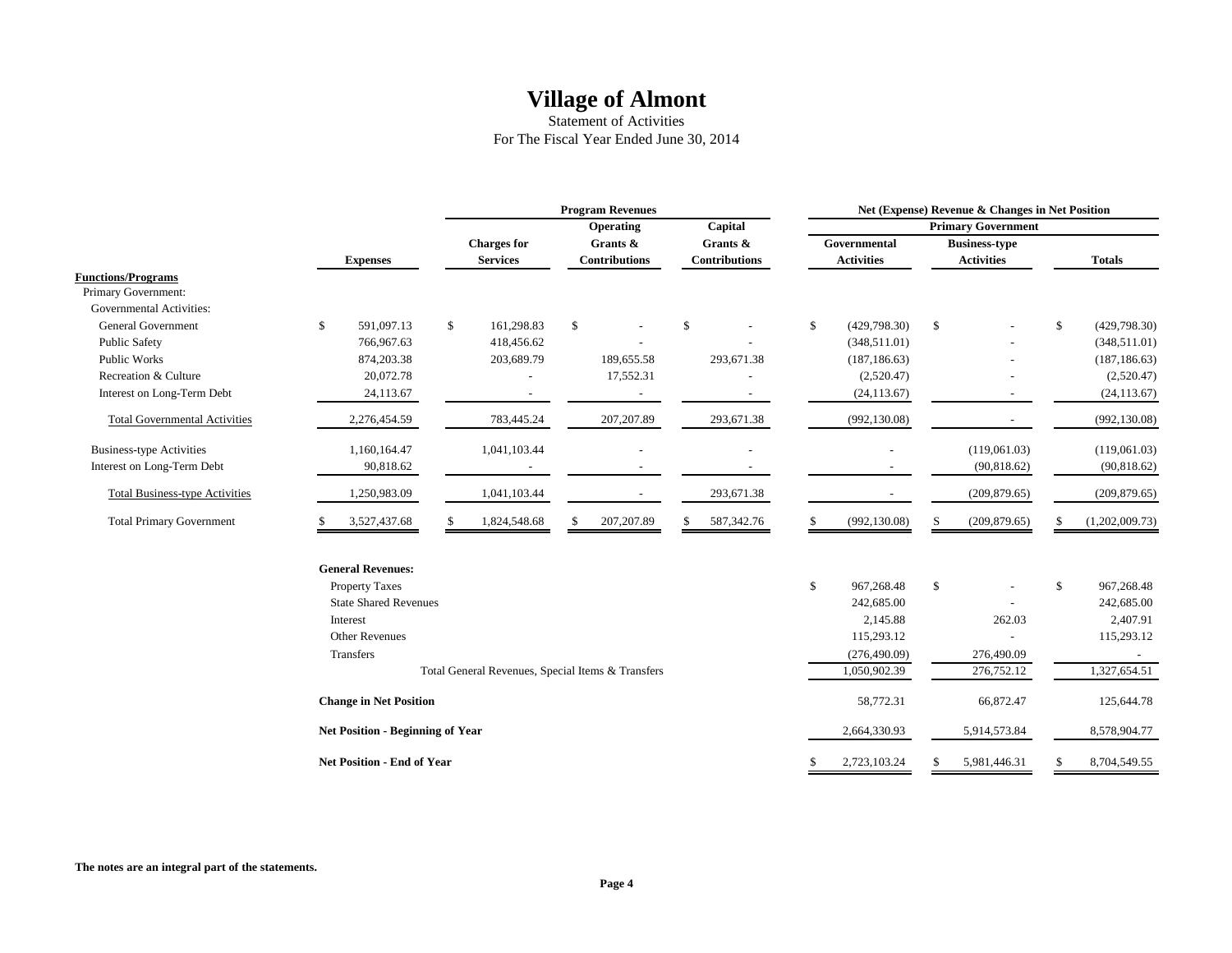# Village of Almont

Statement of Activities

For The Fiscal Year Ended June 30, 2014

| | | Program Revenues | | | Net (Expense) Revenue & Changes in Net Position | | |
|---|---|---|---|---|---|---|---|
| | | | Operating | Capital | Primary Government | | |
| | | Charges for | Grants & | Grants & | Governmental | Business-type | |
| | Expenses | Services | Contributions | Contributions | Activities | Activities | Totals |
| **Functions/Programs** | | | | | | | |
| Primary Government: | | | | | | | |
| Governmental Activities: | | | | | | | |
| General Government | $ 591,097.13 | $ 161,298.83 | $ - | $ - | $ (429,798.30) | $ - | $ (429,798.30) |
| Public Safety | 766,967.63 | 418,456.62 | - | - | (348,511.01) | - | (348,511.01) |
| Public Works | 874,203.38 | 203,689.79 | 189,655.58 | 293,671.38 | (187,186.63) | - | (187,186.63) |
| Recreation & Culture | 20,072.78 | - | 17,552.31 | - | (2,520.47) | - | (2,520.47) |
| Interest on Long-Term Debt | 24,113.67 | - | - | - | (24,113.67) | - | (24,113.67) |
| Total Governmental Activities | 2,276,454.59 | 783,445.24 | 207,207.89 | 293,671.38 | (992,130.08) | - | (992,130.08) |
| Business-type Activities | 1,160,164.47 | 1,041,103.44 | - | - | - | (119,061.03) | (119,061.03) |
| Interest on Long-Term Debt | 90,818.62 | - | - | - | - | (90,818.62) | (90,818.62) |
| Total Business-type Activities | 1,250,983.09 | 1,041,103.44 | - | 293,671.38 | - | (209,879.65) | (209,879.65) |
| Total Primary Government | $ 3,527,437.68 | $ 1,824,548.68 | $ 207,207.89 | $ 587,342.76 | $ (992,130.08) | $ (209,879.65) | $ (1,202,009.73) |
| **General Revenues:** | | | | | | | |
| Property Taxes | | | | | $ 967,268.48 | $ - | $ 967,268.48 |
| State Shared Revenues | | | | | 242,685.00 | - | 242,685.00 |
| Interest | | | | | 2,145.88 | 262.03 | 2,407.91 |
| Other Revenues | | | | | 115,293.12 | - | 115,293.12 |
| Transfers | | | | | (276,490.09) | 276,490.09 | - |
| Total General Revenues, Special Items & Transfers | | | | | 1,050,902.39 | 276,752.12 | 1,327,654.51 |
| **Change in Net Position** | | | | | 58,772.31 | 66,872.47 | 125,644.78 |
| **Net Position - Beginning of Year** | | | | | 2,664,330.93 | 5,914,573.84 | 8,578,904.77 |
| **Net Position - End of Year** | | | | | $ 2,723,103.24 | $ 5,981,446.31 | $ 8,704,549.55 |

**The notes are an integral part of the statements.**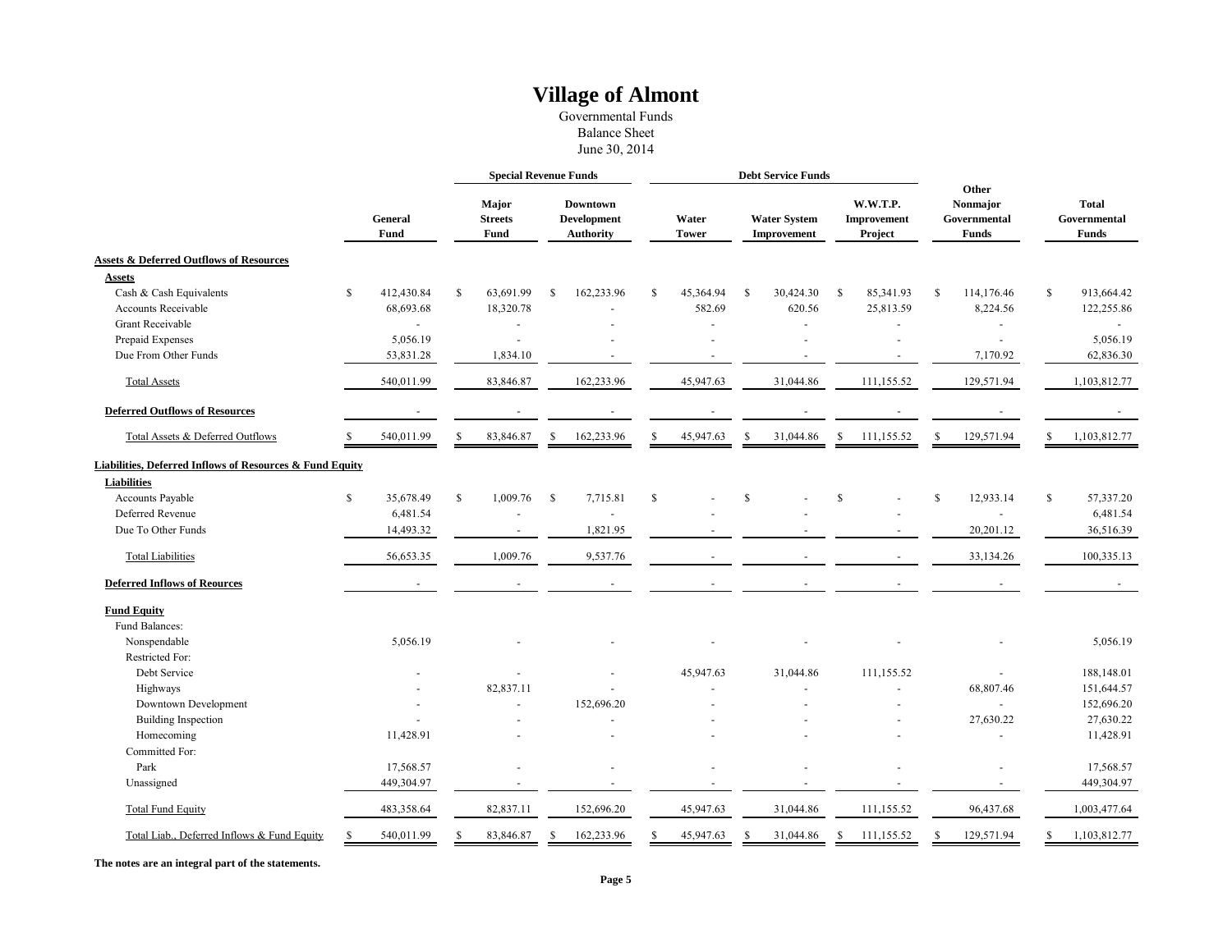# Village of Almont

Governmental Funds
Balance Sheet
June 30, 2014

| | General Fund | Special Revenue Funds: Major Streets Fund | Special Revenue Funds: Downtown Development Authority | Debt Service Funds: Water Tower | Debt Service Funds: Water System Improvement | Debt Service Funds: W.W.T.P. Improvement Project | Other Nonmajor Governmental Funds | Total Governmental Funds |
|---|---|---|---|---|---|---|---|---|
| **Assets & Deferred Outflows of Resources** | | | | | | | | |
| **Assets** | | | | | | | | |
| Cash & Cash Equivalents | $ 412,430.84 | $ 63,691.99 | $ 162,233.96 | $ 45,364.94 | $ 30,424.30 | $ 85,341.93 | $ 114,176.46 | $ 913,664.42 |
| Accounts Receivable | 68,693.68 | 18,320.78 | - | 582.69 | 620.56 | 25,813.59 | 8,224.56 | 122,255.86 |
| Grant Receivable | - | - | - | - | - | - | - | - |
| Prepaid Expenses | 5,056.19 | - | - | - | - | - | - | 5,056.19 |
| Due From Other Funds | 53,831.28 | 1,834.10 | - | - | - | - | 7,170.92 | 62,836.30 |
| Total Assets | 540,011.99 | 83,846.87 | 162,233.96 | 45,947.63 | 31,044.86 | 111,155.52 | 129,571.94 | 1,103,812.77 |
| **Deferred Outflows of Resources** | - | - | - | - | - | - | - | - |
| Total Assets & Deferred Outflows | $ 540,011.99 | $ 83,846.87 | $ 162,233.96 | $ 45,947.63 | $ 31,044.86 | $ 111,155.52 | $ 129,571.94 | $ 1,103,812.77 |
| **Liabilities, Deferred Inflows of Resources & Fund Equity** | | | | | | | | |
| **Liabilities** | | | | | | | | |
| Accounts Payable | $ 35,678.49 | $ 1,009.76 | $ 7,715.81 | $ - | $ - | $ - | $ 12,933.14 | $ 57,337.20 |
| Deferred Revenue | 6,481.54 | - | - | - | - | - | - | 6,481.54 |
| Due To Other Funds | 14,493.32 | - | 1,821.95 | - | - | - | 20,201.12 | 36,516.39 |
| Total Liabilities | 56,653.35 | 1,009.76 | 9,537.76 | - | - | - | 33,134.26 | 100,335.13 |
| **Deferred Inflows of Reources** | - | - | - | - | - | - | - | - |
| **Fund Equity** | | | | | | | | |
| Fund Balances: | | | | | | | | |
| Nonspendable | 5,056.19 | - | - | - | - | - | - | 5,056.19 |
| Restricted For: | | | | | | | | |
| Debt Service | - | - | - | 45,947.63 | 31,044.86 | 111,155.52 | - | 188,148.01 |
| Highways | - | 82,837.11 | - | - | - | - | 68,807.46 | 151,644.57 |
| Downtown Development | - | - | 152,696.20 | - | - | - | - | 152,696.20 |
| Building Inspection | - | - | - | - | - | - | 27,630.22 | 27,630.22 |
| Homecoming | 11,428.91 | - | - | - | - | - | - | 11,428.91 |
| Committed For: | | | | | | | | |
| Park | 17,568.57 | - | - | - | - | - | - | 17,568.57 |
| Unassigned | 449,304.97 | - | - | - | - | - | - | 449,304.97 |
| Total Fund Equity | 483,358.64 | 82,837.11 | 152,696.20 | 45,947.63 | 31,044.86 | 111,155.52 | 96,437.68 | 1,003,477.64 |
| Total Liab., Deferred Inflows & Fund Equity | $ 540,011.99 | $ 83,846.87 | $ 162,233.96 | $ 45,947.63 | $ 31,044.86 | $ 111,155.52 | $ 129,571.94 | $ 1,103,812.77 |

**The notes are an integral part of the statements.**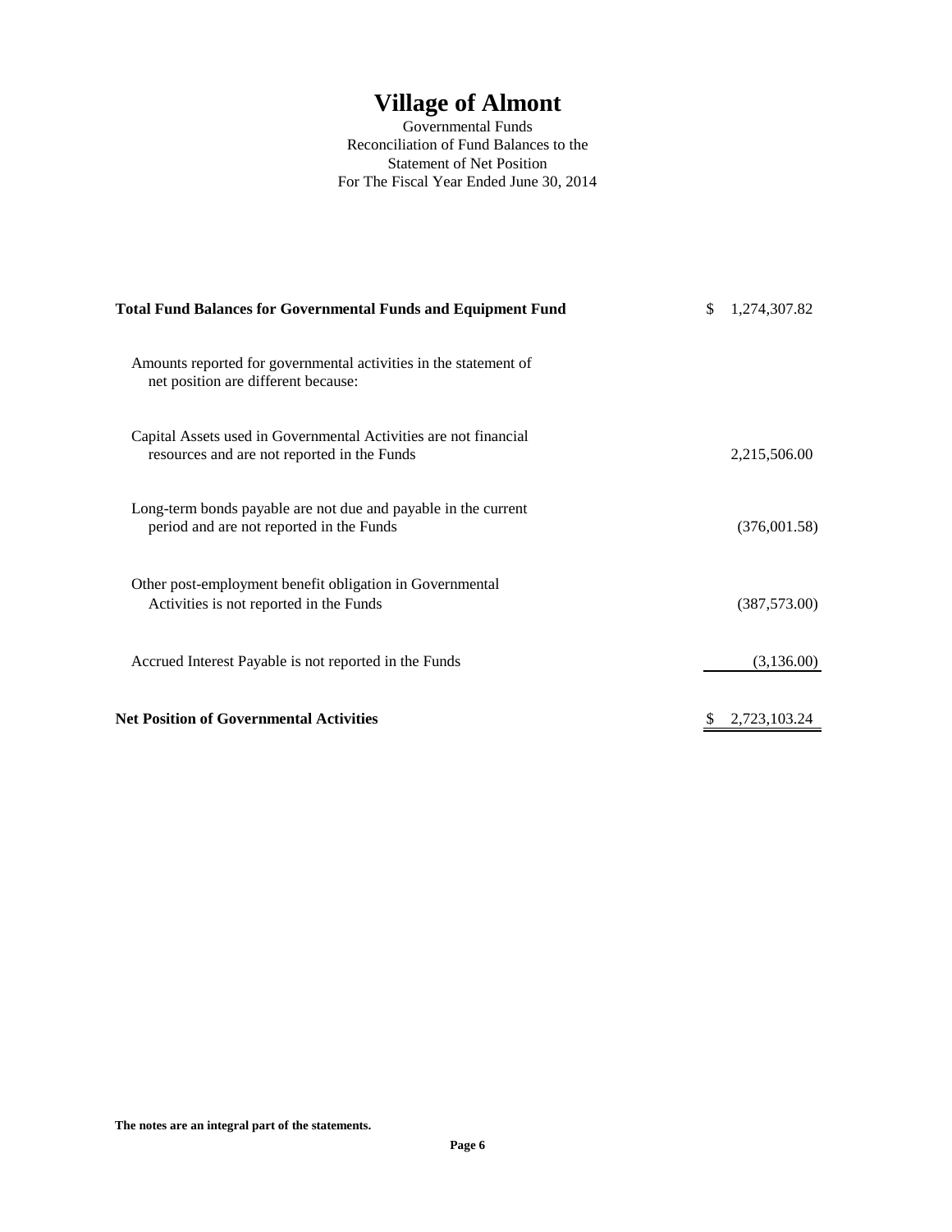# Village of Almont

Governmental Funds
Reconciliation of Fund Balances to the
Statement of Net Position
For The Fiscal Year Ended June 30, 2014

| | |
|---|---|
| **Total Fund Balances for Governmental Funds and Equipment Fund** | $ 1,274,307.82 |
| Amounts reported for governmental activities in the statement of net position are different because: | |
| Capital Assets used in Governmental Activities are not financial resources and are not reported in the Funds | 2,215,506.00 |
| Long-term bonds payable are not due and payable in the current period and are not reported in the Funds | (376,001.58) |
| Other post-employment benefit obligation in Governmental Activities is not reported in the Funds | (387,573.00) |
| Accrued Interest Payable is not reported in the Funds | (3,136.00) |
| **Net Position of Governmental Activities** | $ 2,723,103.24 |

**The notes are an integral part of the statements.**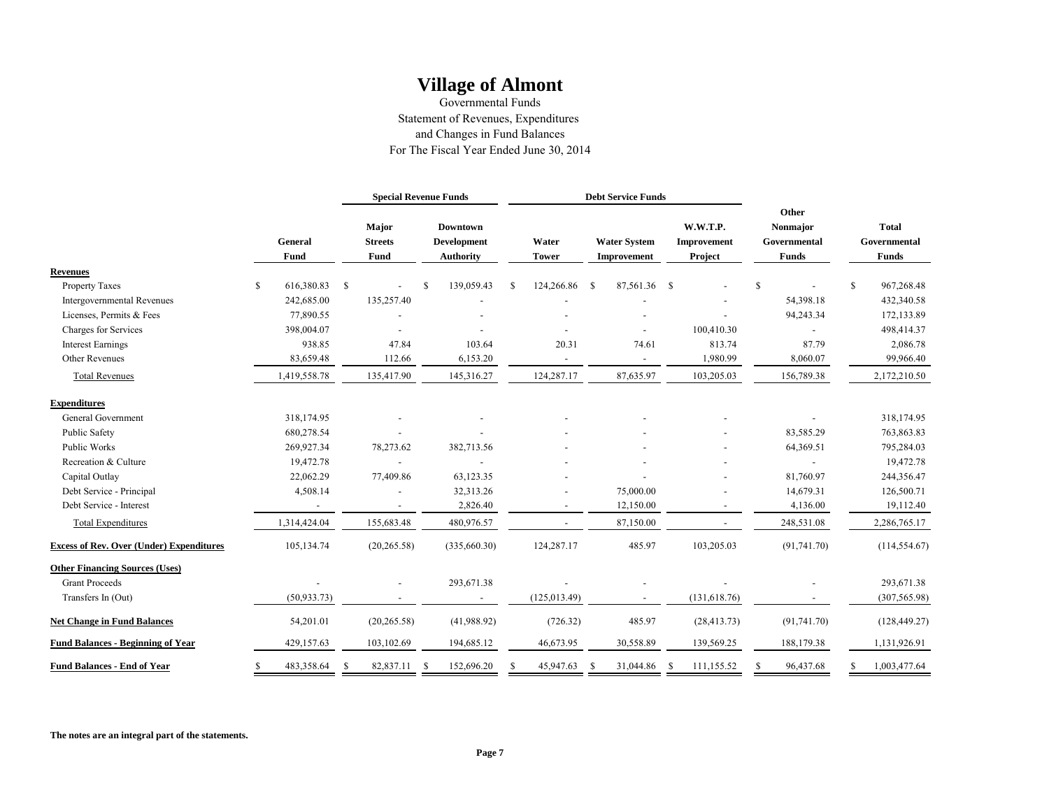# Village of Almont

Governmental Funds
Statement of Revenues, Expenditures
and Changes in Fund Balances
For The Fiscal Year Ended June 30, 2014

| | | Special Revenue Funds | | Debt Service Funds | | | | |
|---|---|---|---|---|---|---|---|---|
| | General Fund | Major Streets Fund | Downtown Development Authority | Water Tower | Water System Improvement | W.W.T.P. Improvement Project | Other Nonmajor Governmental Funds | Total Governmental Funds |
| **Revenues** | | | | | | | | |
| Property Taxes | $ 616,380.83 | $ - | $ 139,059.43 | $ 124,266.86 | $ 87,561.36 | $ - | $ - | $ 967,268.48 |
| Intergovernmental Revenues | 242,685.00 | 135,257.40 | - | - | - | - | 54,398.18 | 432,340.58 |
| Licenses, Permits & Fees | 77,890.55 | - | - | - | - | - | 94,243.34 | 172,133.89 |
| Charges for Services | 398,004.07 | - | - | - | - | 100,410.30 | - | 498,414.37 |
| Interest Earnings | 938.85 | 47.84 | 103.64 | 20.31 | 74.61 | 813.74 | 87.79 | 2,086.78 |
| Other Revenues | 83,659.48 | 112.66 | 6,153.20 | - | - | 1,980.99 | 8,060.07 | 99,966.40 |
| Total Revenues | 1,419,558.78 | 135,417.90 | 145,316.27 | 124,287.17 | 87,635.97 | 103,205.03 | 156,789.38 | 2,172,210.50 |
| **Expenditures** | | | | | | | | |
| General Government | 318,174.95 | - | - | - | - | - | - | 318,174.95 |
| Public Safety | 680,278.54 | - | - | - | - | - | 83,585.29 | 763,863.83 |
| Public Works | 269,927.34 | 78,273.62 | 382,713.56 | - | - | - | 64,369.51 | 795,284.03 |
| Recreation & Culture | 19,472.78 | - | - | - | - | - | - | 19,472.78 |
| Capital Outlay | 22,062.29 | 77,409.86 | 63,123.35 | - | - | - | 81,760.97 | 244,356.47 |
| Debt Service - Principal | 4,508.14 | - | 32,313.26 | - | 75,000.00 | - | 14,679.31 | 126,500.71 |
| Debt Service - Interest | - | - | 2,826.40 | - | 12,150.00 | - | 4,136.00 | 19,112.40 |
| Total Expenditures | 1,314,424.04 | 155,683.48 | 480,976.57 | - | 87,150.00 | - | 248,531.08 | 2,286,765.17 |
| **Excess of Rev. Over (Under) Expenditures** | 105,134.74 | (20,265.58) | (335,660.30) | 124,287.17 | 485.97 | 103,205.03 | (91,741.70) | (114,554.67) |
| **Other Financing Sources (Uses)** | | | | | | | | |
| Grant Proceeds | - | - | 293,671.38 | - | - | - | - | 293,671.38 |
| Transfers In (Out) | (50,933.73) | - | - | (125,013.49) | - | (131,618.76) | - | (307,565.98) |
| **Net Change in Fund Balances** | 54,201.01 | (20,265.58) | (41,988.92) | (726.32) | 485.97 | (28,413.73) | (91,741.70) | (128,449.27) |
| **Fund Balances - Beginning of Year** | 429,157.63 | 103,102.69 | 194,685.12 | 46,673.95 | 30,558.89 | 139,569.25 | 188,179.38 | 1,131,926.91 |
| **Fund Balances - End of Year** | $ 483,358.64 | $ 82,837.11 | $ 152,696.20 | $ 45,947.63 | $ 31,044.86 | $ 111,155.52 | $ 96,437.68 | $ 1,003,477.64 |

**The notes are an integral part of the statements.**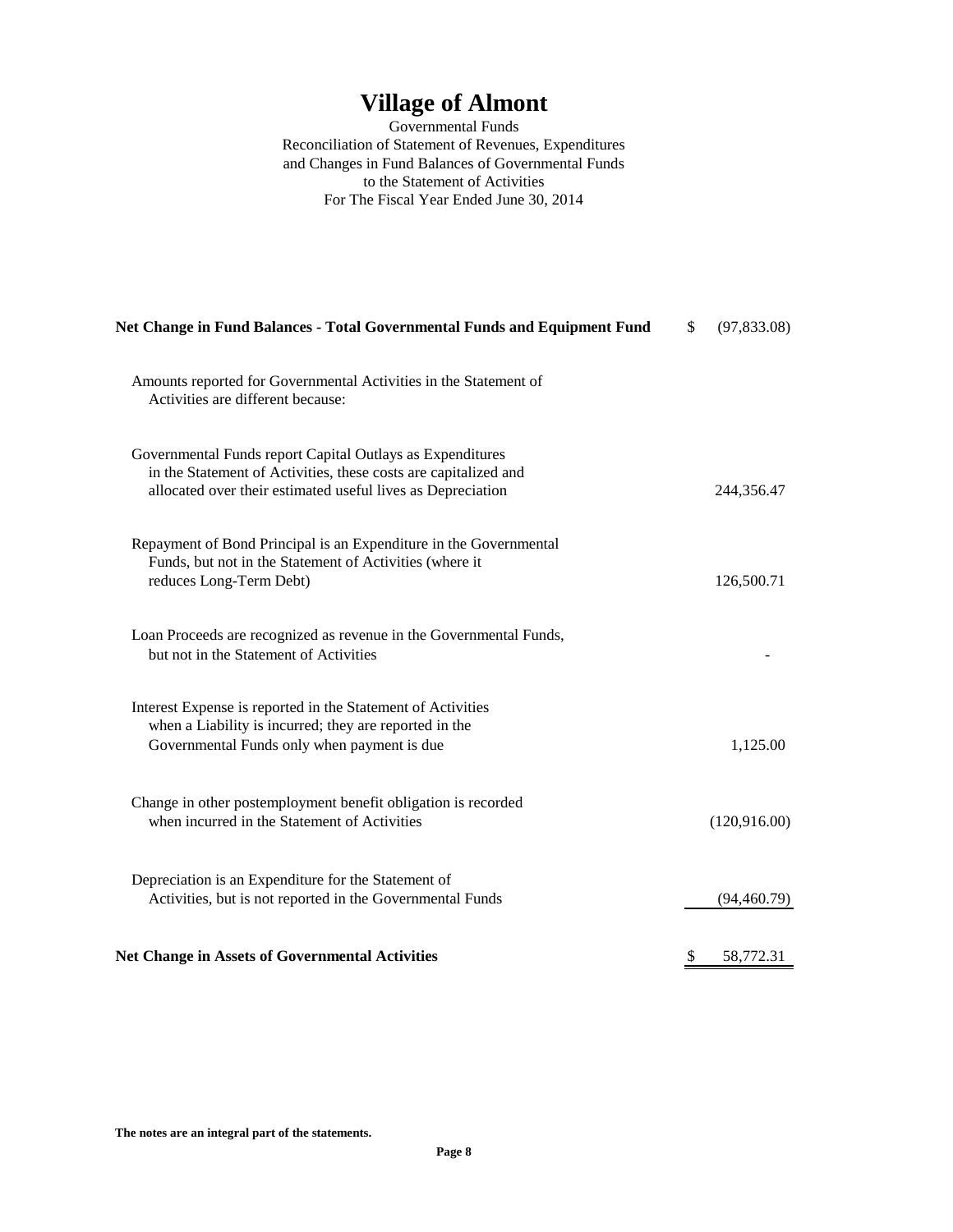# Village of Almont

Governmental Funds
Reconciliation of Statement of Revenues, Expenditures
and Changes in Fund Balances of Governmental Funds
to the Statement of Activities
For The Fiscal Year Ended June 30, 2014

| | |
|---|---|
| **Net Change in Fund Balances - Total Governmental Funds and Equipment Fund** | $ (97,833.08) |
| Amounts reported for Governmental Activities in the Statement of Activities are different because: | |
| Governmental Funds report Capital Outlays as Expenditures in the Statement of Activities, these costs are capitalized and allocated over their estimated useful lives as Depreciation | 244,356.47 |
| Repayment of Bond Principal is an Expenditure in the Governmental Funds, but not in the Statement of Activities (where it reduces Long-Term Debt) | 126,500.71 |
| Loan Proceeds are recognized as revenue in the Governmental Funds, but not in the Statement of Activities | - |
| Interest Expense is reported in the Statement of Activities when a Liability is incurred; they are reported in the Governmental Funds only when payment is due | 1,125.00 |
| Change in other postemployment benefit obligation is recorded when incurred in the Statement of Activities | (120,916.00) |
| Depreciation is an Expenditure for the Statement of Activities, but is not reported in the Governmental Funds | (94,460.79) |
| **Net Change in Assets of Governmental Activities** | $ 58,772.31 |

**The notes are an integral part of the statements.**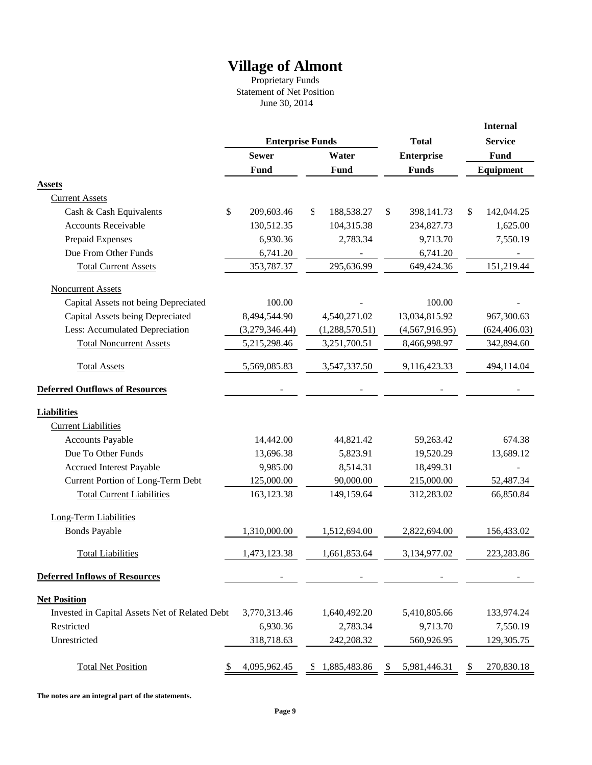# Village of Almont

Proprietary Funds
Statement of Net Position
June 30, 2014

| | Enterprise Funds | | Total | Internal Service |
|---|---|---|---|---|
| | Sewer Fund | Water Fund | Enterprise Funds | Fund Equipment |
| **Assets** | | | | |
| Current Assets | | | | |
| Cash & Cash Equivalents | $ 209,603.46 | $ 188,538.27 | $ 398,141.73 | $ 142,044.25 |
| Accounts Receivable | 130,512.35 | 104,315.38 | 234,827.73 | 1,625.00 |
| Prepaid Expenses | 6,930.36 | 2,783.34 | 9,713.70 | 7,550.19 |
| Due From Other Funds | 6,741.20 | - | 6,741.20 | - |
| Total Current Assets | 353,787.37 | 295,636.99 | 649,424.36 | 151,219.44 |
| Noncurrent Assets | | | | |
| Capital Assets not being Depreciated | 100.00 | - | 100.00 | - |
| Capital Assets being Depreciated | 8,494,544.90 | 4,540,271.02 | 13,034,815.92 | 967,300.63 |
| Less: Accumulated Depreciation | (3,279,346.44) | (1,288,570.51) | (4,567,916.95) | (624,406.03) |
| Total Noncurrent Assets | 5,215,298.46 | 3,251,700.51 | 8,466,998.97 | 342,894.60 |
| Total Assets | 5,569,085.83 | 3,547,337.50 | 9,116,423.33 | 494,114.04 |
| **Deferred Outflows of Resources** | - | - | - | - |
| **Liabilities** | | | | |
| Current Liabilities | | | | |
| Accounts Payable | 14,442.00 | 44,821.42 | 59,263.42 | 674.38 |
| Due To Other Funds | 13,696.38 | 5,823.91 | 19,520.29 | 13,689.12 |
| Accrued Interest Payable | 9,985.00 | 8,514.31 | 18,499.31 | - |
| Current Portion of Long-Term Debt | 125,000.00 | 90,000.00 | 215,000.00 | 52,487.34 |
| Total Current Liabilities | 163,123.38 | 149,159.64 | 312,283.02 | 66,850.84 |
| Long-Term Liabilities | | | | |
| Bonds Payable | 1,310,000.00 | 1,512,694.00 | 2,822,694.00 | 156,433.02 |
| Total Liabilities | 1,473,123.38 | 1,661,853.64 | 3,134,977.02 | 223,283.86 |
| **Deferred Inflows of Resources** | - | - | - | - |
| **Net Position** | | | | |
| Invested in Capital Assets Net of Related Debt | 3,770,313.46 | 1,640,492.20 | 5,410,805.66 | 133,974.24 |
| Restricted | 6,930.36 | 2,783.34 | 9,713.70 | 7,550.19 |
| Unrestricted | 318,718.63 | 242,208.32 | 560,926.95 | 129,305.75 |
| Total Net Position | $ 4,095,962.45 | $ 1,885,483.86 | $ 5,981,446.31 | $ 270,830.18 |

**The notes are an integral part of the statements.**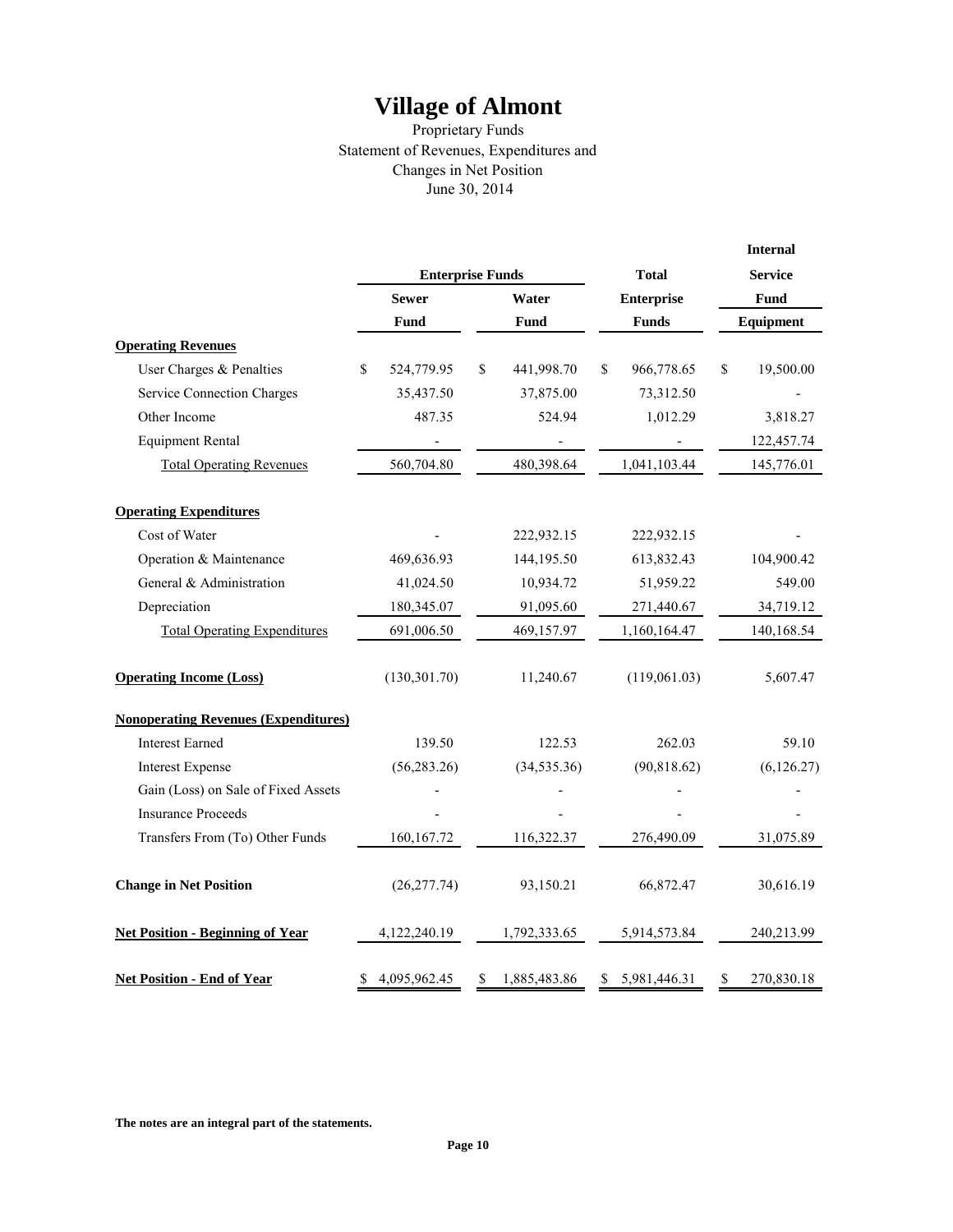# Village of Almont

Proprietary Funds
Statement of Revenues, Expenditures and
Changes in Net Position
June 30, 2014

| | Enterprise Funds | | Total | Internal Service |
|---|---|---|---|---|
| | Sewer Fund | Water Fund | Enterprise Funds | Fund Equipment |
| **Operating Revenues** | | | | |
| User Charges & Penalties | $ 524,779.95 | $ 441,998.70 | $ 966,778.65 | $ 19,500.00 |
| Service Connection Charges | 35,437.50 | 37,875.00 | 73,312.50 | - |
| Other Income | 487.35 | 524.94 | 1,012.29 | 3,818.27 |
| Equipment Rental | - | - | - | 122,457.74 |
| Total Operating Revenues | 560,704.80 | 480,398.64 | 1,041,103.44 | 145,776.01 |
| **Operating Expenditures** | | | | |
| Cost of Water | - | 222,932.15 | 222,932.15 | - |
| Operation & Maintenance | 469,636.93 | 144,195.50 | 613,832.43 | 104,900.42 |
| General & Administration | 41,024.50 | 10,934.72 | 51,959.22 | 549.00 |
| Depreciation | 180,345.07 | 91,095.60 | 271,440.67 | 34,719.12 |
| Total Operating Expenditures | 691,006.50 | 469,157.97 | 1,160,164.47 | 140,168.54 |
| **Operating Income (Loss)** | (130,301.70) | 11,240.67 | (119,061.03) | 5,607.47 |
| **Nonoperating Revenues (Expenditures)** | | | | |
| Interest Earned | 139.50 | 122.53 | 262.03 | 59.10 |
| Interest Expense | (56,283.26) | (34,535.36) | (90,818.62) | (6,126.27) |
| Gain (Loss) on Sale of Fixed Assets | - | - | - | - |
| Insurance Proceeds | - | - | - | - |
| Transfers From (To) Other Funds | 160,167.72 | 116,322.37 | 276,490.09 | 31,075.89 |
| **Change in Net Position** | (26,277.74) | 93,150.21 | 66,872.47 | 30,616.19 |
| **Net Position - Beginning of Year** | 4,122,240.19 | 1,792,333.65 | 5,914,573.84 | 240,213.99 |
| **Net Position - End of Year** | $ 4,095,962.45 | $ 1,885,483.86 | $ 5,981,446.31 | $ 270,830.18 |

**The notes are an integral part of the statements.**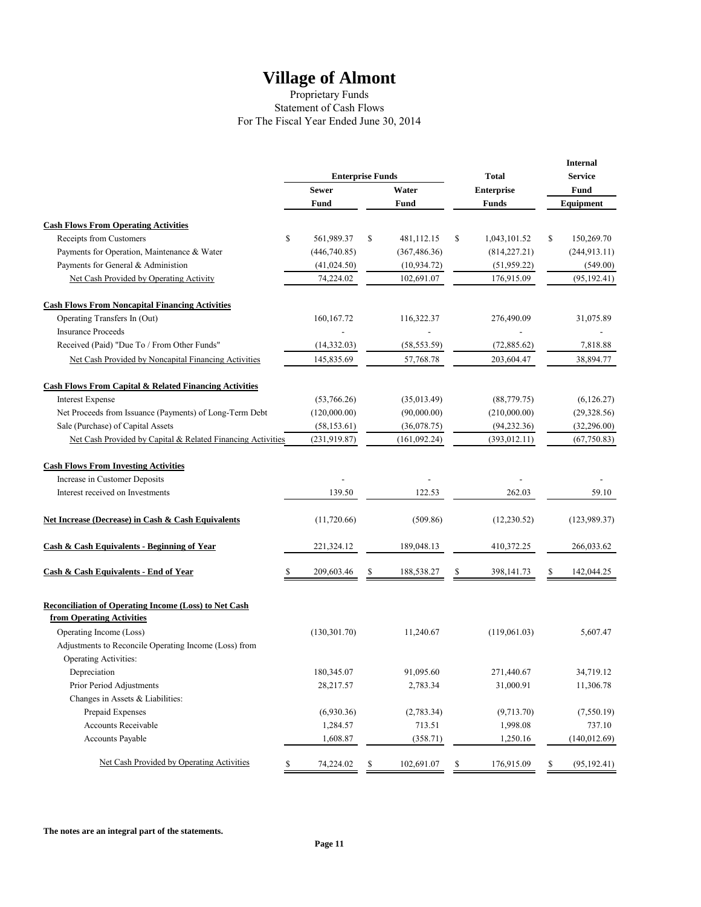# Village of Almont

Proprietary Funds
Statement of Cash Flows
For The Fiscal Year Ended June 30, 2014

| | Enterprise Funds | | Total | Internal Service |
|---|---|---|---|---|
| | Sewer Fund | Water Fund | Enterprise Funds | Fund Equipment |
| **Cash Flows From Operating Activities** | | | | |
| Receipts from Customers | $ 561,989.37 | $ 481,112.15 | $ 1,043,101.52 | $ 150,269.70 |
| Payments for Operation, Maintenance & Water | (446,740.85) | (367,486.36) | (814,227.21) | (244,913.11) |
| Payments for General & Administion | (41,024.50) | (10,934.72) | (51,959.22) | (549.00) |
| Net Cash Provided by Operating Activity | 74,224.02 | 102,691.07 | 176,915.09 | (95,192.41) |
| **Cash Flows From Noncapital Financing Activities** | | | | |
| Operating Transfers In (Out) | 160,167.72 | 116,322.37 | 276,490.09 | 31,075.89 |
| Insurance Proceeds | - | - | - | - |
| Received (Paid) "Due To / From Other Funds" | (14,332.03) | (58,553.59) | (72,885.62) | 7,818.88 |
| Net Cash Provided by Noncapital Financing Activities | 145,835.69 | 57,768.78 | 203,604.47 | 38,894.77 |
| **Cash Flows From Capital & Related Financing Activities** | | | | |
| Interest Expense | (53,766.26) | (35,013.49) | (88,779.75) | (6,126.27) |
| Net Proceeds from Issuance (Payments) of Long-Term Debt | (120,000.00) | (90,000.00) | (210,000.00) | (29,328.56) |
| Sale (Purchase) of Capital Assets | (58,153.61) | (36,078.75) | (94,232.36) | (32,296.00) |
| Net Cash Provided by Capital & Related Financing Activities | (231,919.87) | (161,092.24) | (393,012.11) | (67,750.83) |
| **Cash Flows From Investing Activities** | | | | |
| Increase in Customer Deposits | - | - | - | - |
| Interest received on Investments | 139.50 | 122.53 | 262.03 | 59.10 |
| **Net Increase (Decrease) in Cash & Cash Equivalents** | (11,720.66) | (509.86) | (12,230.52) | (123,989.37) |
| **Cash & Cash Equivalents - Beginning of Year** | 221,324.12 | 189,048.13 | 410,372.25 | 266,033.62 |
| **Cash & Cash Equivalents - End of Year** | $ 209,603.46 | $ 188,538.27 | $ 398,141.73 | $ 142,044.25 |
| **Reconciliation of Operating Income (Loss) to Net Cash from Operating Activities** | | | | |
| Operating Income (Loss) | (130,301.70) | 11,240.67 | (119,061.03) | 5,607.47 |
| Adjustments to Reconcile Operating Income (Loss) from Operating Activities: | | | | |
| Depreciation | 180,345.07 | 91,095.60 | 271,440.67 | 34,719.12 |
| Prior Period Adjustments | 28,217.57 | 2,783.34 | 31,000.91 | 11,306.78 |
| Changes in Assets & Liabilities: | | | | |
| Prepaid Expenses | (6,930.36) | (2,783.34) | (9,713.70) | (7,550.19) |
| Accounts Receivable | 1,284.57 | 713.51 | 1,998.08 | 737.10 |
| Accounts Payable | 1,608.87 | (358.71) | 1,250.16 | (140,012.69) |
| Net Cash Provided by Operating Activities | $ 74,224.02 | $ 102,691.07 | $ 176,915.09 | $ (95,192.41) |

**The notes are an integral part of the statements.**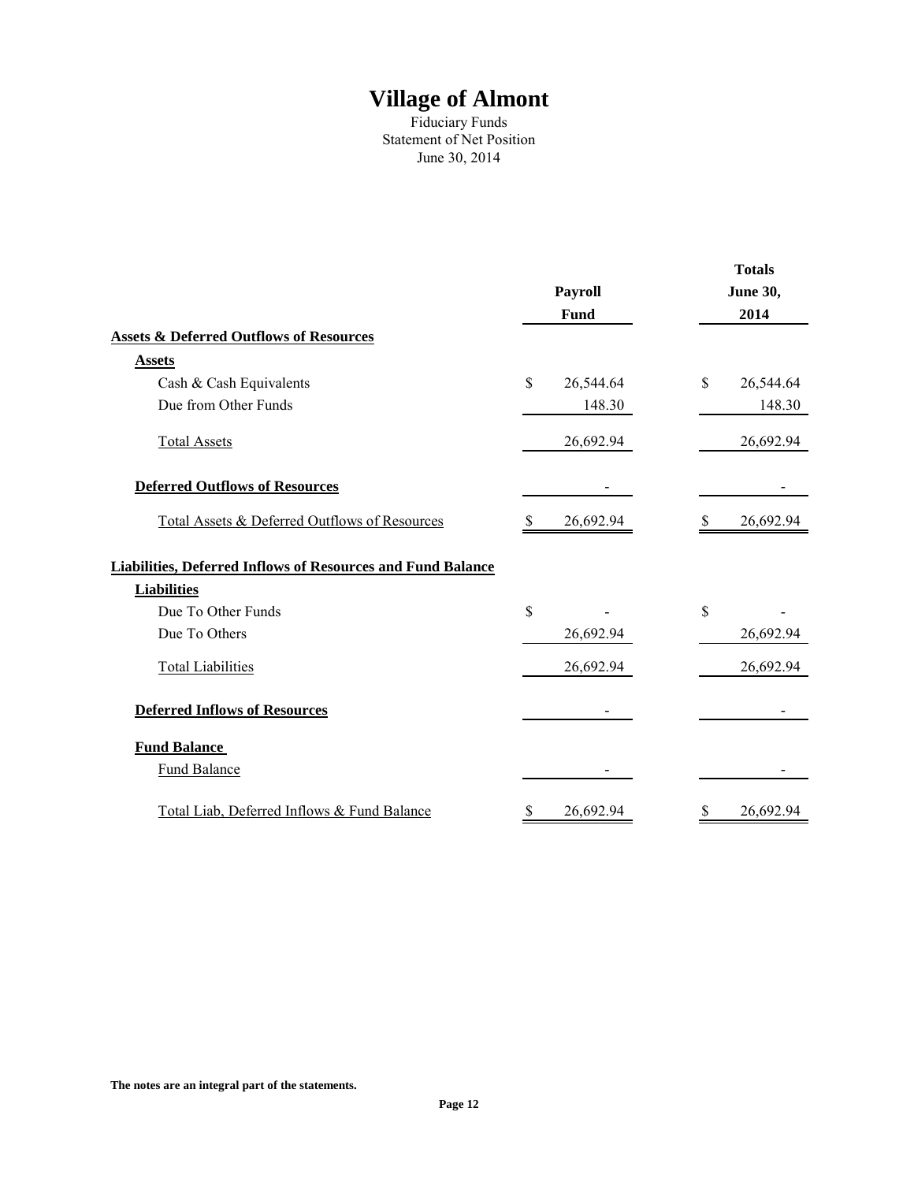# Village of Almont

Fiduciary Funds
Statement of Net Position
June 30, 2014

| | Payroll Fund | Totals June 30, 2014 |
|---|---|---|
| **Assets & Deferred Outflows of Resources** | | |
| **Assets** | | |
| Cash & Cash Equivalents | $ 26,544.64 | $ 26,544.64 |
| Due from Other Funds | 148.30 | 148.30 |
| Total Assets | 26,692.94 | 26,692.94 |
| **Deferred Outflows of Resources** | - | - |
| Total Assets & Deferred Outflows of Resources | $ 26,692.94 | $ 26,692.94 |
| **Liabilities, Deferred Inflows of Resources and Fund Balance** | | |
| **Liabilities** | | |
| Due To Other Funds | $ - | $ - |
| Due To Others | 26,692.94 | 26,692.94 |
| Total Liabilities | 26,692.94 | 26,692.94 |
| **Deferred Inflows of Resources** | - | - |
| **Fund Balance** | | |
| Fund Balance | - | - |
| Total Liab, Deferred Inflows & Fund Balance | $ 26,692.94 | $ 26,692.94 |

**The notes are an integral part of the statements.**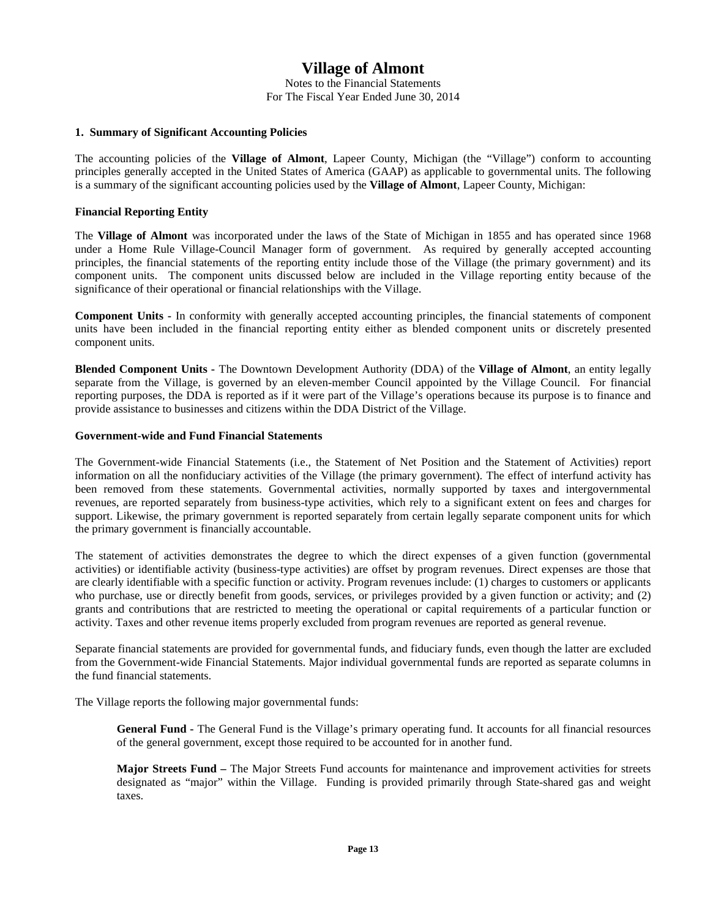# Village of Almont

Notes to the Financial Statements
For The Fiscal Year Ended June 30, 2014

### 1. Summary of Significant Accounting Policies

The accounting policies of the **Village of Almont**, Lapeer County, Michigan (the "Village") conform to accounting principles generally accepted in the United States of America (GAAP) as applicable to governmental units. The following is a summary of the significant accounting policies used by the **Village of Almont**, Lapeer County, Michigan:

**Financial Reporting Entity**

The **Village of Almont** was incorporated under the laws of the State of Michigan in 1855 and has operated since 1968 under a Home Rule Village-Council Manager form of government. As required by generally accepted accounting principles, the financial statements of the reporting entity include those of the Village (the primary government) and its component units. The component units discussed below are included in the Village reporting entity because of the significance of their operational or financial relationships with the Village.

**Component Units -** In conformity with generally accepted accounting principles, the financial statements of component units have been included in the financial reporting entity either as blended component units or discretely presented component units.

**Blended Component Units -** The Downtown Development Authority (DDA) of the **Village of Almont**, an entity legally separate from the Village, is governed by an eleven-member Council appointed by the Village Council. For financial reporting purposes, the DDA is reported as if it were part of the Village's operations because its purpose is to finance and provide assistance to businesses and citizens within the DDA District of the Village.

**Government-wide and Fund Financial Statements**

The Government-wide Financial Statements (i.e., the Statement of Net Position and the Statement of Activities) report information on all the nonfiduciary activities of the Village (the primary government). The effect of interfund activity has been removed from these statements. Governmental activities, normally supported by taxes and intergovernmental revenues, are reported separately from business-type activities, which rely to a significant extent on fees and charges for support. Likewise, the primary government is reported separately from certain legally separate component units for which the primary government is financially accountable.

The statement of activities demonstrates the degree to which the direct expenses of a given function (governmental activities) or identifiable activity (business-type activities) are offset by program revenues. Direct expenses are those that are clearly identifiable with a specific function or activity. Program revenues include: (1) charges to customers or applicants who purchase, use or directly benefit from goods, services, or privileges provided by a given function or activity; and (2) grants and contributions that are restricted to meeting the operational or capital requirements of a particular function or activity. Taxes and other revenue items properly excluded from program revenues are reported as general revenue.

Separate financial statements are provided for governmental funds, and fiduciary funds, even though the latter are excluded from the Government-wide Financial Statements. Major individual governmental funds are reported as separate columns in the fund financial statements.

The Village reports the following major governmental funds:

> **General Fund -** The General Fund is the Village's primary operating fund. It accounts for all financial resources of the general government, except those required to be accounted for in another fund.
>
> **Major Streets Fund –** The Major Streets Fund accounts for maintenance and improvement activities for streets designated as "major" within the Village. Funding is provided primarily through State-shared gas and weight taxes.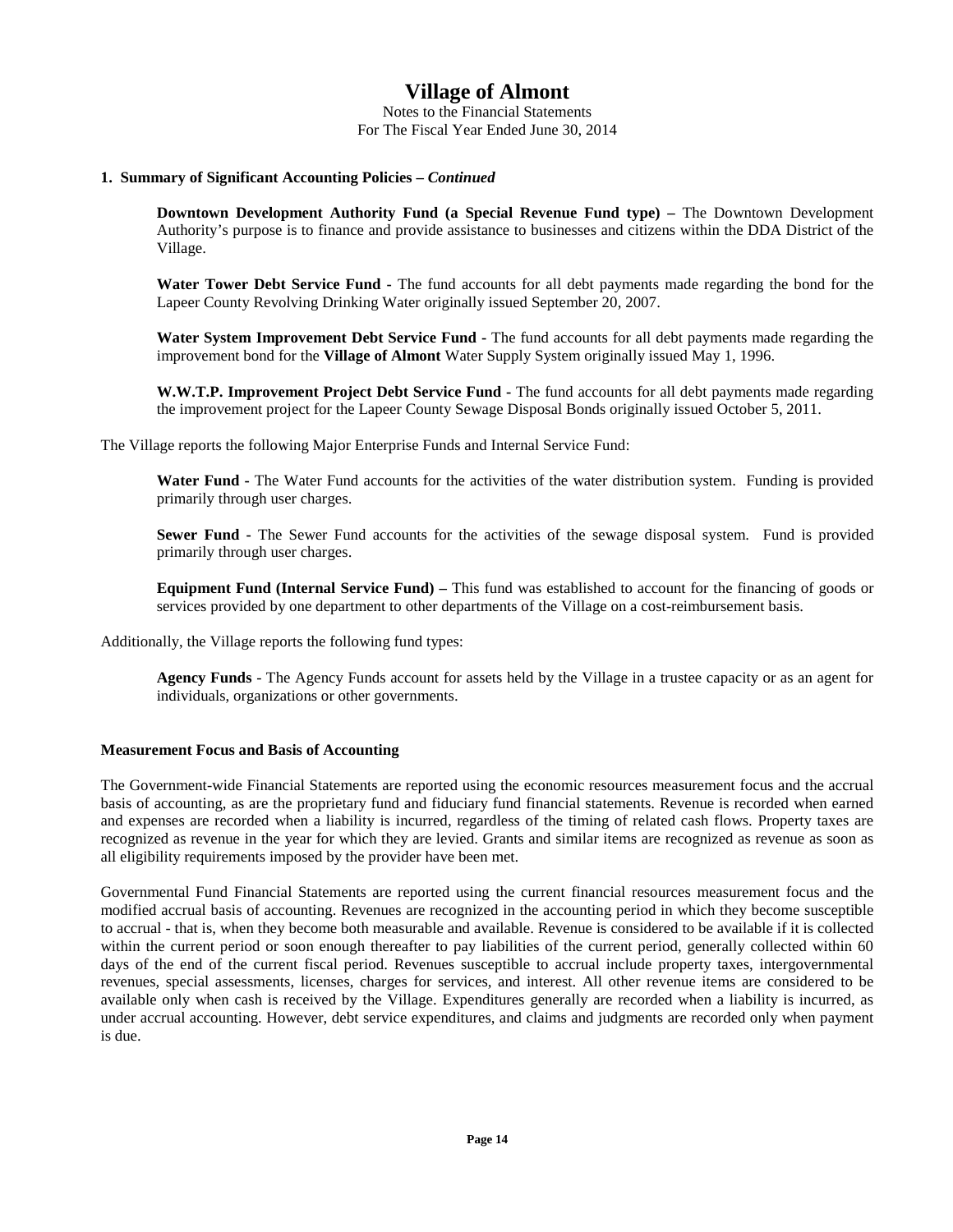**1. Summary of Significant Accounting Policies –** ***Continued***

**Downtown Development Authority Fund (a Special Revenue Fund type) –** The Downtown Development Authority's purpose is to finance and provide assistance to businesses and citizens within the DDA District of the Village.

**Water Tower Debt Service Fund** - The fund accounts for all debt payments made regarding the bond for the Lapeer County Revolving Drinking Water originally issued September 20, 2007.

**Water System Improvement Debt Service Fund** - The fund accounts for all debt payments made regarding the improvement bond for the **Village of Almont** Water Supply System originally issued May 1, 1996.

**W.W.T.P. Improvement Project Debt Service Fund** - The fund accounts for all debt payments made regarding the improvement project for the Lapeer County Sewage Disposal Bonds originally issued October 5, 2011.

The Village reports the following Major Enterprise Funds and Internal Service Fund:

**Water Fund** - The Water Fund accounts for the activities of the water distribution system. Funding is provided primarily through user charges.

**Sewer Fund** - The Sewer Fund accounts for the activities of the sewage disposal system. Fund is provided primarily through user charges.

**Equipment Fund (Internal Service Fund) –** This fund was established to account for the financing of goods or services provided by one department to other departments of the Village on a cost-reimbursement basis.

Additionally, the Village reports the following fund types:

**Agency Funds** - The Agency Funds account for assets held by the Village in a trustee capacity or as an agent for individuals, organizations or other governments.

**Measurement Focus and Basis of Accounting**

The Government-wide Financial Statements are reported using the economic resources measurement focus and the accrual basis of accounting, as are the proprietary fund and fiduciary fund financial statements. Revenue is recorded when earned and expenses are recorded when a liability is incurred, regardless of the timing of related cash flows. Property taxes are recognized as revenue in the year for which they are levied. Grants and similar items are recognized as revenue as soon as all eligibility requirements imposed by the provider have been met.

Governmental Fund Financial Statements are reported using the current financial resources measurement focus and the modified accrual basis of accounting. Revenues are recognized in the accounting period in which they become susceptible to accrual - that is, when they become both measurable and available. Revenue is considered to be available if it is collected within the current period or soon enough thereafter to pay liabilities of the current period, generally collected within 60 days of the end of the current fiscal period. Revenues susceptible to accrual include property taxes, intergovernmental revenues, special assessments, licenses, charges for services, and interest. All other revenue items are considered to be available only when cash is received by the Village. Expenditures generally are recorded when a liability is incurred, as under accrual accounting. However, debt service expenditures, and claims and judgments are recorded only when payment is due.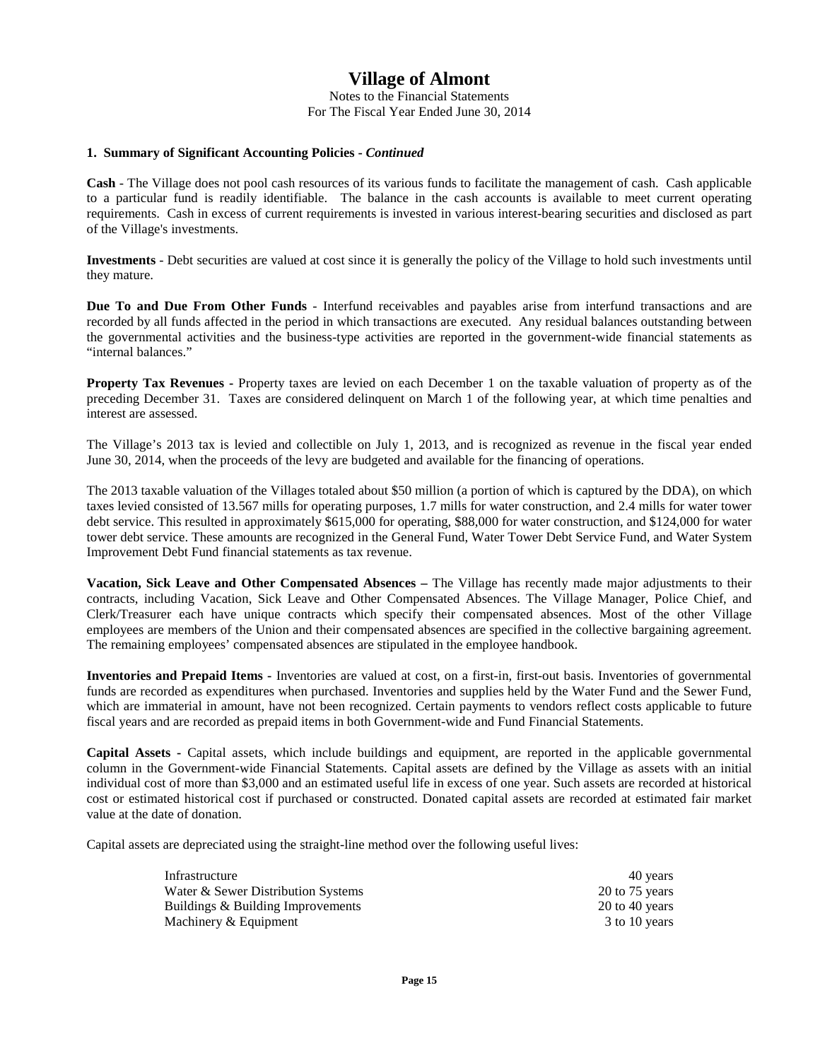# Village of Almont

Notes to the Financial Statements
For The Fiscal Year Ended June 30, 2014

**1. Summary of Significant Accounting Policies -** ***Continued***

**Cash** - The Village does not pool cash resources of its various funds to facilitate the management of cash. Cash applicable to a particular fund is readily identifiable. The balance in the cash accounts is available to meet current operating requirements. Cash in excess of current requirements is invested in various interest-bearing securities and disclosed as part of the Village's investments.

**Investments** - Debt securities are valued at cost since it is generally the policy of the Village to hold such investments until they mature.

**Due To and Due From Other Funds** - Interfund receivables and payables arise from interfund transactions and are recorded by all funds affected in the period in which transactions are executed. Any residual balances outstanding between the governmental activities and the business-type activities are reported in the government-wide financial statements as "internal balances."

**Property Tax Revenues -** Property taxes are levied on each December 1 on the taxable valuation of property as of the preceding December 31. Taxes are considered delinquent on March 1 of the following year, at which time penalties and interest are assessed.

The Village's 2013 tax is levied and collectible on July 1, 2013, and is recognized as revenue in the fiscal year ended June 30, 2014, when the proceeds of the levy are budgeted and available for the financing of operations.

The 2013 taxable valuation of the Villages totaled about $50 million (a portion of which is captured by the DDA), on which taxes levied consisted of 13.567 mills for operating purposes, 1.7 mills for water construction, and 2.4 mills for water tower debt service. This resulted in approximately $615,000 for operating, $88,000 for water construction, and $124,000 for water tower debt service. These amounts are recognized in the General Fund, Water Tower Debt Service Fund, and Water System Improvement Debt Fund financial statements as tax revenue.

**Vacation, Sick Leave and Other Compensated Absences –** The Village has recently made major adjustments to their contracts, including Vacation, Sick Leave and Other Compensated Absences. The Village Manager, Police Chief, and Clerk/Treasurer each have unique contracts which specify their compensated absences. Most of the other Village employees are members of the Union and their compensated absences are specified in the collective bargaining agreement. The remaining employees' compensated absences are stipulated in the employee handbook.

**Inventories and Prepaid Items -** Inventories are valued at cost, on a first-in, first-out basis. Inventories of governmental funds are recorded as expenditures when purchased. Inventories and supplies held by the Water Fund and the Sewer Fund, which are immaterial in amount, have not been recognized. Certain payments to vendors reflect costs applicable to future fiscal years and are recorded as prepaid items in both Government-wide and Fund Financial Statements.

**Capital Assets -** Capital assets, which include buildings and equipment, are reported in the applicable governmental column in the Government-wide Financial Statements. Capital assets are defined by the Village as assets with an initial individual cost of more than $3,000 and an estimated useful life in excess of one year. Such assets are recorded at historical cost or estimated historical cost if purchased or constructed. Donated capital assets are recorded at estimated fair market value at the date of donation.

Capital assets are depreciated using the straight-line method over the following useful lives:

| | |
|---|---|
| Infrastructure | 40 years |
| Water & Sewer Distribution Systems | 20 to 75 years |
| Buildings & Building Improvements | 20 to 40 years |
| Machinery & Equipment | 3 to 10 years |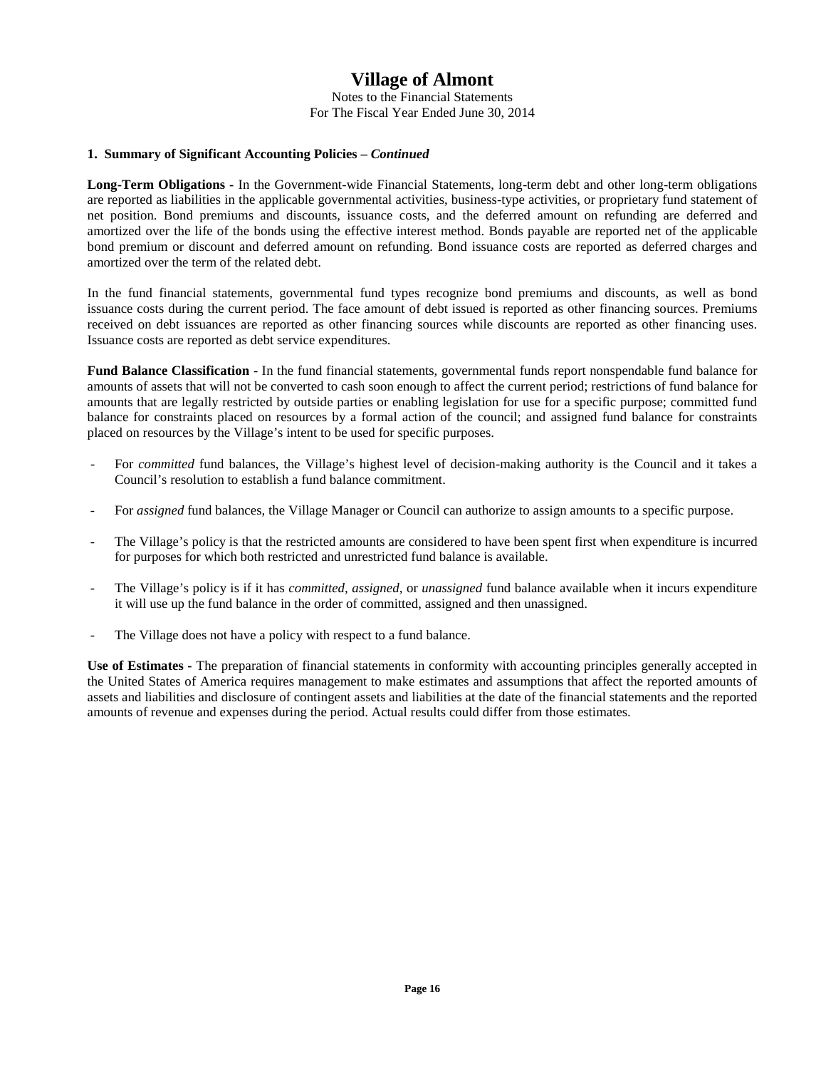**1. Summary of Significant Accounting Policies – *Continued***

**Long-Term Obligations -** In the Government-wide Financial Statements, long-term debt and other long-term obligations are reported as liabilities in the applicable governmental activities, business-type activities, or proprietary fund statement of net position. Bond premiums and discounts, issuance costs, and the deferred amount on refunding are deferred and amortized over the life of the bonds using the effective interest method. Bonds payable are reported net of the applicable bond premium or discount and deferred amount on refunding. Bond issuance costs are reported as deferred charges and amortized over the term of the related debt.

In the fund financial statements, governmental fund types recognize bond premiums and discounts, as well as bond issuance costs during the current period. The face amount of debt issued is reported as other financing sources. Premiums received on debt issuances are reported as other financing sources while discounts are reported as other financing uses. Issuance costs are reported as debt service expenditures.

**Fund Balance Classification** - In the fund financial statements, governmental funds report nonspendable fund balance for amounts of assets that will not be converted to cash soon enough to affect the current period; restrictions of fund balance for amounts that are legally restricted by outside parties or enabling legislation for use for a specific purpose; committed fund balance for constraints placed on resources by a formal action of the council; and assigned fund balance for constraints placed on resources by the Village's intent to be used for specific purposes.

- For *committed* fund balances, the Village's highest level of decision-making authority is the Council and it takes a Council's resolution to establish a fund balance commitment.
- For *assigned* fund balances, the Village Manager or Council can authorize to assign amounts to a specific purpose.
- The Village's policy is that the restricted amounts are considered to have been spent first when expenditure is incurred for purposes for which both restricted and unrestricted fund balance is available.
- The Village's policy is if it has *committed, assigned,* or *unassigned* fund balance available when it incurs expenditure it will use up the fund balance in the order of committed, assigned and then unassigned.
- The Village does not have a policy with respect to a fund balance.

**Use of Estimates** - The preparation of financial statements in conformity with accounting principles generally accepted in the United States of America requires management to make estimates and assumptions that affect the reported amounts of assets and liabilities and disclosure of contingent assets and liabilities at the date of the financial statements and the reported amounts of revenue and expenses during the period. Actual results could differ from those estimates.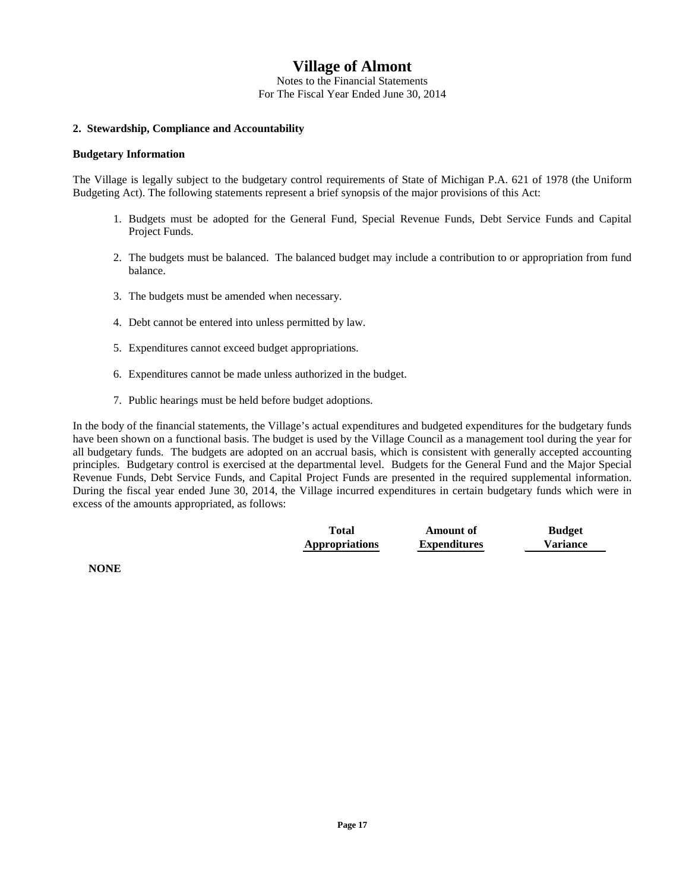# Village of Almont

Notes to the Financial Statements
For The Fiscal Year Ended June 30, 2014

**2. Stewardship, Compliance and Accountability**

**Budgetary Information**

The Village is legally subject to the budgetary control requirements of State of Michigan P.A. 621 of 1978 (the Uniform Budgeting Act). The following statements represent a brief synopsis of the major provisions of this Act:

1. Budgets must be adopted for the General Fund, Special Revenue Funds, Debt Service Funds and Capital Project Funds.
2. The budgets must be balanced. The balanced budget may include a contribution to or appropriation from fund balance.
3. The budgets must be amended when necessary.
4. Debt cannot be entered into unless permitted by law.
5. Expenditures cannot exceed budget appropriations.
6. Expenditures cannot be made unless authorized in the budget.
7. Public hearings must be held before budget adoptions.

In the body of the financial statements, the Village's actual expenditures and budgeted expenditures for the budgetary funds have been shown on a functional basis. The budget is used by the Village Council as a management tool during the year for all budgetary funds. The budgets are adopted on an accrual basis, which is consistent with generally accepted accounting principles. Budgetary control is exercised at the departmental level. Budgets for the General Fund and the Major Special Revenue Funds, Debt Service Funds, and Capital Project Funds are presented in the required supplemental information. During the fiscal year ended June 30, 2014, the Village incurred expenditures in certain budgetary funds which were in excess of the amounts appropriated, as follows:

| | Total Appropriations | Amount of Expenditures | Budget Variance |
|---|---|---|---|
| **NONE** | | | |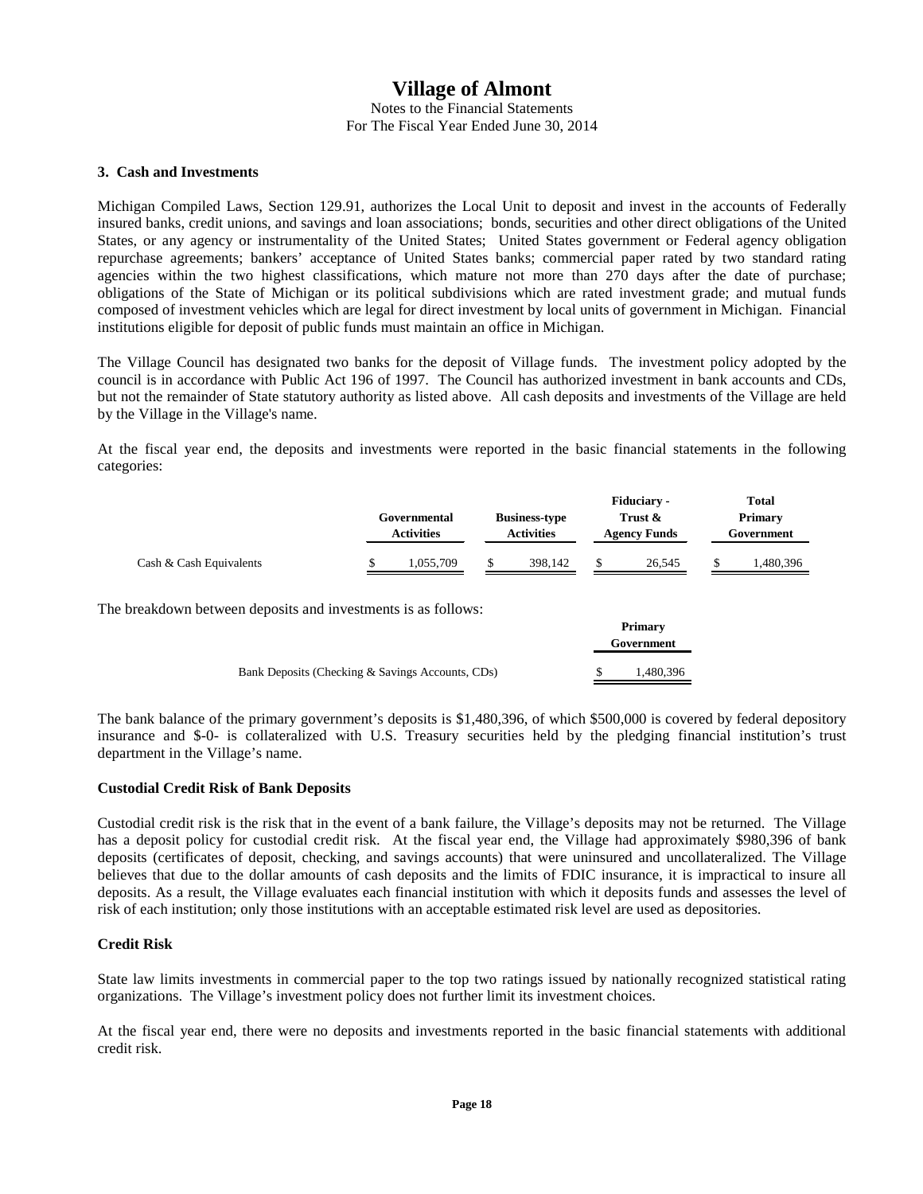# Village of Almont

Notes to the Financial Statements
For The Fiscal Year Ended June 30, 2014

### 3. Cash and Investments

Michigan Compiled Laws, Section 129.91, authorizes the Local Unit to deposit and invest in the accounts of Federally insured banks, credit unions, and savings and loan associations; bonds, securities and other direct obligations of the United States, or any agency or instrumentality of the United States; United States government or Federal agency obligation repurchase agreements; bankers' acceptance of United States banks; commercial paper rated by two standard rating agencies within the two highest classifications, which mature not more than 270 days after the date of purchase; obligations of the State of Michigan or its political subdivisions which are rated investment grade; and mutual funds composed of investment vehicles which are legal for direct investment by local units of government in Michigan. Financial institutions eligible for deposit of public funds must maintain an office in Michigan.

The Village Council has designated two banks for the deposit of Village funds. The investment policy adopted by the council is in accordance with Public Act 196 of 1997. The Council has authorized investment in bank accounts and CDs, but not the remainder of State statutory authority as listed above. All cash deposits and investments of the Village are held by the Village in the Village's name.

At the fiscal year end, the deposits and investments were reported in the basic financial statements in the following categories:

| | Governmental Activities | Business-type Activities | Fiduciary - Trust & Agency Funds | Total Primary Government |
|---|---|---|---|---|
| Cash & Cash Equivalents | $ 1,055,709 | $ 398,142 | $ 26,545 | $ 1,480,396 |

The breakdown between deposits and investments is as follows:

| | Primary Government |
|---|---|
| Bank Deposits (Checking & Savings Accounts, CDs) | $ 1,480,396 |

The bank balance of the primary government's deposits is $1,480,396, of which $500,000 is covered by federal depository insurance and $-0- is collateralized with U.S. Treasury securities held by the pledging financial institution's trust department in the Village's name.

#### Custodial Credit Risk of Bank Deposits

Custodial credit risk is the risk that in the event of a bank failure, the Village's deposits may not be returned. The Village has a deposit policy for custodial credit risk. At the fiscal year end, the Village had approximately $980,396 of bank deposits (certificates of deposit, checking, and savings accounts) that were uninsured and uncollateralized. The Village believes that due to the dollar amounts of cash deposits and the limits of FDIC insurance, it is impractical to insure all deposits. As a result, the Village evaluates each financial institution with which it deposits funds and assesses the level of risk of each institution; only those institutions with an acceptable estimated risk level are used as depositories.

#### Credit Risk

State law limits investments in commercial paper to the top two ratings issued by nationally recognized statistical rating organizations. The Village's investment policy does not further limit its investment choices.

At the fiscal year end, there were no deposits and investments reported in the basic financial statements with additional credit risk.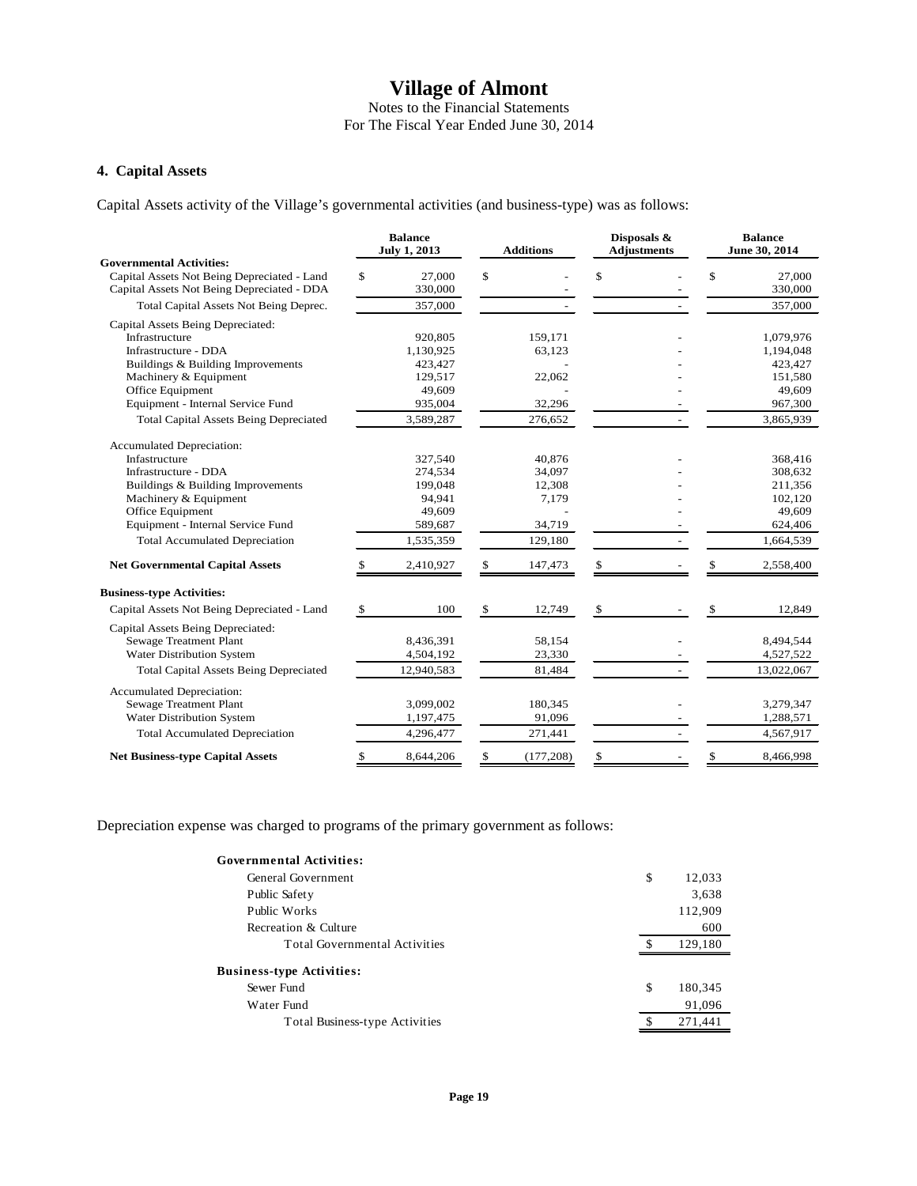# Village of Almont

Notes to the Financial Statements
For The Fiscal Year Ended June 30, 2014

## 4. Capital Assets

Capital Assets activity of the Village's governmental activities (and business-type) was as follows:

| | Balance July 1, 2013 | Additions | Disposals & Adjustments | Balance June 30, 2014 |
|---|---|---|---|---|
| **Governmental Activities:** | | | | |
| Capital Assets Not Being Depreciated - Land | $ 27,000 | $ - | $ - | $ 27,000 |
| Capital Assets Not Being Depreciated - DDA | 330,000 | - | - | 330,000 |
| Total Capital Assets Not Being Deprec. | 357,000 | - | - | 357,000 |
| Capital Assets Being Depreciated: | | | | |
| Infrastructure | 920,805 | 159,171 | - | 1,079,976 |
| Infrastructure - DDA | 1,130,925 | 63,123 | - | 1,194,048 |
| Buildings & Building Improvements | 423,427 | - | - | 423,427 |
| Machinery & Equipment | 129,517 | 22,062 | - | 151,580 |
| Office Equipment | 49,609 | - | - | 49,609 |
| Equipment - Internal Service Fund | 935,004 | 32,296 | - | 967,300 |
| Total Capital Assets Being Depreciated | 3,589,287 | 276,652 | - | 3,865,939 |
| Accumulated Depreciation: | | | | |
| Infastructure | 327,540 | 40,876 | - | 368,416 |
| Infrastructure - DDA | 274,534 | 34,097 | - | 308,632 |
| Buildings & Building Improvements | 199,048 | 12,308 | - | 211,356 |
| Machinery & Equipment | 94,941 | 7,179 | - | 102,120 |
| Office Equipment | 49,609 | - | - | 49,609 |
| Equipment - Internal Service Fund | 589,687 | 34,719 | - | 624,406 |
| Total Accumulated Depreciation | 1,535,359 | 129,180 | - | 1,664,539 |
| **Net Governmental Capital Assets** | $ 2,410,927 | $ 147,473 | $ - | $ 2,558,400 |
| **Business-type Activities:** | | | | |
| Capital Assets Not Being Depreciated - Land | $ 100 | $ 12,749 | $ - | $ 12,849 |
| Capital Assets Being Depreciated: | | | | |
| Sewage Treatment Plant | 8,436,391 | 58,154 | - | 8,494,544 |
| Water Distribution System | 4,504,192 | 23,330 | - | 4,527,522 |
| Total Capital Assets Being Depreciated | 12,940,583 | 81,484 | - | 13,022,067 |
| Accumulated Depreciation: | | | | |
| Sewage Treatment Plant | 3,099,002 | 180,345 | - | 3,279,347 |
| Water Distribution System | 1,197,475 | 91,096 | - | 1,288,571 |
| Total Accumulated Depreciation | 4,296,477 | 271,441 | - | 4,567,917 |
| **Net Business-type Capital Assets** | $ 8,644,206 | $ (177,208) | $ - | $ 8,466,998 |

Depreciation expense was charged to programs of the primary government as follows:

| | |
|---|---|
| **Governmental Activities:** | |
| General Government | $ 12,033 |
| Public Safety | 3,638 |
| Public Works | 112,909 |
| Recreation & Culture | 600 |
| Total Governmental Activities | $ 129,180 |
| **Business-type Activities:** | |
| Sewer Fund | $ 180,345 |
| Water Fund | 91,096 |
| Total Business-type Activities | $ 271,441 |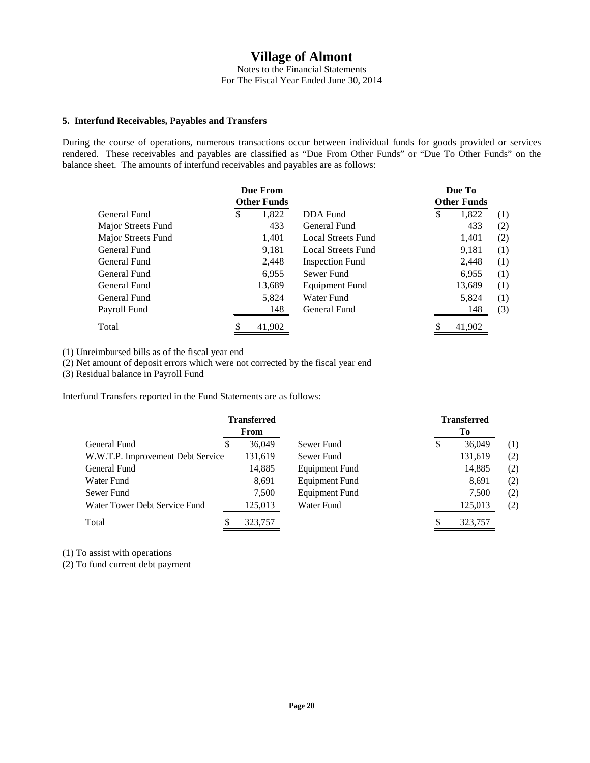# Village of Almont

Notes to the Financial Statements
For The Fiscal Year Ended June 30, 2014

### 5. Interfund Receivables, Payables and Transfers

During the course of operations, numerous transactions occur between individual funds for goods provided or services rendered. These receivables and payables are classified as "Due From Other Funds" or "Due To Other Funds" on the balance sheet. The amounts of interfund receivables and payables are as follows:

| | Due From Other Funds | | Due To Other Funds | |
|---|---|---|---|---|
| General Fund | $ 1,822 | DDA Fund | $ 1,822 | (1) |
| Major Streets Fund | 433 | General Fund | 433 | (2) |
| Major Streets Fund | 1,401 | Local Streets Fund | 1,401 | (2) |
| General Fund | 9,181 | Local Streets Fund | 9,181 | (1) |
| General Fund | 2,448 | Inspection Fund | 2,448 | (1) |
| General Fund | 6,955 | Sewer Fund | 6,955 | (1) |
| General Fund | 13,689 | Equipment Fund | 13,689 | (1) |
| General Fund | 5,824 | Water Fund | 5,824 | (1) |
| Payroll Fund | 148 | General Fund | 148 | (3) |
| Total | $ 41,902 | | $ 41,902 | |

(1) Unreimbursed bills as of the fiscal year end
(2) Net amount of deposit errors which were not corrected by the fiscal year end
(3) Residual balance in Payroll Fund

Interfund Transfers reported in the Fund Statements are as follows:

| | Transferred From | | Transferred To | |
|---|---|---|---|---|
| General Fund | $ 36,049 | Sewer Fund | $ 36,049 | (1) |
| W.W.T.P. Improvement Debt Service | 131,619 | Sewer Fund | 131,619 | (2) |
| General Fund | 14,885 | Equipment Fund | 14,885 | (2) |
| Water Fund | 8,691 | Equipment Fund | 8,691 | (2) |
| Sewer Fund | 7,500 | Equipment Fund | 7,500 | (2) |
| Water Tower Debt Service Fund | 125,013 | Water Fund | 125,013 | (2) |
| Total | $ 323,757 | | $ 323,757 | |

(1) To assist with operations
(2) To fund current debt payment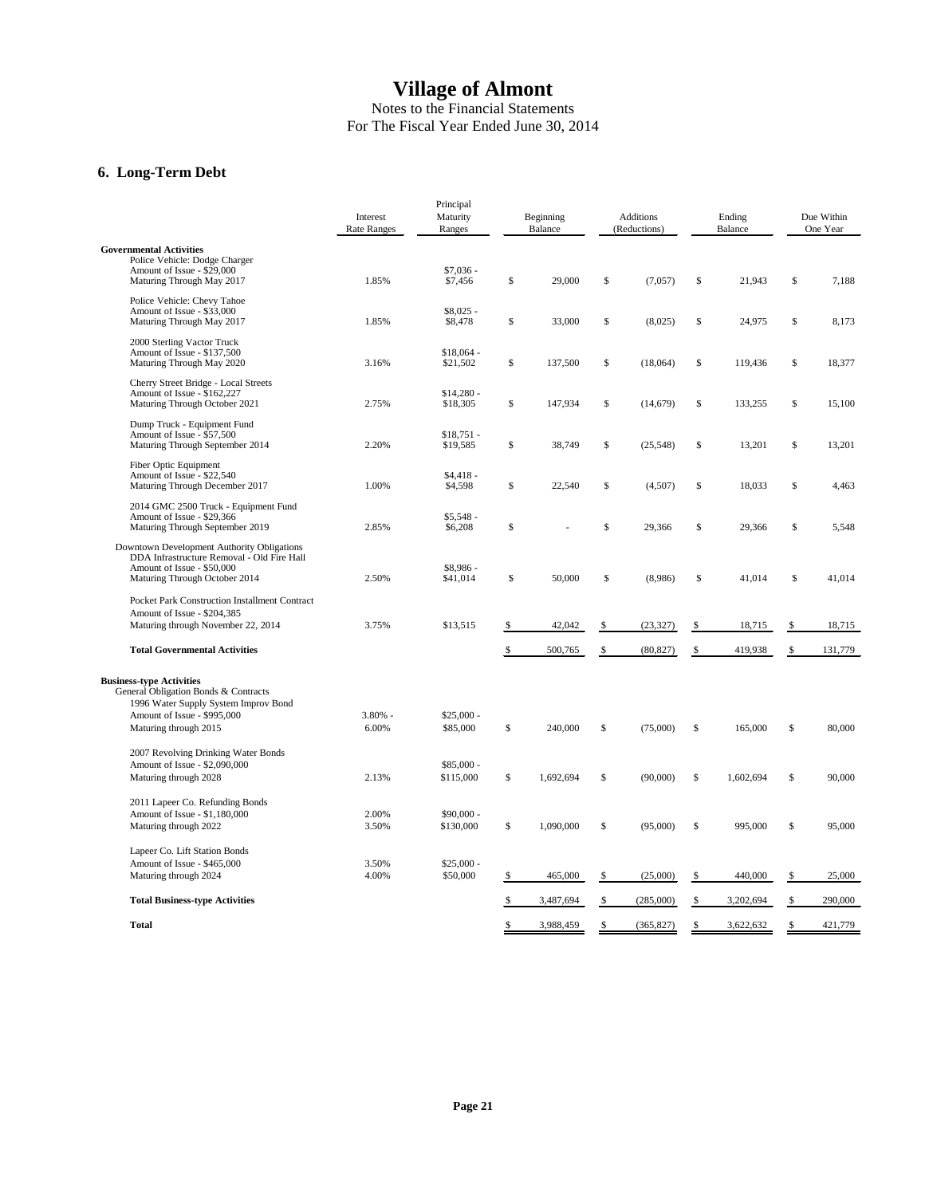# Village of Almont

Notes to the Financial Statements
For The Fiscal Year Ended June 30, 2014

## 6. Long-Term Debt

| | Interest Rate Ranges | Principal Maturity Ranges | Beginning Balance | Additions (Reductions) | Ending Balance | Due Within One Year |
|---|---|---|---|---|---|---|
| **Governmental Activities** | | | | | | |
| Police Vehicle: Dodge Charger<br>Amount of Issue - $29,000<br>Maturing Through May 2017 | 1.85% | $7,036 - $7,456 | $ 29,000 | $ (7,057) | $ 21,943 | $ 7,188 |
| Police Vehicle: Chevy Tahoe<br>Amount of Issue - $33,000<br>Maturing Through May 2017 | 1.85% | $8,025 - $8,478 | $ 33,000 | $ (8,025) | $ 24,975 | $ 8,173 |
| 2000 Sterling Vactor Truck<br>Amount of Issue - $137,500<br>Maturing Through May 2020 | 3.16% | $18,064 - $21,502 | $ 137,500 | $ (18,064) | $ 119,436 | $ 18,377 |
| Cherry Street Bridge - Local Streets<br>Amount of Issue - $162,227<br>Maturing Through October 2021 | 2.75% | $14,280 - $18,305 | $ 147,934 | $ (14,679) | $ 133,255 | $ 15,100 |
| Dump Truck - Equipment Fund<br>Amount of Issue - $57,500<br>Maturing Through September 2014 | 2.20% | $18,751 - $19,585 | $ 38,749 | $ (25,548) | $ 13,201 | $ 13,201 |
| Fiber Optic Equipment<br>Amount of Issue - $22,540<br>Maturing Through December 2017 | 1.00% | $4,418 - $4,598 | $ 22,540 | $ (4,507) | $ 18,033 | $ 4,463 |
| 2014 GMC 2500 Truck - Equipment Fund<br>Amount of Issue - $29,366<br>Maturing Through September 2019 | 2.85% | $5,548 - $6,208 | $ - | $ 29,366 | $ 29,366 | $ 5,548 |
| Downtown Development Authority Obligations<br>DDA Infrastructure Removal - Old Fire Hall<br>Amount of Issue - $50,000<br>Maturing Through October 2014 | 2.50% | $8,986 - $41,014 | $ 50,000 | $ (8,986) | $ 41,014 | $ 41,014 |
| Pocket Park Construction Installment Contract<br>Amount of Issue - $204,385<br>Maturing through November 22, 2014 | 3.75% | $13,515 | $ 42,042 | $ (23,327) | $ 18,715 | $ 18,715 |
| **Total Governmental Activities** | | | $ 500,765 | $ (80,827) | $ 419,938 | $ 131,779 |
| **Business-type Activities** | | | | | | |
| General Obligation Bonds & Contracts | | | | | | |
| 1996 Water Supply System Improv Bond<br>Amount of Issue - $995,000<br>Maturing through 2015 | 3.80% - 6.00% | $25,000 - $85,000 | $ 240,000 | $ (75,000) | $ 165,000 | $ 80,000 |
| 2007 Revolving Drinking Water Bonds<br>Amount of Issue - $2,090,000<br>Maturing through 2028 | 2.13% | $85,000 - $115,000 | $ 1,692,694 | $ (90,000) | $ 1,602,694 | $ 90,000 |
| 2011 Lapeer Co. Refunding Bonds<br>Amount of Issue - $1,180,000<br>Maturing through 2022 | 2.00% 3.50% | $90,000 - $130,000 | $ 1,090,000 | $ (95,000) | $ 995,000 | $ 95,000 |
| Lapeer Co. Lift Station Bonds<br>Amount of Issue - $465,000<br>Maturing through 2024 | 3.50% 4.00% | $25,000 - $50,000 | $ 465,000 | $ (25,000) | $ 440,000 | $ 25,000 |
| **Total Business-type Activities** | | | $ 3,487,694 | $ (285,000) | $ 3,202,694 | $ 290,000 |
| **Total** | | | $ 3,988,459 | $ (365,827) | $ 3,622,632 | $ 421,779 |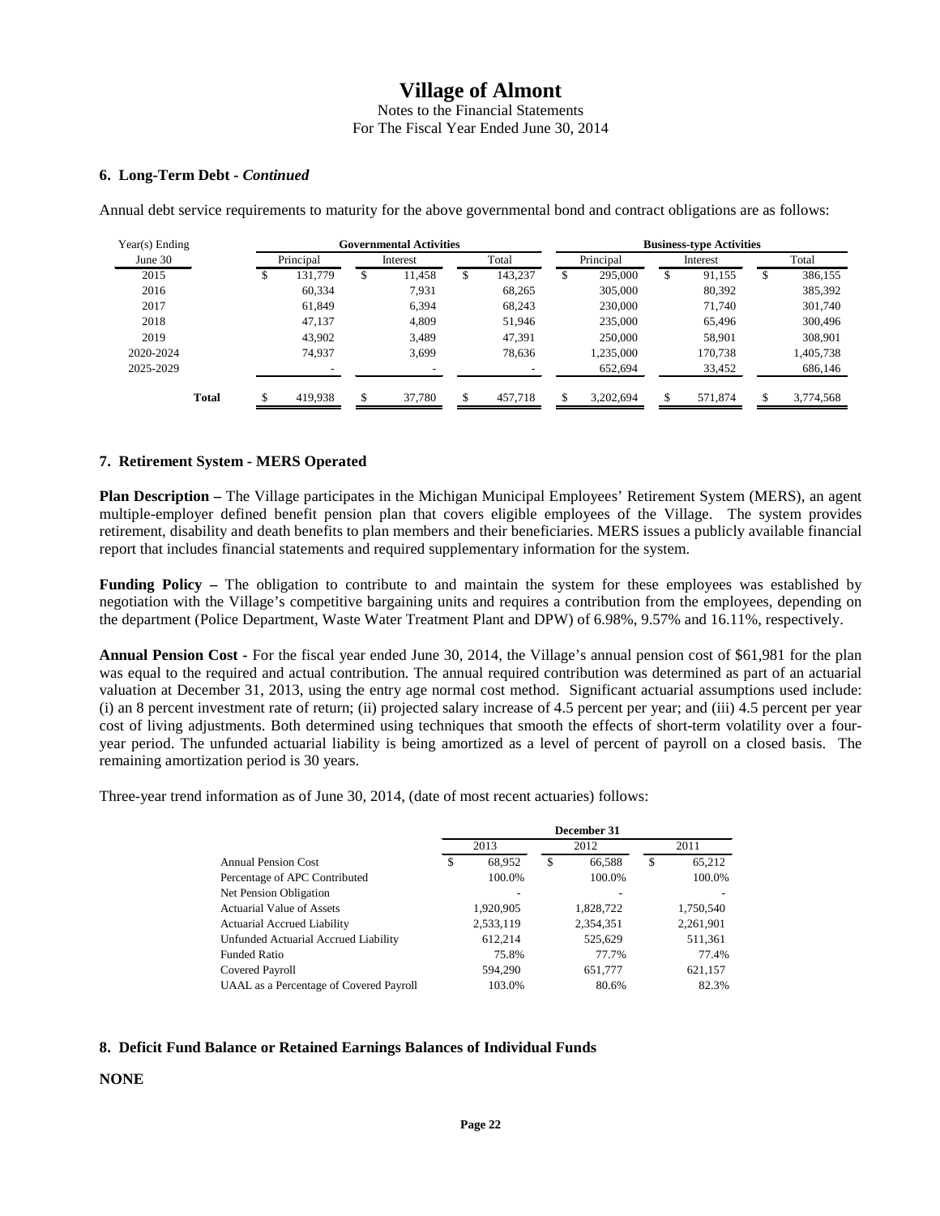## 6. Long-Term Debt - *Continued*

Annual debt service requirements to maturity for the above governmental bond and contract obligations are as follows:

| Year(s) Ending | Governmental Activities | | | Business-type Activities | | |
|---|---|---|---|---|---|---|
| June 30 | Principal | Interest | Total | Principal | Interest | Total |
| 2015 | $ 131,779 | $ 11,458 | $ 143,237 | $ 295,000 | $ 91,155 | $ 386,155 |
| 2016 | 60,334 | 7,931 | 68,265 | 305,000 | 80,392 | 385,392 |
| 2017 | 61,849 | 6,394 | 68,243 | 230,000 | 71,740 | 301,740 |
| 2018 | 47,137 | 4,809 | 51,946 | 235,000 | 65,496 | 300,496 |
| 2019 | 43,902 | 3,489 | 47,391 | 250,000 | 58,901 | 308,901 |
| 2020-2024 | 74,937 | 3,699 | 78,636 | 1,235,000 | 170,738 | 1,405,738 |
| 2025-2029 | - | - | - | 652,694 | 33,452 | 686,146 |
| **Total** | $ 419,938 | $ 37,780 | $ 457,718 | $ 3,202,694 | $ 571,874 | $ 3,774,568 |

## 7. Retirement System - MERS Operated

**Plan Description –** The Village participates in the Michigan Municipal Employees' Retirement System (MERS), an agent multiple-employer defined benefit pension plan that covers eligible employees of the Village. The system provides retirement, disability and death benefits to plan members and their beneficiaries. MERS issues a publicly available financial report that includes financial statements and required supplementary information for the system.

**Funding Policy –** The obligation to contribute to and maintain the system for these employees was established by negotiation with the Village's competitive bargaining units and requires a contribution from the employees, depending on the department (Police Department, Waste Water Treatment Plant and DPW) of 6.98%, 9.57% and 16.11%, respectively.

**Annual Pension Cost -** For the fiscal year ended June 30, 2014, the Village's annual pension cost of $61,981 for the plan was equal to the required and actual contribution. The annual required contribution was determined as part of an actuarial valuation at December 31, 2013, using the entry age normal cost method. Significant actuarial assumptions used include: (i) an 8 percent investment rate of return; (ii) projected salary increase of 4.5 percent per year; and (iii) 4.5 percent per year cost of living adjustments. Both determined using techniques that smooth the effects of short-term volatility over a four-year period. The unfunded actuarial liability is being amortized as a level of percent of payroll on a closed basis. The remaining amortization period is 30 years.

Three-year trend information as of June 30, 2014, (date of most recent actuaries) follows:

| | December 31 | | |
|---|---|---|---|
| | 2013 | 2012 | 2011 |
| Annual Pension Cost | $ 68,952 | $ 66,588 | $ 65,212 |
| Percentage of APC Contributed | 100.0% | 100.0% | 100.0% |
| Net Pension Obligation | - | - | - |
| Actuarial Value of Assets | 1,920,905 | 1,828,722 | 1,750,540 |
| Actuarial Accrued Liability | 2,533,119 | 2,354,351 | 2,261,901 |
| Unfunded Actuarial Accrued Liability | 612,214 | 525,629 | 511,361 |
| Funded Ratio | 75.8% | 77.7% | 77.4% |
| Covered Payroll | 594,290 | 651,777 | 621,157 |
| UAAL as a Percentage of Covered Payroll | 103.0% | 80.6% | 82.3% |

## 8. Deficit Fund Balance or Retained Earnings Balances of Individual Funds

**NONE**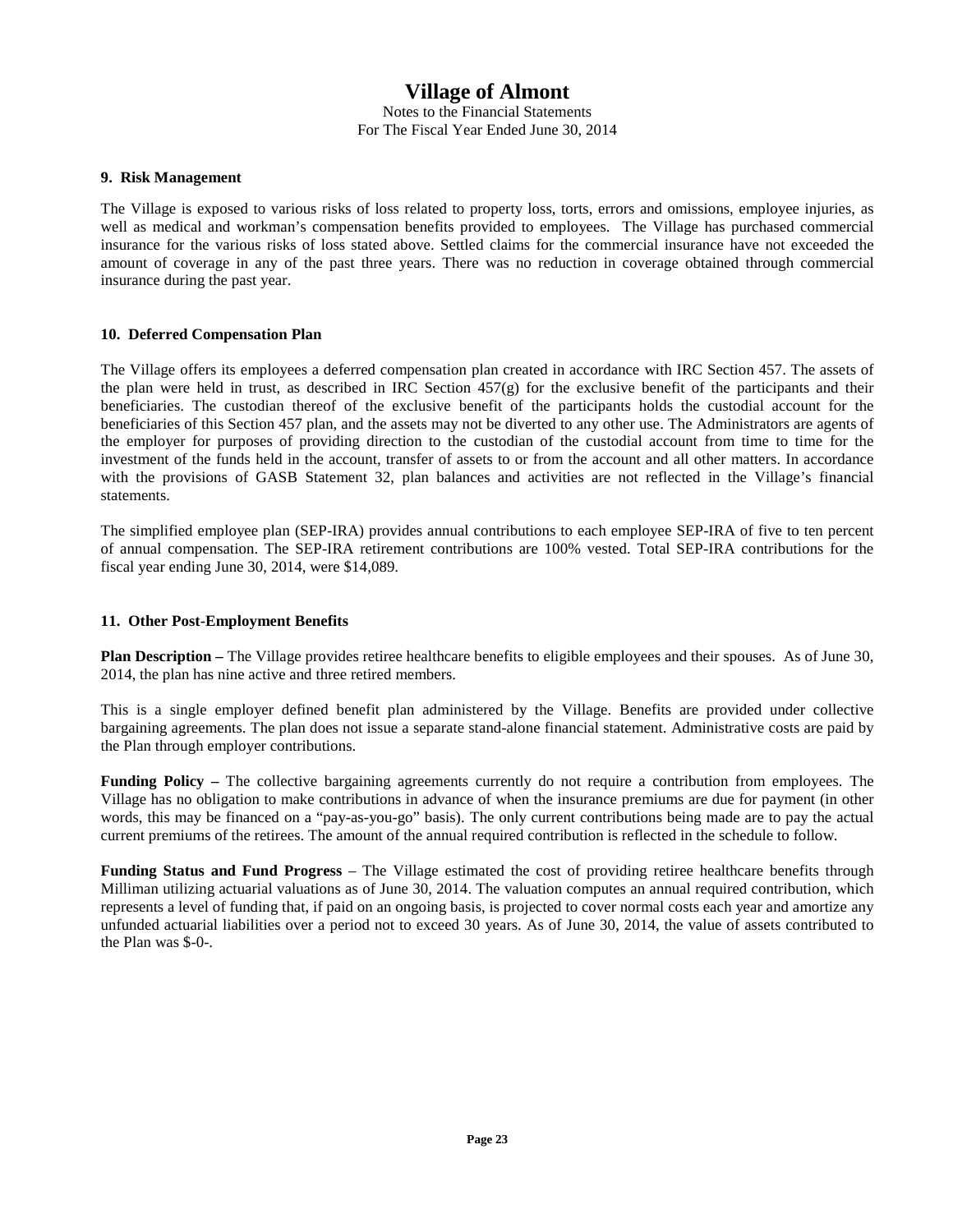## 9. Risk Management

The Village is exposed to various risks of loss related to property loss, torts, errors and omissions, employee injuries, as well as medical and workman's compensation benefits provided to employees. The Village has purchased commercial insurance for the various risks of loss stated above. Settled claims for the commercial insurance have not exceeded the amount of coverage in any of the past three years. There was no reduction in coverage obtained through commercial insurance during the past year.

## 10. Deferred Compensation Plan

The Village offers its employees a deferred compensation plan created in accordance with IRC Section 457. The assets of the plan were held in trust, as described in IRC Section 457(g) for the exclusive benefit of the participants and their beneficiaries. The custodian thereof of the exclusive benefit of the participants holds the custodial account for the beneficiaries of this Section 457 plan, and the assets may not be diverted to any other use. The Administrators are agents of the employer for purposes of providing direction to the custodian of the custodial account from time to time for the investment of the funds held in the account, transfer of assets to or from the account and all other matters. In accordance with the provisions of GASB Statement 32, plan balances and activities are not reflected in the Village's financial statements.

The simplified employee plan (SEP-IRA) provides annual contributions to each employee SEP-IRA of five to ten percent of annual compensation. The SEP-IRA retirement contributions are 100% vested. Total SEP-IRA contributions for the fiscal year ending June 30, 2014, were $14,089.

## 11. Other Post-Employment Benefits

**Plan Description –** The Village provides retiree healthcare benefits to eligible employees and their spouses. As of June 30, 2014, the plan has nine active and three retired members.

This is a single employer defined benefit plan administered by the Village. Benefits are provided under collective bargaining agreements. The plan does not issue a separate stand-alone financial statement. Administrative costs are paid by the Plan through employer contributions.

**Funding Policy –** The collective bargaining agreements currently do not require a contribution from employees. The Village has no obligation to make contributions in advance of when the insurance premiums are due for payment (in other words, this may be financed on a "pay-as-you-go" basis). The only current contributions being made are to pay the actual current premiums of the retirees. The amount of the annual required contribution is reflected in the schedule to follow.

**Funding Status and Fund Progress** – The Village estimated the cost of providing retiree healthcare benefits through Milliman utilizing actuarial valuations as of June 30, 2014. The valuation computes an annual required contribution, which represents a level of funding that, if paid on an ongoing basis, is projected to cover normal costs each year and amortize any unfunded actuarial liabilities over a period not to exceed 30 years. As of June 30, 2014, the value of assets contributed to the Plan was $-0-.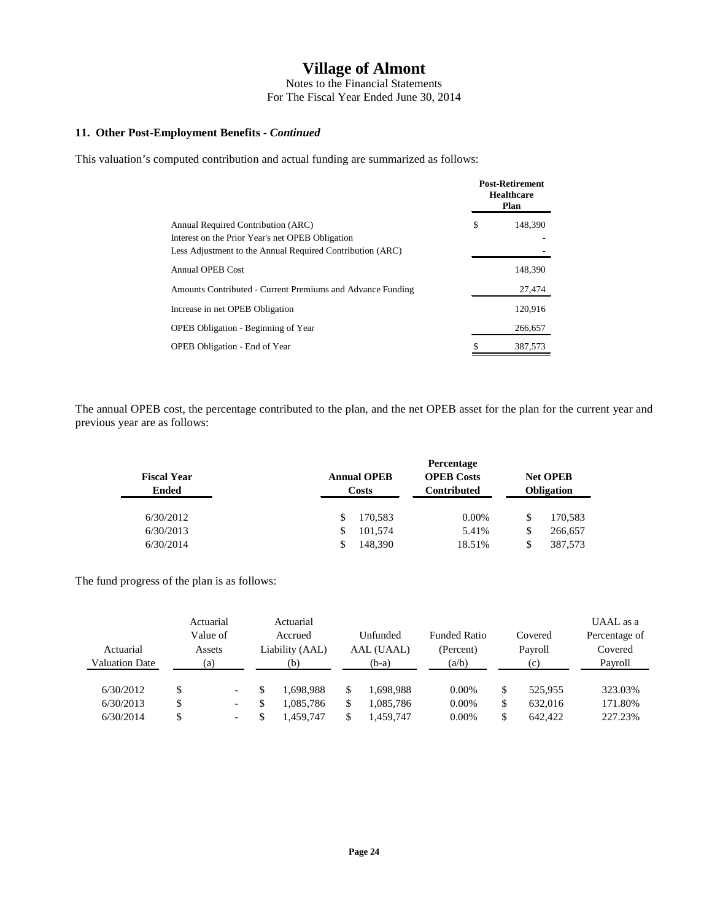# Village of Almont

Notes to the Financial Statements
For The Fiscal Year Ended June 30, 2014

### 11. Other Post-Employment Benefits - *Continued*

This valuation's computed contribution and actual funding are summarized as follows:

| | Post-Retirement Healthcare Plan |
|---|---|
| Annual Required Contribution (ARC) | $ 148,390 |
| Interest on the Prior Year's net OPEB Obligation | - |
| Less Adjustment to the Annual Required Contribution (ARC) | - |
| Annual OPEB Cost | 148,390 |
| Amounts Contributed - Current Premiums and Advance Funding | 27,474 |
| Increase in net OPEB Obligation | 120,916 |
| OPEB Obligation - Beginning of Year | 266,657 |
| OPEB Obligation - End of Year | $ 387,573 |

The annual OPEB cost, the percentage contributed to the plan, and the net OPEB asset for the plan for the current year and previous year are as follows:

| Fiscal Year Ended | Annual OPEB Costs | Percentage OPEB Costs Contributed | Net OPEB Obligation |
|---|---|---|---|
| 6/30/2012 | $ 170,583 | 0.00% | $ 170,583 |
| 6/30/2013 | $ 101,574 | 5.41% | $ 266,657 |
| 6/30/2014 | $ 148,390 | 18.51% | $ 387,573 |

The fund progress of the plan is as follows:

| Actuarial Valuation Date | Actuarial Value of Assets (a) | Actuarial Accrued Liability (AAL) (b) | Unfunded AAL (UAAL) (b-a) | Funded Ratio (Percent) (a/b) | Covered Payroll (c) | UAAL as a Percentage of Covered Payroll |
|---|---|---|---|---|---|---|
| 6/30/2012 | $ - | $ 1,698,988 | $ 1,698,988 | 0.00% | $ 525,955 | 323.03% |
| 6/30/2013 | $ - | $ 1,085,786 | $ 1,085,786 | 0.00% | $ 632,016 | 171.80% |
| 6/30/2014 | $ - | $ 1,459,747 | $ 1,459,747 | 0.00% | $ 642,422 | 227.23% |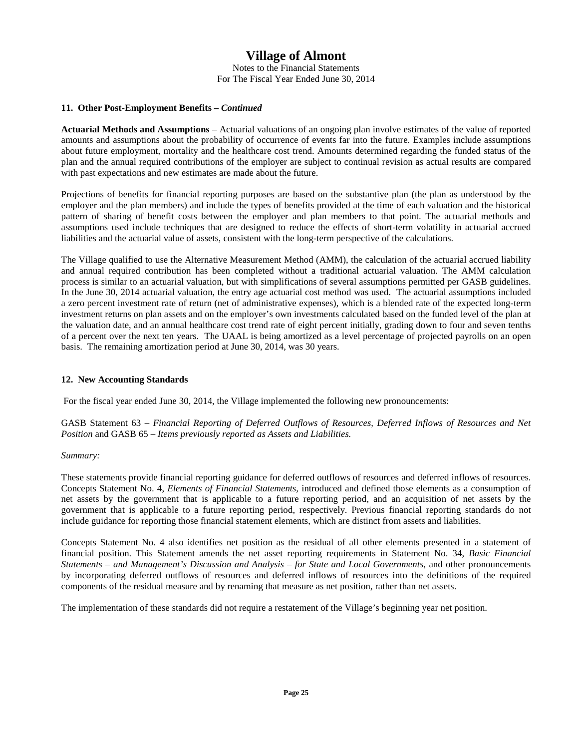# Village of Almont

Notes to the Financial Statements
For The Fiscal Year Ended June 30, 2014

**11. Other Post-Employment Benefits –** ***Continued***

**Actuarial Methods and Assumptions** – Actuarial valuations of an ongoing plan involve estimates of the value of reported amounts and assumptions about the probability of occurrence of events far into the future. Examples include assumptions about future employment, mortality and the healthcare cost trend. Amounts determined regarding the funded status of the plan and the annual required contributions of the employer are subject to continual revision as actual results are compared with past expectations and new estimates are made about the future.

Projections of benefits for financial reporting purposes are based on the substantive plan (the plan as understood by the employer and the plan members) and include the types of benefits provided at the time of each valuation and the historical pattern of sharing of benefit costs between the employer and plan members to that point. The actuarial methods and assumptions used include techniques that are designed to reduce the effects of short-term volatility in actuarial accrued liabilities and the actuarial value of assets, consistent with the long-term perspective of the calculations.

The Village qualified to use the Alternative Measurement Method (AMM), the calculation of the actuarial accrued liability and annual required contribution has been completed without a traditional actuarial valuation. The AMM calculation process is similar to an actuarial valuation, but with simplifications of several assumptions permitted per GASB guidelines. In the June 30, 2014 actuarial valuation, the entry age actuarial cost method was used. The actuarial assumptions included a zero percent investment rate of return (net of administrative expenses), which is a blended rate of the expected long-term investment returns on plan assets and on the employer's own investments calculated based on the funded level of the plan at the valuation date, and an annual healthcare cost trend rate of eight percent initially, grading down to four and seven tenths of a percent over the next ten years. The UAAL is being amortized as a level percentage of projected payrolls on an open basis. The remaining amortization period at June 30, 2014, was 30 years.

**12. New Accounting Standards**

For the fiscal year ended June 30, 2014, the Village implemented the following new pronouncements:

GASB Statement 63 – *Financial Reporting of Deferred Outflows of Resources, Deferred Inflows of Resources and Net Position* and GASB 65 – *Items previously reported as Assets and Liabilities.*

*Summary:*

These statements provide financial reporting guidance for deferred outflows of resources and deferred inflows of resources. Concepts Statement No. 4, *Elements of Financial Statements,* introduced and defined those elements as a consumption of net assets by the government that is applicable to a future reporting period, and an acquisition of net assets by the government that is applicable to a future reporting period, respectively. Previous financial reporting standards do not include guidance for reporting those financial statement elements, which are distinct from assets and liabilities.

Concepts Statement No. 4 also identifies net position as the residual of all other elements presented in a statement of financial position. This Statement amends the net asset reporting requirements in Statement No. 34, *Basic Financial Statements – and Management's Discussion and Analysis – for State and Local Governments*, and other pronouncements by incorporating deferred outflows of resources and deferred inflows of resources into the definitions of the required components of the residual measure and by renaming that measure as net position, rather than net assets.

The implementation of these standards did not require a restatement of the Village's beginning year net position.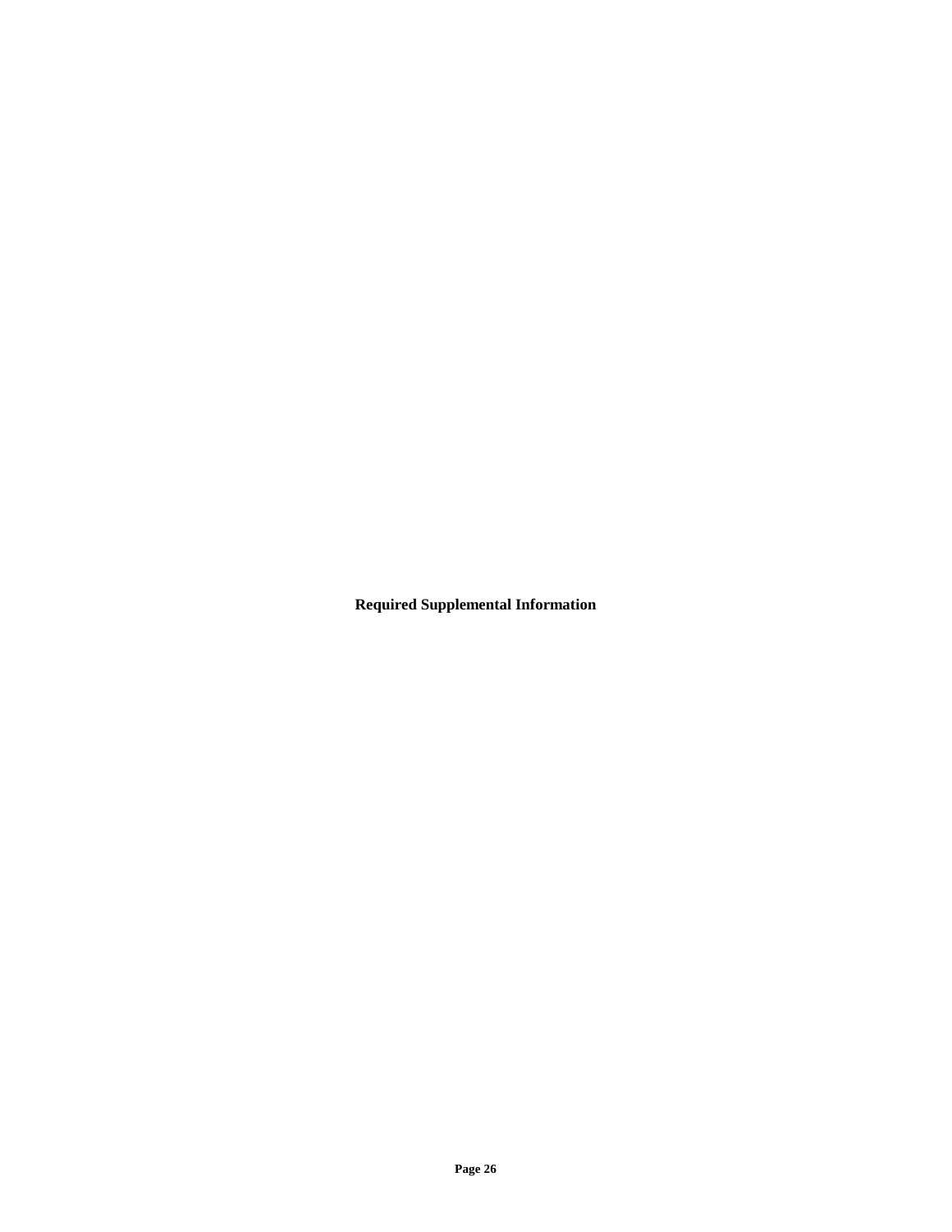**Required Supplemental Information**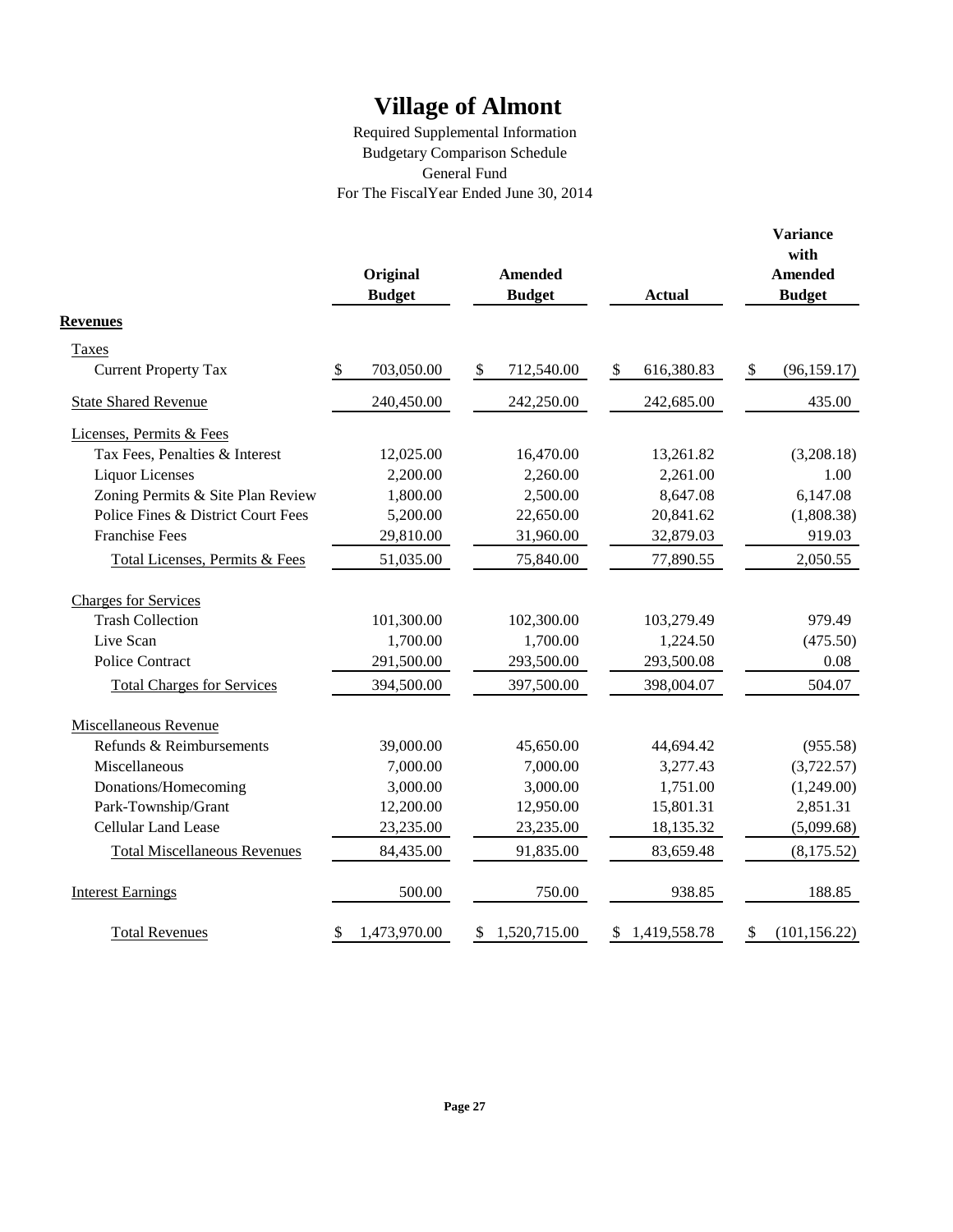# Village of Almont

Required Supplemental Information
Budgetary Comparison Schedule
General Fund
For The FiscalYear Ended June 30, 2014

| | Original Budget | Amended Budget | Actual | Variance with Amended Budget |
|---|---|---|---|---|
| **Revenues** | | | | |
| Taxes | | | | |
| Current Property Tax | $ 703,050.00 | $ 712,540.00 | $ 616,380.83 | $ (96,159.17) |
| State Shared Revenue | 240,450.00 | 242,250.00 | 242,685.00 | 435.00 |
| Licenses, Permits & Fees | | | | |
| Tax Fees, Penalties & Interest | 12,025.00 | 16,470.00 | 13,261.82 | (3,208.18) |
| Liquor Licenses | 2,200.00 | 2,260.00 | 2,261.00 | 1.00 |
| Zoning Permits & Site Plan Review | 1,800.00 | 2,500.00 | 8,647.08 | 6,147.08 |
| Police Fines & District Court Fees | 5,200.00 | 22,650.00 | 20,841.62 | (1,808.38) |
| Franchise Fees | 29,810.00 | 31,960.00 | 32,879.03 | 919.03 |
| Total Licenses, Permits & Fees | 51,035.00 | 75,840.00 | 77,890.55 | 2,050.55 |
| Charges for Services | | | | |
| Trash Collection | 101,300.00 | 102,300.00 | 103,279.49 | 979.49 |
| Live Scan | 1,700.00 | 1,700.00 | 1,224.50 | (475.50) |
| Police Contract | 291,500.00 | 293,500.00 | 293,500.08 | 0.08 |
| Total Charges for Services | 394,500.00 | 397,500.00 | 398,004.07 | 504.07 |
| Miscellaneous Revenue | | | | |
| Refunds & Reimbursements | 39,000.00 | 45,650.00 | 44,694.42 | (955.58) |
| Miscellaneous | 7,000.00 | 7,000.00 | 3,277.43 | (3,722.57) |
| Donations/Homecoming | 3,000.00 | 3,000.00 | 1,751.00 | (1,249.00) |
| Park-Township/Grant | 12,200.00 | 12,950.00 | 15,801.31 | 2,851.31 |
| Cellular Land Lease | 23,235.00 | 23,235.00 | 18,135.32 | (5,099.68) |
| Total Miscellaneous Revenues | 84,435.00 | 91,835.00 | 83,659.48 | (8,175.52) |
| Interest Earnings | 500.00 | 750.00 | 938.85 | 188.85 |
| Total Revenues | $ 1,473,970.00 | $ 1,520,715.00 | $ 1,419,558.78 | $ (101,156.22) |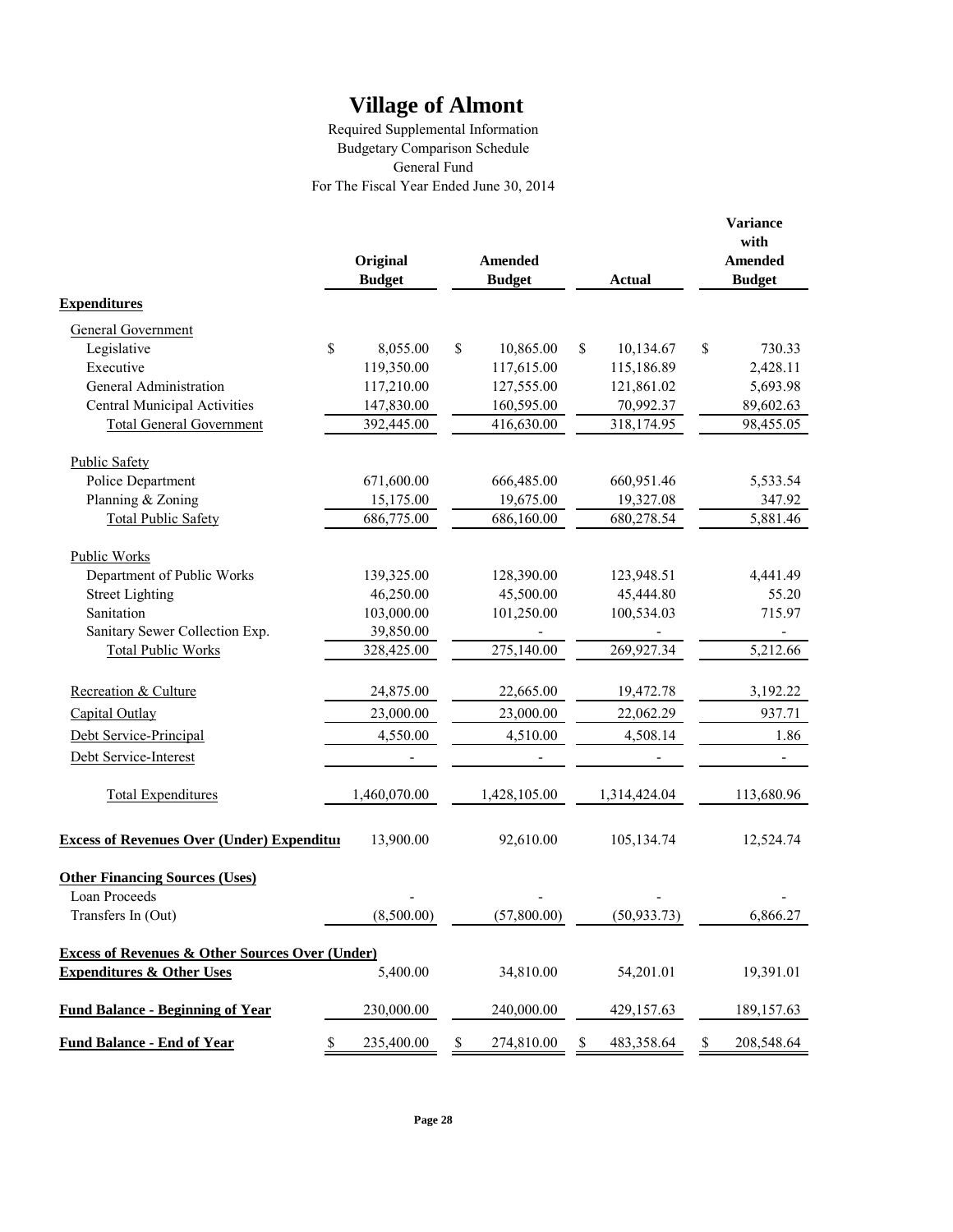# Village of Almont

Required Supplemental Information
Budgetary Comparison Schedule
General Fund
For The Fiscal Year Ended June 30, 2014

| | Original Budget | Amended Budget | Actual | Variance with Amended Budget |
|---|---|---|---|---|
| **Expenditures** | | | | |
| General Government | | | | |
| Legislative | $ 8,055.00 | $ 10,865.00 | $ 10,134.67 | $ 730.33 |
| Executive | 119,350.00 | 117,615.00 | 115,186.89 | 2,428.11 |
| General Administration | 117,210.00 | 127,555.00 | 121,861.02 | 5,693.98 |
| Central Municipal Activities | 147,830.00 | 160,595.00 | 70,992.37 | 89,602.63 |
| Total General Government | 392,445.00 | 416,630.00 | 318,174.95 | 98,455.05 |
| Public Safety | | | | |
| Police Department | 671,600.00 | 666,485.00 | 660,951.46 | 5,533.54 |
| Planning & Zoning | 15,175.00 | 19,675.00 | 19,327.08 | 347.92 |
| Total Public Safety | 686,775.00 | 686,160.00 | 680,278.54 | 5,881.46 |
| Public Works | | | | |
| Department of Public Works | 139,325.00 | 128,390.00 | 123,948.51 | 4,441.49 |
| Street Lighting | 46,250.00 | 45,500.00 | 45,444.80 | 55.20 |
| Sanitation | 103,000.00 | 101,250.00 | 100,534.03 | 715.97 |
| Sanitary Sewer Collection Exp. | 39,850.00 | - | - | - |
| Total Public Works | 328,425.00 | 275,140.00 | 269,927.34 | 5,212.66 |
| Recreation & Culture | 24,875.00 | 22,665.00 | 19,472.78 | 3,192.22 |
| Capital Outlay | 23,000.00 | 23,000.00 | 22,062.29 | 937.71 |
| Debt Service-Principal | 4,550.00 | 4,510.00 | 4,508.14 | 1.86 |
| Debt Service-Interest | - | - | - | - |
| Total Expenditures | 1,460,070.00 | 1,428,105.00 | 1,314,424.04 | 113,680.96 |
| **Excess of Revenues Over (Under) Expenditur** | 13,900.00 | 92,610.00 | 105,134.74 | 12,524.74 |
| **Other Financing Sources (Uses)** | | | | |
| Loan Proceeds | - | - | - | - |
| Transfers In (Out) | (8,500.00) | (57,800.00) | (50,933.73) | 6,866.27 |
| **Excess of Revenues & Other Sources Over (Under) Expenditures & Other Uses** | 5,400.00 | 34,810.00 | 54,201.01 | 19,391.01 |
| **Fund Balance - Beginning of Year** | 230,000.00 | 240,000.00 | 429,157.63 | 189,157.63 |
| **Fund Balance - End of Year** | $ 235,400.00 | $ 274,810.00 | $ 483,358.64 | $ 208,548.64 |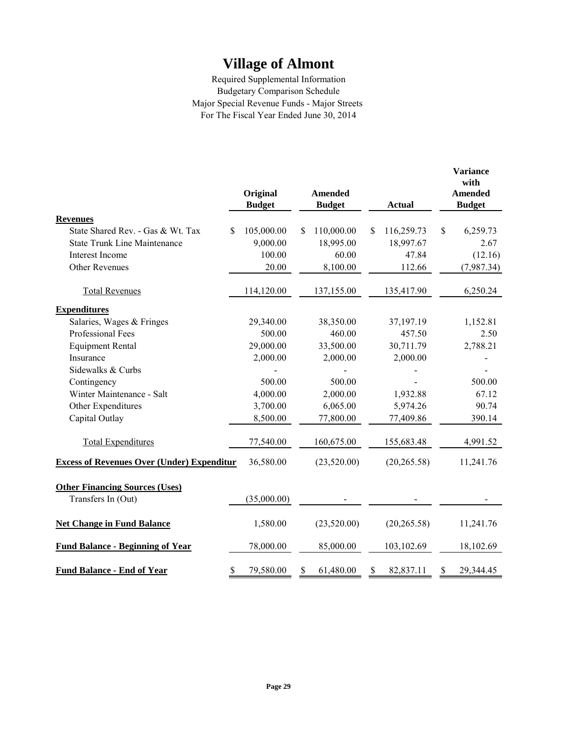# Village of Almont

Required Supplemental Information
Budgetary Comparison Schedule
Major Special Revenue Funds - Major Streets
For The Fiscal Year Ended June 30, 2014

| | Original Budget | Amended Budget | Actual | Variance with Amended Budget |
|---|---|---|---|---|
| **Revenues** | | | | |
| State Shared Rev. - Gas & Wt. Tax | $ 105,000.00 | $ 110,000.00 | $ 116,259.73 | $ 6,259.73 |
| State Trunk Line Maintenance | 9,000.00 | 18,995.00 | 18,997.67 | 2.67 |
| Interest Income | 100.00 | 60.00 | 47.84 | (12.16) |
| Other Revenues | 20.00 | 8,100.00 | 112.66 | (7,987.34) |
| Total Revenues | 114,120.00 | 137,155.00 | 135,417.90 | 6,250.24 |
| **Expenditures** | | | | |
| Salaries, Wages & Fringes | 29,340.00 | 38,350.00 | 37,197.19 | 1,152.81 |
| Professional Fees | 500.00 | 460.00 | 457.50 | 2.50 |
| Equipment Rental | 29,000.00 | 33,500.00 | 30,711.79 | 2,788.21 |
| Insurance | 2,000.00 | 2,000.00 | 2,000.00 | - |
| Sidewalks & Curbs | - | - | - | - |
| Contingency | 500.00 | 500.00 | - | 500.00 |
| Winter Maintenance - Salt | 4,000.00 | 2,000.00 | 1,932.88 | 67.12 |
| Other Expenditures | 3,700.00 | 6,065.00 | 5,974.26 | 90.74 |
| Capital Outlay | 8,500.00 | 77,800.00 | 77,409.86 | 390.14 |
| Total Expenditures | 77,540.00 | 160,675.00 | 155,683.48 | 4,991.52 |
| **Excess of Revenues Over (Under) Expenditur** | 36,580.00 | (23,520.00) | (20,265.58) | 11,241.76 |
| **Other Financing Sources (Uses)** | | | | |
| Transfers In (Out) | (35,000.00) | - | - | - |
| **Net Change in Fund Balance** | 1,580.00 | (23,520.00) | (20,265.58) | 11,241.76 |
| **Fund Balance - Beginning of Year** | 78,000.00 | 85,000.00 | 103,102.69 | 18,102.69 |
| **Fund Balance - End of Year** | $ 79,580.00 | $ 61,480.00 | $ 82,837.11 | $ 29,344.45 |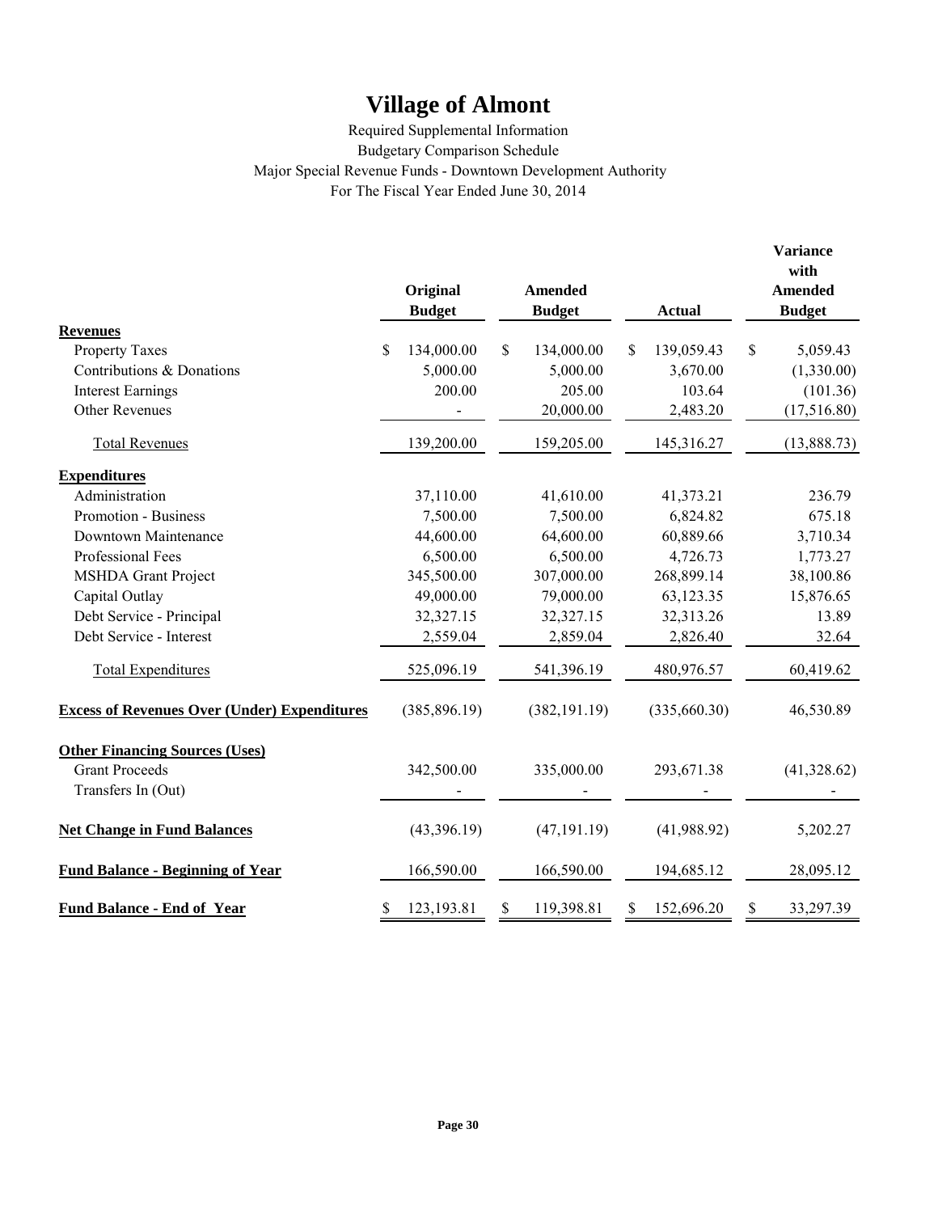# Village of Almont

Required Supplemental Information

Budgetary Comparison Schedule

Major Special Revenue Funds - Downtown Development Authority

For The Fiscal Year Ended June 30, 2014

| | Original Budget | Amended Budget | Actual | Variance with Amended Budget |
|---|---|---|---|---|
| **Revenues** | | | | |
| Property Taxes | $ 134,000.00 | $ 134,000.00 | $ 139,059.43 | $ 5,059.43 |
| Contributions & Donations | 5,000.00 | 5,000.00 | 3,670.00 | (1,330.00) |
| Interest Earnings | 200.00 | 205.00 | 103.64 | (101.36) |
| Other Revenues | - | 20,000.00 | 2,483.20 | (17,516.80) |
| Total Revenues | 139,200.00 | 159,205.00 | 145,316.27 | (13,888.73) |
| **Expenditures** | | | | |
| Administration | 37,110.00 | 41,610.00 | 41,373.21 | 236.79 |
| Promotion - Business | 7,500.00 | 7,500.00 | 6,824.82 | 675.18 |
| Downtown Maintenance | 44,600.00 | 64,600.00 | 60,889.66 | 3,710.34 |
| Professional Fees | 6,500.00 | 6,500.00 | 4,726.73 | 1,773.27 |
| MSHDA Grant Project | 345,500.00 | 307,000.00 | 268,899.14 | 38,100.86 |
| Capital Outlay | 49,000.00 | 79,000.00 | 63,123.35 | 15,876.65 |
| Debt Service - Principal | 32,327.15 | 32,327.15 | 32,313.26 | 13.89 |
| Debt Service - Interest | 2,559.04 | 2,859.04 | 2,826.40 | 32.64 |
| Total Expenditures | 525,096.19 | 541,396.19 | 480,976.57 | 60,419.62 |
| **Excess of Revenues Over (Under) Expenditures** | (385,896.19) | (382,191.19) | (335,660.30) | 46,530.89 |
| **Other Financing Sources (Uses)** | | | | |
| Grant Proceeds | 342,500.00 | 335,000.00 | 293,671.38 | (41,328.62) |
| Transfers In (Out) | - | - | - | - |
| **Net Change in Fund Balances** | (43,396.19) | (47,191.19) | (41,988.92) | 5,202.27 |
| **Fund Balance - Beginning of Year** | 166,590.00 | 166,590.00 | 194,685.12 | 28,095.12 |
| **Fund Balance - End of Year** | $ 123,193.81 | $ 119,398.81 | $ 152,696.20 | $ 33,297.39 |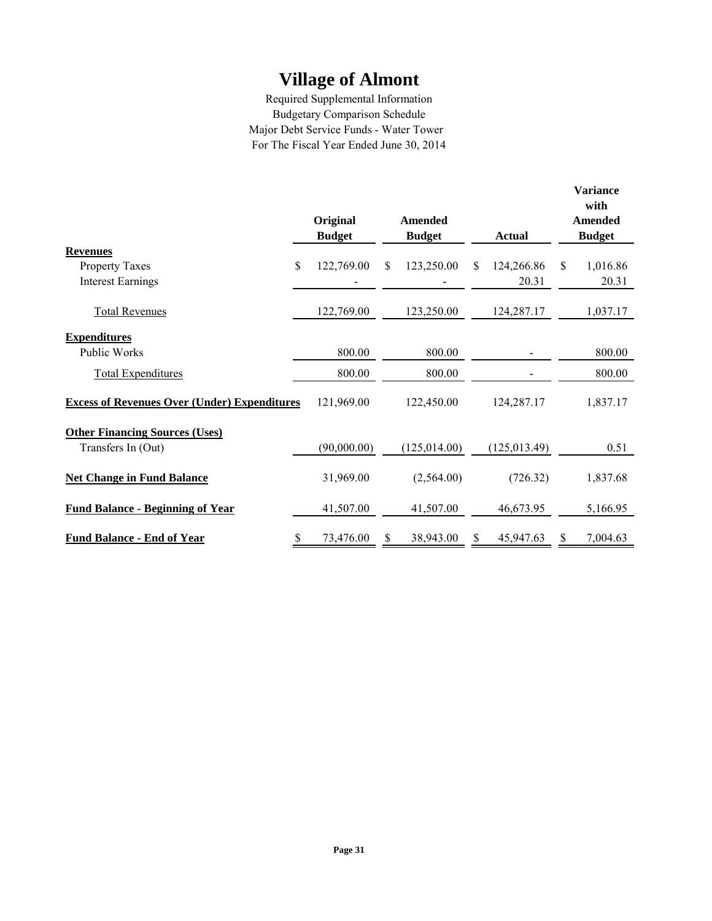# Village of Almont

Required Supplemental Information
Budgetary Comparison Schedule
Major Debt Service Funds - Water Tower
For The Fiscal Year Ended June 30, 2014

| | Original Budget | Amended Budget | Actual | Variance with Amended Budget |
|---|---|---|---|---|
| **Revenues** | | | | |
| Property Taxes | $ 122,769.00 | $ 123,250.00 | $ 124,266.86 | $ 1,016.86 |
| Interest Earnings | - | - | 20.31 | 20.31 |
| Total Revenues | 122,769.00 | 123,250.00 | 124,287.17 | 1,037.17 |
| **Expenditures** | | | | |
| Public Works | 800.00 | 800.00 | - | 800.00 |
| Total Expenditures | 800.00 | 800.00 | - | 800.00 |
| **Excess of Revenues Over (Under) Expenditures** | 121,969.00 | 122,450.00 | 124,287.17 | 1,837.17 |
| **Other Financing Sources (Uses)** | | | | |
| Transfers In (Out) | (90,000.00) | (125,014.00) | (125,013.49) | 0.51 |
| **Net Change in Fund Balance** | 31,969.00 | (2,564.00) | (726.32) | 1,837.68 |
| **Fund Balance - Beginning of Year** | 41,507.00 | 41,507.00 | 46,673.95 | 5,166.95 |
| **Fund Balance - End of Year** | $ 73,476.00 | $ 38,943.00 | $ 45,947.63 | $ 7,004.63 |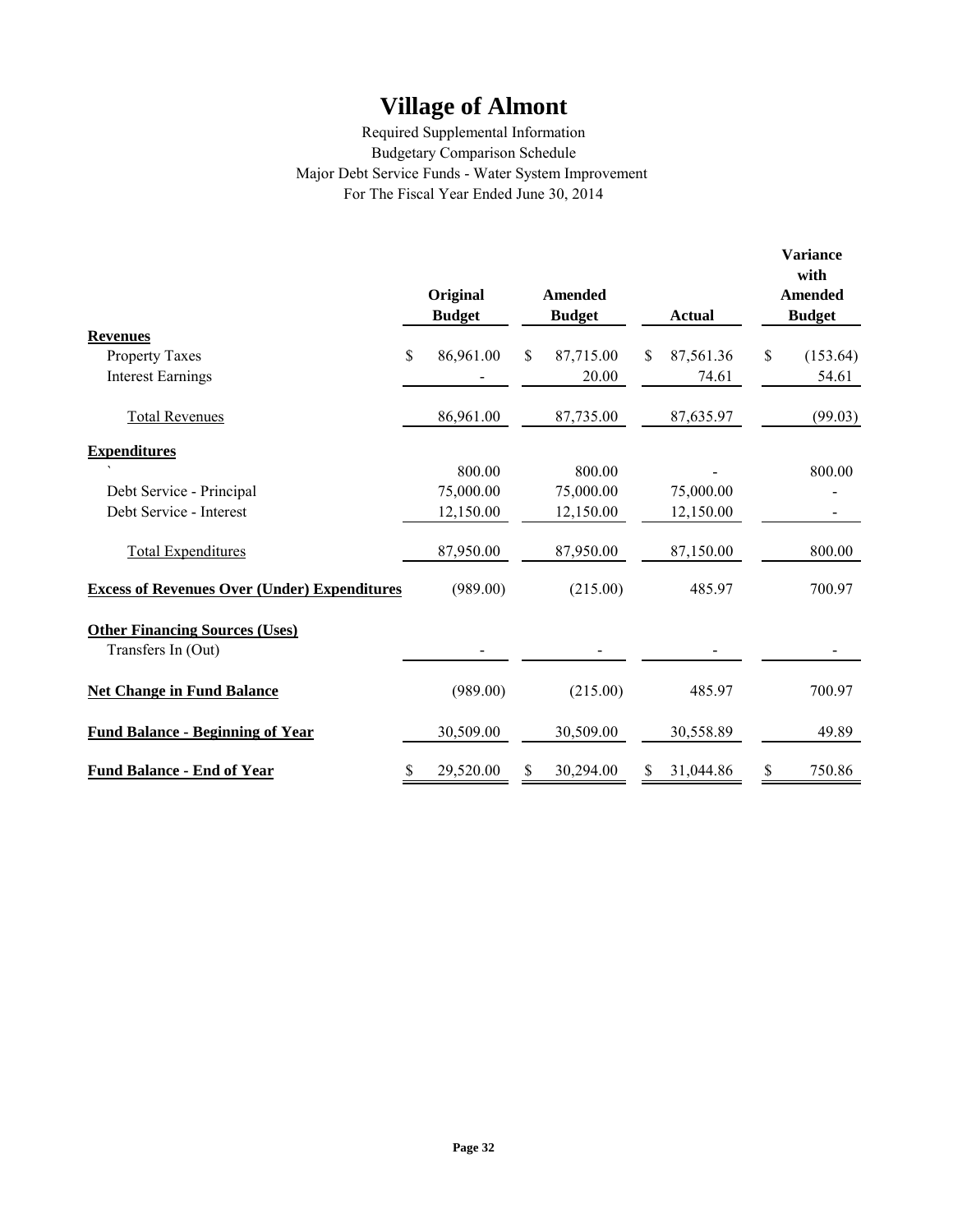# Village of Almont

Required Supplemental Information
Budgetary Comparison Schedule
Major Debt Service Funds - Water System Improvement
For The Fiscal Year Ended June 30, 2014

| | Original Budget | Amended Budget | Actual | Variance with Amended Budget |
|---|---|---|---|---|
| **Revenues** | | | | |
| Property Taxes | $ 86,961.00 | $ 87,715.00 | $ 87,561.36 | $ (153.64) |
| Interest Earnings | - | 20.00 | 74.61 | 54.61 |
| Total Revenues | 86,961.00 | 87,735.00 | 87,635.97 | (99.03) |
| **Expenditures** | | | | |
| ` | 800.00 | 800.00 | - | 800.00 |
| Debt Service - Principal | 75,000.00 | 75,000.00 | 75,000.00 | - |
| Debt Service - Interest | 12,150.00 | 12,150.00 | 12,150.00 | - |
| Total Expenditures | 87,950.00 | 87,950.00 | 87,150.00 | 800.00 |
| **Excess of Revenues Over (Under) Expenditures** | (989.00) | (215.00) | 485.97 | 700.97 |
| **Other Financing Sources (Uses)** | | | | |
| Transfers In (Out) | - | - | - | - |
| **Net Change in Fund Balance** | (989.00) | (215.00) | 485.97 | 700.97 |
| **Fund Balance - Beginning of Year** | 30,509.00 | 30,509.00 | 30,558.89 | 49.89 |
| **Fund Balance - End of Year** | $ 29,520.00 | $ 30,294.00 | $ 31,044.86 | $ 750.86 |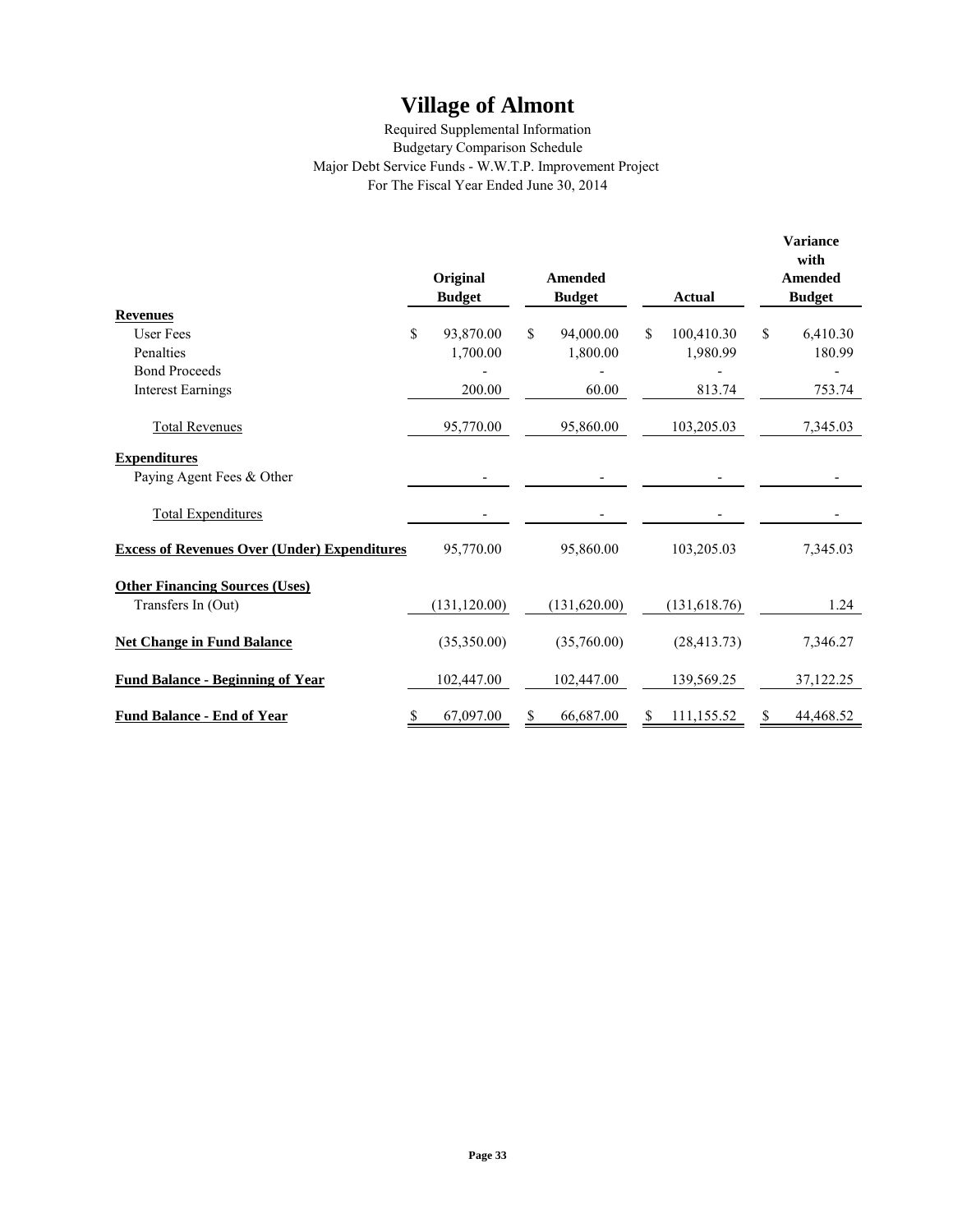# Village of Almont

Required Supplemental Information
Budgetary Comparison Schedule
Major Debt Service Funds - W.W.T.P. Improvement Project
For The Fiscal Year Ended June 30, 2014

| | Original Budget | Amended Budget | Actual | Variance with Amended Budget |
|---|---|---|---|---|
| **Revenues** | | | | |
| User Fees | $ 93,870.00 | $ 94,000.00 | $ 100,410.30 | $ 6,410.30 |
| Penalties | 1,700.00 | 1,800.00 | 1,980.99 | 180.99 |
| Bond Proceeds | - | - | - | - |
| Interest Earnings | 200.00 | 60.00 | 813.74 | 753.74 |
| Total Revenues | 95,770.00 | 95,860.00 | 103,205.03 | 7,345.03 |
| **Expenditures** | | | | |
| Paying Agent Fees & Other | - | - | - | - |
| Total Expenditures | - | - | - | - |
| **Excess of Revenues Over (Under) Expenditures** | 95,770.00 | 95,860.00 | 103,205.03 | 7,345.03 |
| **Other Financing Sources (Uses)** | | | | |
| Transfers In (Out) | (131,120.00) | (131,620.00) | (131,618.76) | 1.24 |
| **Net Change in Fund Balance** | (35,350.00) | (35,760.00) | (28,413.73) | 7,346.27 |
| **Fund Balance - Beginning of Year** | 102,447.00 | 102,447.00 | 139,569.25 | 37,122.25 |
| **Fund Balance - End of Year** | $ 67,097.00 | $ 66,687.00 | $ 111,155.52 | $ 44,468.52 |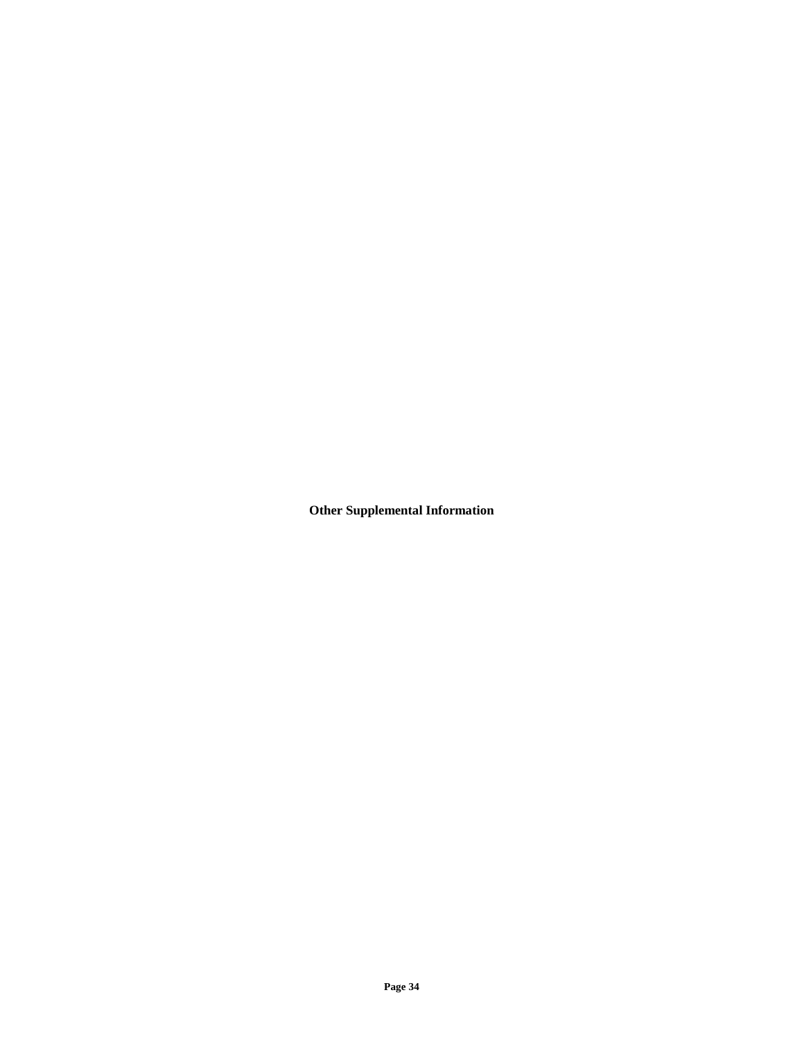# Other Supplemental Information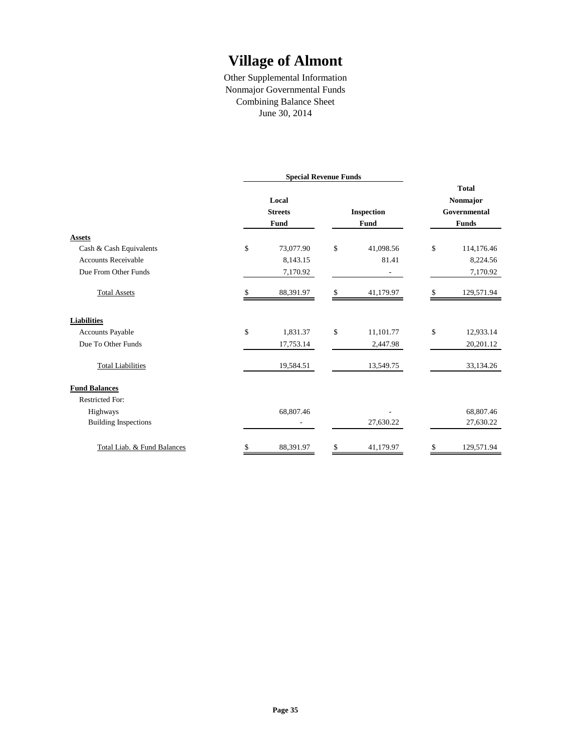# Village of Almont

Other Supplemental Information
Nonmajor Governmental Funds
Combining Balance Sheet
June 30, 2014

| | Special Revenue Funds | | |
|---|---|---|---|
| | Local Streets Fund | Inspection Fund | Total Nonmajor Governmental Funds |
| **Assets** | | | |
| Cash & Cash Equivalents | $ 73,077.90 | $ 41,098.56 | $ 114,176.46 |
| Accounts Receivable | 8,143.15 | 81.41 | 8,224.56 |
| Due From Other Funds | 7,170.92 | - | 7,170.92 |
| Total Assets | $ 88,391.97 | $ 41,179.97 | $ 129,571.94 |
| **Liabilities** | | | |
| Accounts Payable | $ 1,831.37 | $ 11,101.77 | $ 12,933.14 |
| Due To Other Funds | 17,753.14 | 2,447.98 | 20,201.12 |
| Total Liabilities | 19,584.51 | 13,549.75 | 33,134.26 |
| **Fund Balances** | | | |
| Restricted For: | | | |
| Highways | 68,807.46 | - | 68,807.46 |
| Building Inspections | - | 27,630.22 | 27,630.22 |
| Total Liab. & Fund Balances | $ 88,391.97 | $ 41,179.97 | $ 129,571.94 |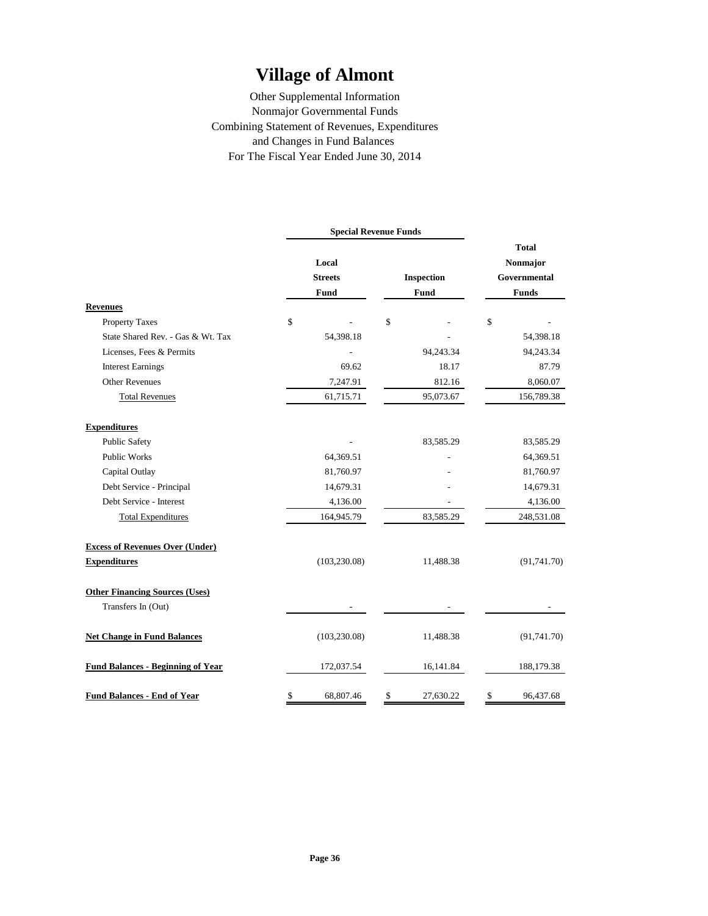# Village of Almont

Other Supplemental Information
Nonmajor Governmental Funds
Combining Statement of Revenues, Expenditures
and Changes in Fund Balances
For The Fiscal Year Ended June 30, 2014

| | Special Revenue Funds | | |
|---|---|---|---|
| | Local Streets Fund | Inspection Fund | Total Nonmajor Governmental Funds |
| **Revenues** | | | |
| Property Taxes | $ - | $ - | $ - |
| State Shared Rev. - Gas & Wt. Tax | 54,398.18 | - | 54,398.18 |
| Licenses, Fees & Permits | - | 94,243.34 | 94,243.34 |
| Interest Earnings | 69.62 | 18.17 | 87.79 |
| Other Revenues | 7,247.91 | 812.16 | 8,060.07 |
| Total Revenues | 61,715.71 | 95,073.67 | 156,789.38 |
| **Expenditures** | | | |
| Public Safety | - | 83,585.29 | 83,585.29 |
| Public Works | 64,369.51 | - | 64,369.51 |
| Capital Outlay | 81,760.97 | - | 81,760.97 |
| Debt Service - Principal | 14,679.31 | - | 14,679.31 |
| Debt Service - Interest | 4,136.00 | - | 4,136.00 |
| Total Expenditures | 164,945.79 | 83,585.29 | 248,531.08 |
| **Excess of Revenues Over (Under) Expenditures** | (103,230.08) | 11,488.38 | (91,741.70) |
| **Other Financing Sources (Uses)** | | | |
| Transfers In (Out) | - | - | - |
| **Net Change in Fund Balances** | (103,230.08) | 11,488.38 | (91,741.70) |
| **Fund Balances - Beginning of Year** | 172,037.54 | 16,141.84 | 188,179.38 |
| **Fund Balances - End of Year** | $ 68,807.46 | $ 27,630.22 | $ 96,437.68 |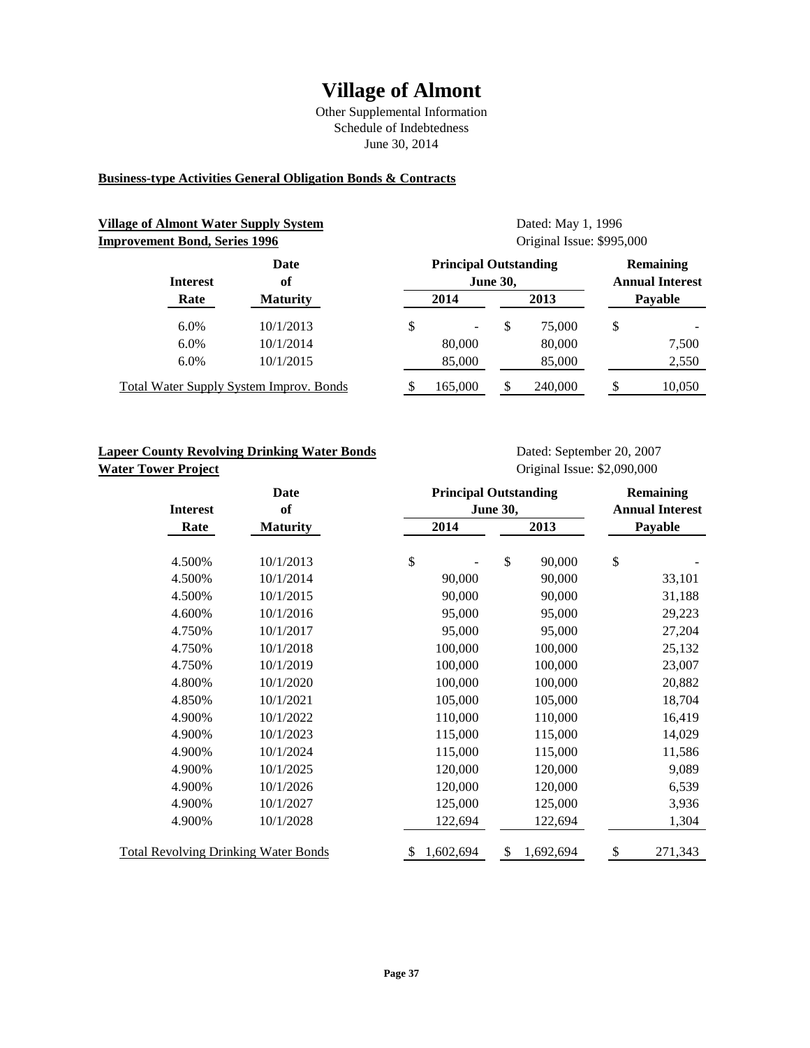# Village of Almont

Other Supplemental Information
Schedule of Indebtedness
June 30, 2014

**Business-type Activities General Obligation Bonds & Contracts**

**Village of Almont Water Supply System Improvement Bond, Series 1996**

Dated: May 1, 1996
Original Issue: $995,000

| Interest Rate | Date of Maturity | Principal Outstanding June 30, 2014 | Principal Outstanding June 30, 2013 | Remaining Annual Interest Payable |
|---|---|---|---|---|
| 6.0% | 10/1/2013 | $ - | $ 75,000 | $ - |
| 6.0% | 10/1/2014 | 80,000 | 80,000 | 7,500 |
| 6.0% | 10/1/2015 | 85,000 | 85,000 | 2,550 |
| Total Water Supply System Improv. Bonds | | $ 165,000 | $ 240,000 | $ 10,050 |

**Lapeer County Revolving Drinking Water Bonds Water Tower Project**

Dated: September 20, 2007
Original Issue: $2,090,000

| Interest Rate | Date of Maturity | Principal Outstanding June 30, 2014 | Principal Outstanding June 30, 2013 | Remaining Annual Interest Payable |
|---|---|---|---|---|
| 4.500% | 10/1/2013 | $ - | $ 90,000 | $ - |
| 4.500% | 10/1/2014 | 90,000 | 90,000 | 33,101 |
| 4.500% | 10/1/2015 | 90,000 | 90,000 | 31,188 |
| 4.600% | 10/1/2016 | 95,000 | 95,000 | 29,223 |
| 4.750% | 10/1/2017 | 95,000 | 95,000 | 27,204 |
| 4.750% | 10/1/2018 | 100,000 | 100,000 | 25,132 |
| 4.750% | 10/1/2019 | 100,000 | 100,000 | 23,007 |
| 4.800% | 10/1/2020 | 100,000 | 100,000 | 20,882 |
| 4.850% | 10/1/2021 | 105,000 | 105,000 | 18,704 |
| 4.900% | 10/1/2022 | 110,000 | 110,000 | 16,419 |
| 4.900% | 10/1/2023 | 115,000 | 115,000 | 14,029 |
| 4.900% | 10/1/2024 | 115,000 | 115,000 | 11,586 |
| 4.900% | 10/1/2025 | 120,000 | 120,000 | 9,089 |
| 4.900% | 10/1/2026 | 120,000 | 120,000 | 6,539 |
| 4.900% | 10/1/2027 | 125,000 | 125,000 | 3,936 |
| 4.900% | 10/1/2028 | 122,694 | 122,694 | 1,304 |
| Total Revolving Drinking Water Bonds | | $ 1,602,694 | $ 1,692,694 | $ 271,343 |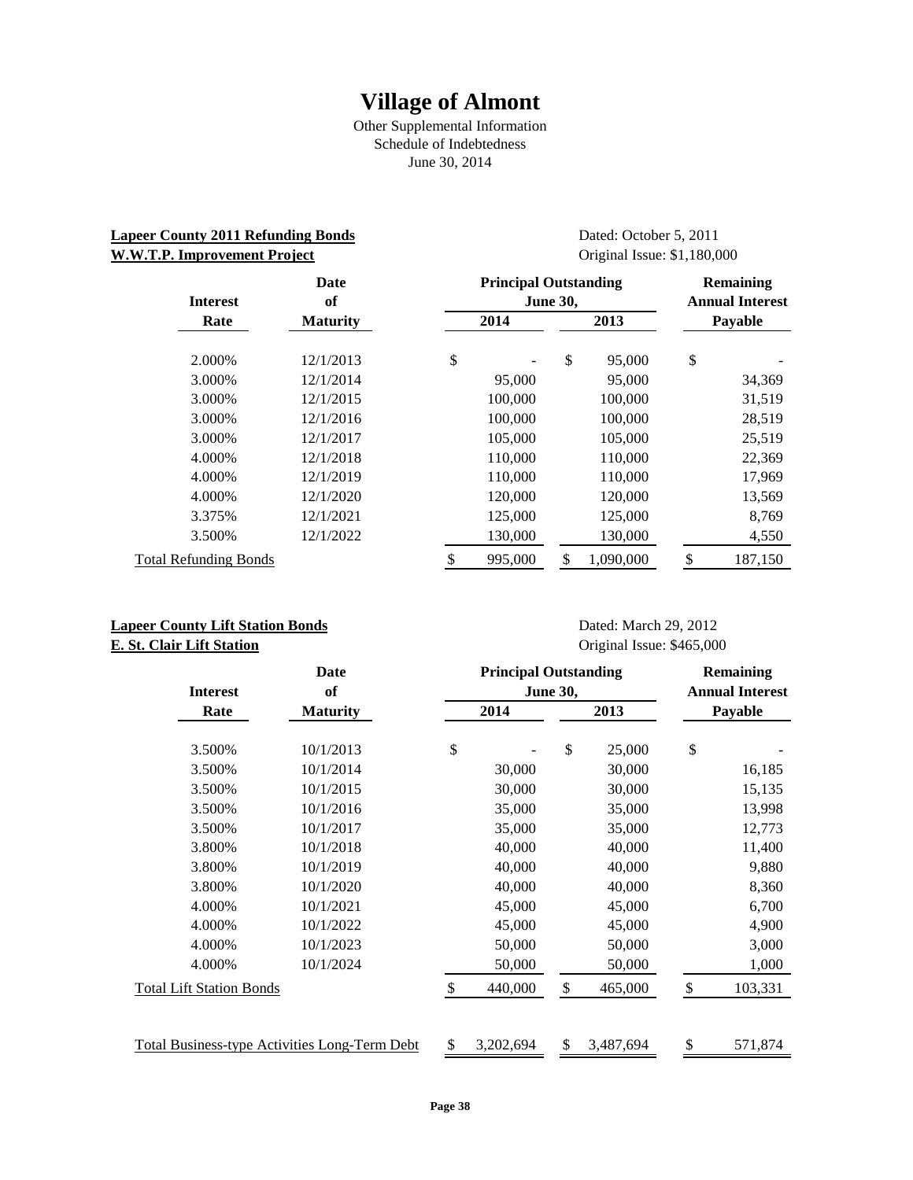# Village of Almont

Other Supplemental Information
Schedule of Indebtedness
June 30, 2014

**Lapeer County 2011 Refunding Bonds**
**W.W.T.P. Improvement Project**

Dated: October 5, 2011
Original Issue: $1,180,000

| Interest Rate | Date of Maturity | Principal Outstanding June 30, 2014 | Principal Outstanding June 30, 2013 | Remaining Annual Interest Payable |
|---|---|---|---|---|
| 2.000% | 12/1/2013 | $ - | $ 95,000 | $ - |
| 3.000% | 12/1/2014 | 95,000 | 95,000 | 34,369 |
| 3.000% | 12/1/2015 | 100,000 | 100,000 | 31,519 |
| 3.000% | 12/1/2016 | 100,000 | 100,000 | 28,519 |
| 3.000% | 12/1/2017 | 105,000 | 105,000 | 25,519 |
| 4.000% | 12/1/2018 | 110,000 | 110,000 | 22,369 |
| 4.000% | 12/1/2019 | 110,000 | 110,000 | 17,969 |
| 4.000% | 12/1/2020 | 120,000 | 120,000 | 13,569 |
| 3.375% | 12/1/2021 | 125,000 | 125,000 | 8,769 |
| 3.500% | 12/1/2022 | 130,000 | 130,000 | 4,550 |
| Total Refunding Bonds | | $ 995,000 | $ 1,090,000 | $ 187,150 |

**Lapeer County Lift Station Bonds**
**E. St. Clair Lift Station**

Dated: March 29, 2012
Original Issue: $465,000

| Interest Rate | Date of Maturity | Principal Outstanding June 30, 2014 | Principal Outstanding June 30, 2013 | Remaining Annual Interest Payable |
|---|---|---|---|---|
| 3.500% | 10/1/2013 | $ - | $ 25,000 | $ - |
| 3.500% | 10/1/2014 | 30,000 | 30,000 | 16,185 |
| 3.500% | 10/1/2015 | 30,000 | 30,000 | 15,135 |
| 3.500% | 10/1/2016 | 35,000 | 35,000 | 13,998 |
| 3.500% | 10/1/2017 | 35,000 | 35,000 | 12,773 |
| 3.800% | 10/1/2018 | 40,000 | 40,000 | 11,400 |
| 3.800% | 10/1/2019 | 40,000 | 40,000 | 9,880 |
| 3.800% | 10/1/2020 | 40,000 | 40,000 | 8,360 |
| 4.000% | 10/1/2021 | 45,000 | 45,000 | 6,700 |
| 4.000% | 10/1/2022 | 45,000 | 45,000 | 4,900 |
| 4.000% | 10/1/2023 | 50,000 | 50,000 | 3,000 |
| 4.000% | 10/1/2024 | 50,000 | 50,000 | 1,000 |
| Total Lift Station Bonds | | $ 440,000 | $ 465,000 | $ 103,331 |

| | 2014 | 2013 | Remaining Annual Interest Payable |
|---|---|---|---|
| Total Business-type Activities Long-Term Debt | $ 3,202,694 | $ 3,487,694 | $ 571,874 |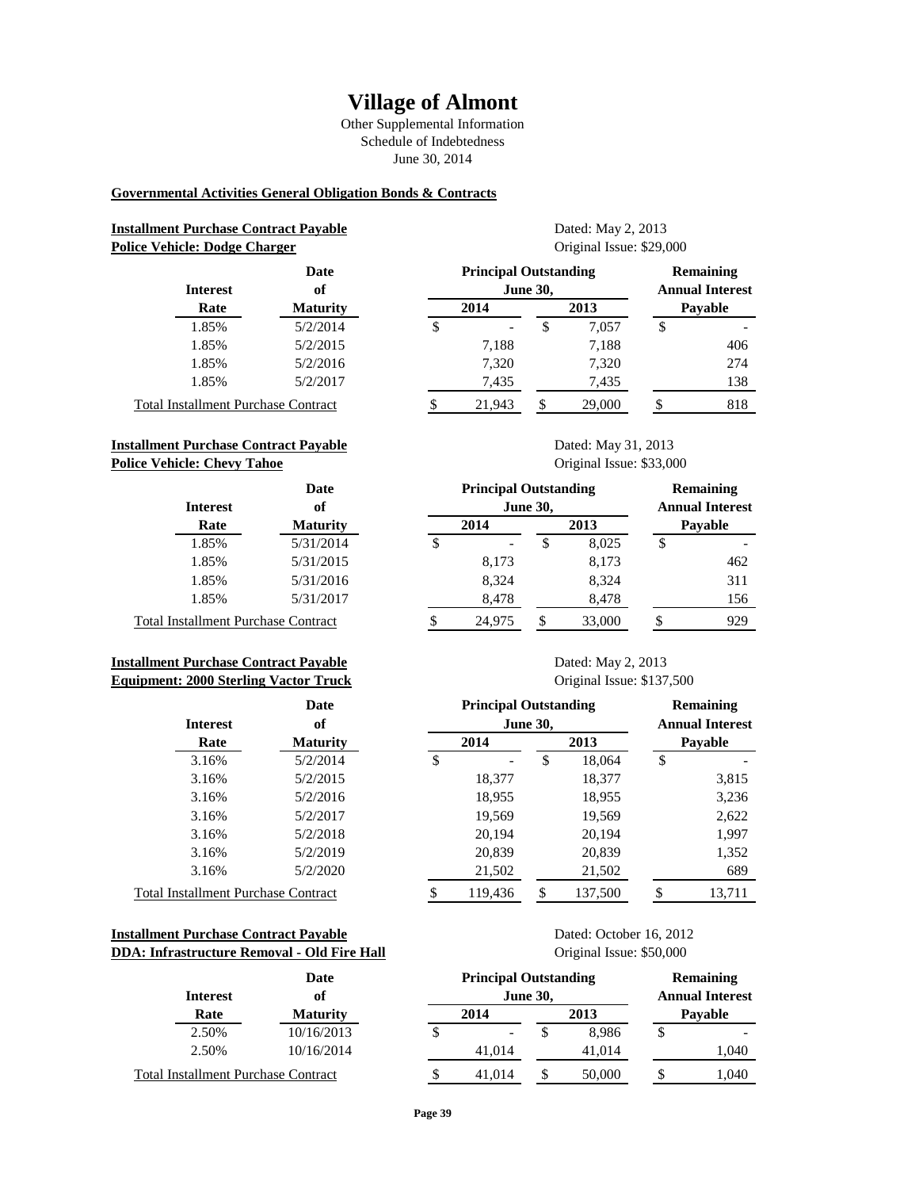# Village of Almont

Other Supplemental Information
Schedule of Indebtedness
June 30, 2014

**Governmental Activities General Obligation Bonds & Contracts**

**Installment Purchase Contract Payable**
**Police Vehicle: Dodge Charger**

Dated: May 2, 2013
Original Issue: $29,000

| Interest Rate | Date of Maturity | Principal Outstanding June 30, 2014 | Principal Outstanding June 30, 2013 | Remaining Annual Interest Payable |
|---|---|---|---|---|
| 1.85% | 5/2/2014 | $ - | $ 7,057 | $ - |
| 1.85% | 5/2/2015 | 7,188 | 7,188 | 406 |
| 1.85% | 5/2/2016 | 7,320 | 7,320 | 274 |
| 1.85% | 5/2/2017 | 7,435 | 7,435 | 138 |
| Total Installment Purchase Contract | | $ 21,943 | $ 29,000 | $ 818 |

**Installment Purchase Contract Payable**
**Police Vehicle: Chevy Tahoe**

Dated: May 31, 2013
Original Issue: $33,000

| Interest Rate | Date of Maturity | Principal Outstanding June 30, 2014 | Principal Outstanding June 30, 2013 | Remaining Annual Interest Payable |
|---|---|---|---|---|
| 1.85% | 5/31/2014 | $ - | $ 8,025 | $ - |
| 1.85% | 5/31/2015 | 8,173 | 8,173 | 462 |
| 1.85% | 5/31/2016 | 8,324 | 8,324 | 311 |
| 1.85% | 5/31/2017 | 8,478 | 8,478 | 156 |
| Total Installment Purchase Contract | | $ 24,975 | $ 33,000 | $ 929 |

**Installment Purchase Contract Payable**
**Equipment: 2000 Sterling Vactor Truck**

Dated: May 2, 2013
Original Issue: $137,500

| Interest Rate | Date of Maturity | Principal Outstanding June 30, 2014 | Principal Outstanding June 30, 2013 | Remaining Annual Interest Payable |
|---|---|---|---|---|
| 3.16% | 5/2/2014 | $ - | $ 18,064 | $ - |
| 3.16% | 5/2/2015 | 18,377 | 18,377 | 3,815 |
| 3.16% | 5/2/2016 | 18,955 | 18,955 | 3,236 |
| 3.16% | 5/2/2017 | 19,569 | 19,569 | 2,622 |
| 3.16% | 5/2/2018 | 20,194 | 20,194 | 1,997 |
| 3.16% | 5/2/2019 | 20,839 | 20,839 | 1,352 |
| 3.16% | 5/2/2020 | 21,502 | 21,502 | 689 |
| Total Installment Purchase Contract | | $ 119,436 | $ 137,500 | $ 13,711 |

**Installment Purchase Contract Payable**
**DDA: Infrastructure Removal - Old Fire Hall**

Dated: October 16, 2012
Original Issue: $50,000

| Interest Rate | Date of Maturity | Principal Outstanding June 30, 2014 | Principal Outstanding June 30, 2013 | Remaining Annual Interest Payable |
|---|---|---|---|---|
| 2.50% | 10/16/2013 | $ - | $ 8,986 | $ - |
| 2.50% | 10/16/2014 | 41,014 | 41,014 | 1,040 |
| Total Installment Purchase Contract | | $ 41,014 | $ 50,000 | $ 1,040 |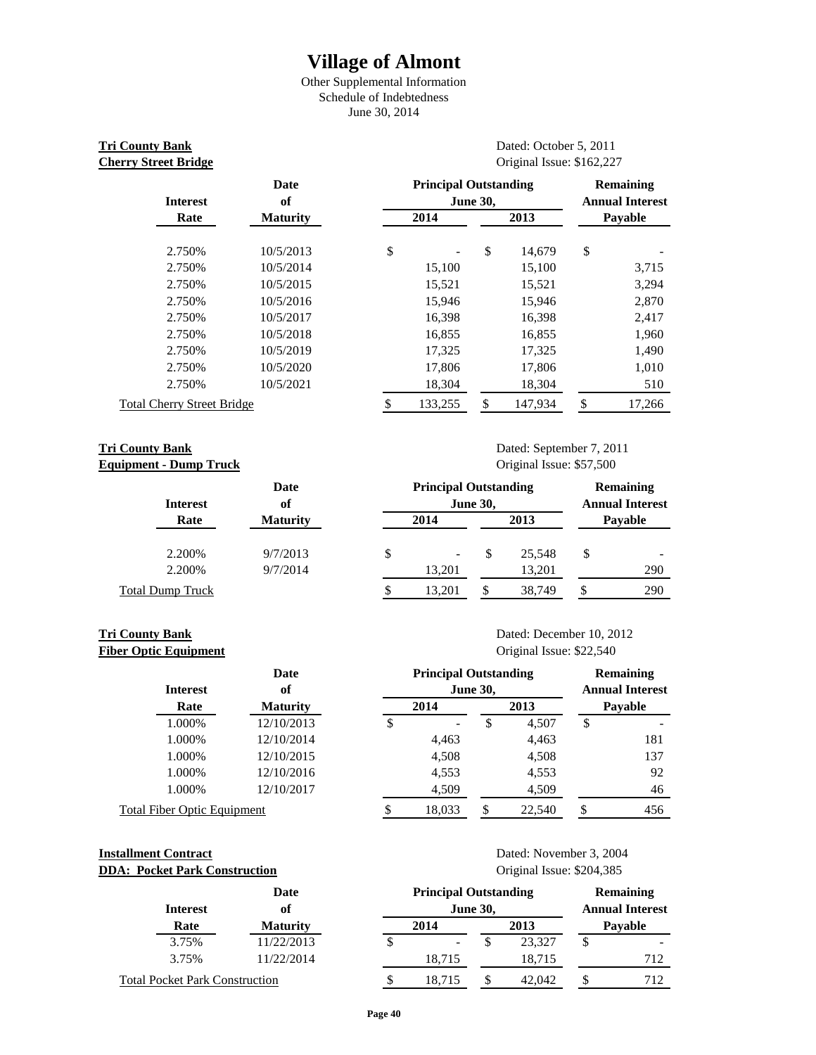# Village of Almont

Other Supplemental Information
Schedule of Indebtedness
June 30, 2014

**Tri County Bank**
**Cherry Street Bridge**

Dated: October 5, 2011
Original Issue: $162,227

| Interest Rate | Date of Maturity | Principal Outstanding June 30, 2014 | Principal Outstanding June 30, 2013 | Remaining Annual Interest Payable |
|---|---|---|---|---|
| 2.750% | 10/5/2013 | $ - | $ 14,679 | $ - |
| 2.750% | 10/5/2014 | 15,100 | 15,100 | 3,715 |
| 2.750% | 10/5/2015 | 15,521 | 15,521 | 3,294 |
| 2.750% | 10/5/2016 | 15,946 | 15,946 | 2,870 |
| 2.750% | 10/5/2017 | 16,398 | 16,398 | 2,417 |
| 2.750% | 10/5/2018 | 16,855 | 16,855 | 1,960 |
| 2.750% | 10/5/2019 | 17,325 | 17,325 | 1,490 |
| 2.750% | 10/5/2020 | 17,806 | 17,806 | 1,010 |
| 2.750% | 10/5/2021 | 18,304 | 18,304 | 510 |
| Total Cherry Street Bridge | | $ 133,255 | $ 147,934 | $ 17,266 |

**Tri County Bank**
**Equipment - Dump Truck**

Dated: September 7, 2011
Original Issue: $57,500

| Interest Rate | Date of Maturity | Principal Outstanding June 30, 2014 | Principal Outstanding June 30, 2013 | Remaining Annual Interest Payable |
|---|---|---|---|---|
| 2.200% | 9/7/2013 | $ - | $ 25,548 | $ - |
| 2.200% | 9/7/2014 | 13,201 | 13,201 | 290 |
| Total Dump Truck | | $ 13,201 | $ 38,749 | $ 290 |

**Tri County Bank**
**Fiber Optic Equipment**

Dated: December 10, 2012
Original Issue: $22,540

| Interest Rate | Date of Maturity | Principal Outstanding June 30, 2014 | Principal Outstanding June 30, 2013 | Remaining Annual Interest Payable |
|---|---|---|---|---|
| 1.000% | 12/10/2013 | $ - | $ 4,507 | $ - |
| 1.000% | 12/10/2014 | 4,463 | 4,463 | 181 |
| 1.000% | 12/10/2015 | 4,508 | 4,508 | 137 |
| 1.000% | 12/10/2016 | 4,553 | 4,553 | 92 |
| 1.000% | 12/10/2017 | 4,509 | 4,509 | 46 |
| Total Fiber Optic Equipment | | $ 18,033 | $ 22,540 | $ 456 |

**Installment Contract**
**DDA: Pocket Park Construction**

Dated: November 3, 2004
Original Issue: $204,385

| Interest Rate | Date of Maturity | Principal Outstanding June 30, 2014 | Principal Outstanding June 30, 2013 | Remaining Annual Interest Payable |
|---|---|---|---|---|
| 3.75% | 11/22/2013 | $ - | $ 23,327 | $ - |
| 3.75% | 11/22/2014 | 18,715 | 18,715 | 712 |
| Total Pocket Park Construction | | $ 18,715 | $ 42,042 | $ 712 |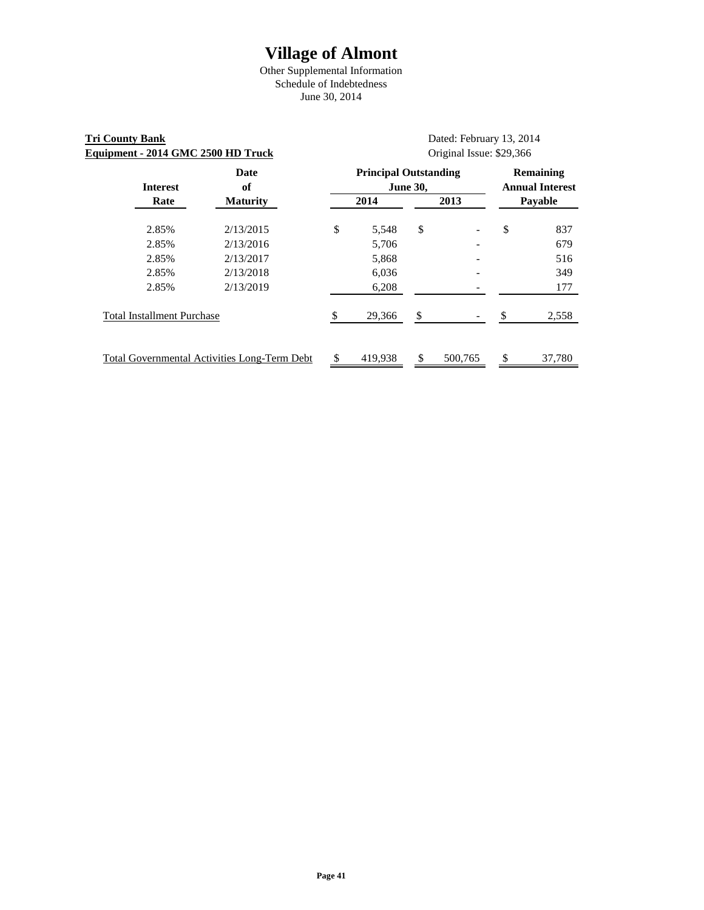# Village of Almont

Other Supplemental Information
Schedule of Indebtedness
June 30, 2014

**Tri County Bank**
**Equipment - 2014 GMC 2500 HD Truck**

Dated: February 13, 2014
Original Issue: $29,366

| Interest Rate | Date of Maturity | Principal Outstanding June 30, 2014 | Principal Outstanding June 30, 2013 | Remaining Annual Interest Payable |
|---|---|---|---|---|
| 2.85% | 2/13/2015 | $ 5,548 | $ - | $ 837 |
| 2.85% | 2/13/2016 | 5,706 | - | 679 |
| 2.85% | 2/13/2017 | 5,868 | - | 516 |
| 2.85% | 2/13/2018 | 6,036 | - | 349 |
| 2.85% | 2/13/2019 | 6,208 | - | 177 |
| Total Installment Purchase | | $ 29,366 | $ - | $ 2,558 |
| Total Governmental Activities Long-Term Debt | | $ 419,938 | $ 500,765 | $ 37,780 |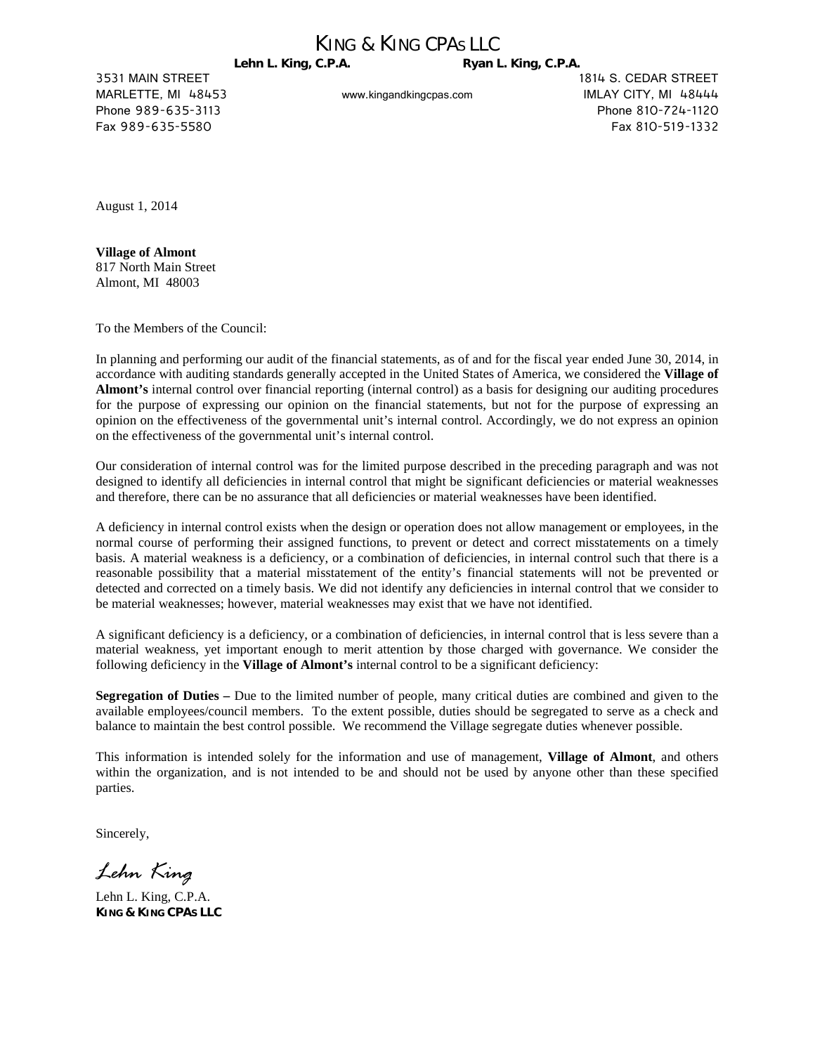# KING & KING CPAs LLC

**Lehn L. King, C.P.A.** **Ryan L. King, C.P.A.**

3531 MAIN STREET
MARLETTE, MI 48453
Phone 989-635-3113
Fax 989-635-5580

www.kingandkingcpas.com

1814 S. CEDAR STREET
IMLAY CITY, MI 48444
Phone 810-724-1120
Fax 810-519-1332

August 1, 2014

**Village of Almont**
817 North Main Street
Almont, MI 48003

To the Members of the Council:

In planning and performing our audit of the financial statements, as of and for the fiscal year ended June 30, 2014, in accordance with auditing standards generally accepted in the United States of America, we considered the **Village of Almont's** internal control over financial reporting (internal control) as a basis for designing our auditing procedures for the purpose of expressing our opinion on the financial statements, but not for the purpose of expressing an opinion on the effectiveness of the governmental unit's internal control. Accordingly, we do not express an opinion on the effectiveness of the governmental unit's internal control.

Our consideration of internal control was for the limited purpose described in the preceding paragraph and was not designed to identify all deficiencies in internal control that might be significant deficiencies or material weaknesses and therefore, there can be no assurance that all deficiencies or material weaknesses have been identified.

A deficiency in internal control exists when the design or operation does not allow management or employees, in the normal course of performing their assigned functions, to prevent or detect and correct misstatements on a timely basis. A material weakness is a deficiency, or a combination of deficiencies, in internal control such that there is a reasonable possibility that a material misstatement of the entity's financial statements will not be prevented or detected and corrected on a timely basis. We did not identify any deficiencies in internal control that we consider to be material weaknesses; however, material weaknesses may exist that we have not identified.

A significant deficiency is a deficiency, or a combination of deficiencies, in internal control that is less severe than a material weakness, yet important enough to merit attention by those charged with governance. We consider the following deficiency in the **Village of Almont's** internal control to be a significant deficiency:

**Segregation of Duties –** Due to the limited number of people, many critical duties are combined and given to the available employees/council members. To the extent possible, duties should be segregated to serve as a check and balance to maintain the best control possible. We recommend the Village segregate duties whenever possible.

This information is intended solely for the information and use of management, **Village of Almont**, and others within the organization, and is not intended to be and should not be used by anyone other than these specified parties.

Sincerely,

*Lehn King*

Lehn L. King, C.P.A.
**KING & KING CPAs LLC**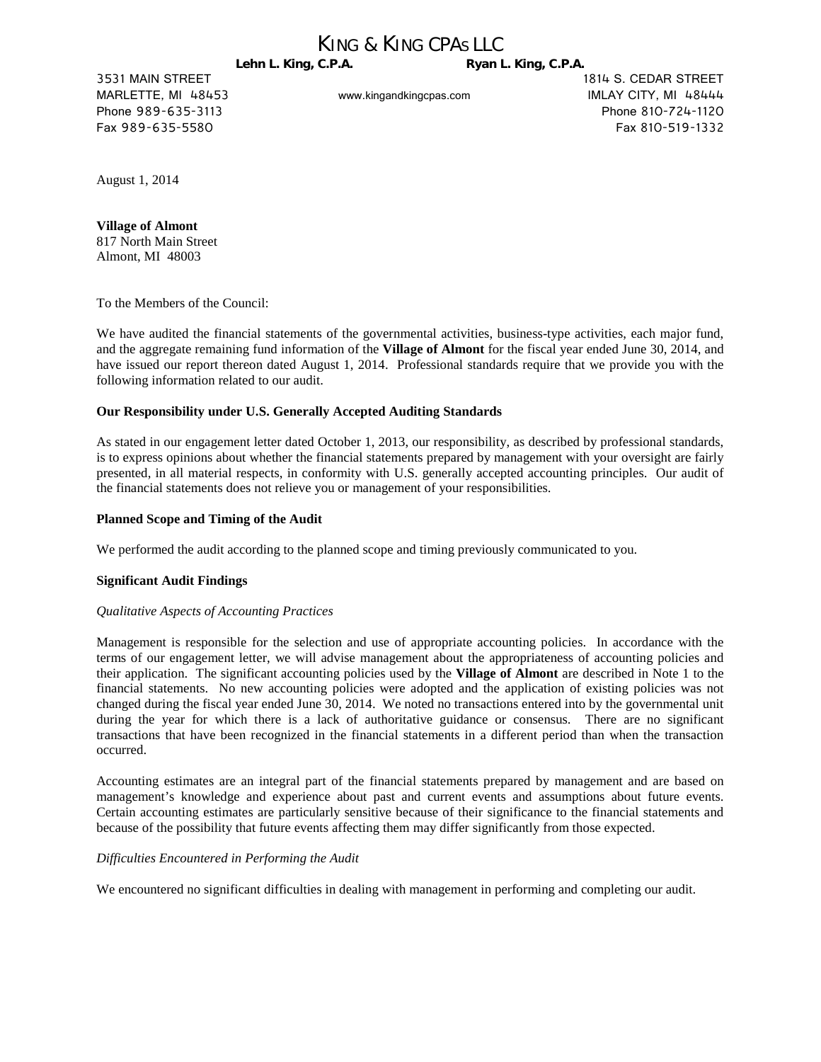# KING & KING CPAS LLC

**Lehn L. King, C.P.A.** **Ryan L. King, C.P.A.**

3531 MAIN STREET
MARLETTE, MI 48453
Phone 989-635-3113
Fax 989-635-5580

www.kingandkingcpas.com

1814 S. CEDAR STREET
IMLAY CITY, MI 48444
Phone 810-724-1120
Fax 810-519-1332

August 1, 2014

**Village of Almont**
817 North Main Street
Almont, MI 48003

To the Members of the Council:

We have audited the financial statements of the governmental activities, business-type activities, each major fund, and the aggregate remaining fund information of the **Village of Almont** for the fiscal year ended June 30, 2014, and have issued our report thereon dated August 1, 2014. Professional standards require that we provide you with the following information related to our audit.

**Our Responsibility under U.S. Generally Accepted Auditing Standards**

As stated in our engagement letter dated October 1, 2013, our responsibility, as described by professional standards, is to express opinions about whether the financial statements prepared by management with your oversight are fairly presented, in all material respects, in conformity with U.S. generally accepted accounting principles. Our audit of the financial statements does not relieve you or management of your responsibilities.

**Planned Scope and Timing of the Audit**

We performed the audit according to the planned scope and timing previously communicated to you.

**Significant Audit Findings**

*Qualitative Aspects of Accounting Practices*

Management is responsible for the selection and use of appropriate accounting policies. In accordance with the terms of our engagement letter, we will advise management about the appropriateness of accounting policies and their application. The significant accounting policies used by the **Village of Almont** are described in Note 1 to the financial statements. No new accounting policies were adopted and the application of existing policies was not changed during the fiscal year ended June 30, 2014. We noted no transactions entered into by the governmental unit during the year for which there is a lack of authoritative guidance or consensus. There are no significant transactions that have been recognized in the financial statements in a different period than when the transaction occurred.

Accounting estimates are an integral part of the financial statements prepared by management and are based on management's knowledge and experience about past and current events and assumptions about future events. Certain accounting estimates are particularly sensitive because of their significance to the financial statements and because of the possibility that future events affecting them may differ significantly from those expected.

*Difficulties Encountered in Performing the Audit*

We encountered no significant difficulties in dealing with management in performing and completing our audit.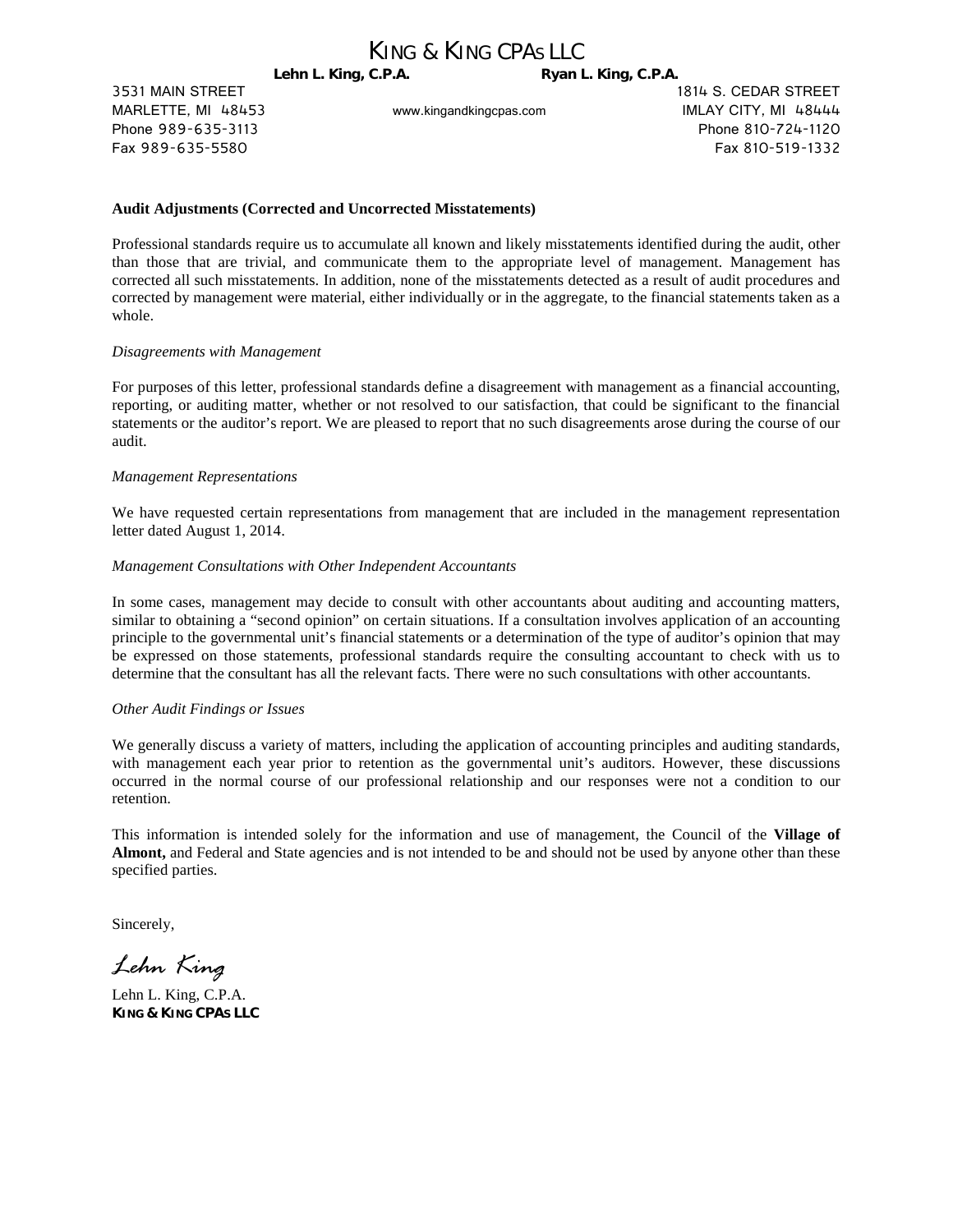# KING & KING CPAS LLC

**Lehn L. King, C.P.A.** **Ryan L. King, C.P.A.**

3531 MAIN STREET
MARLETTE, MI 48453
Phone 989-635-3113
Fax 989-635-5580

www.kingandkingcpas.com

1814 S. CEDAR STREET
IMLAY CITY, MI 48444
Phone 810-724-1120
Fax 810-519-1332

**Audit Adjustments (Corrected and Uncorrected Misstatements)**

Professional standards require us to accumulate all known and likely misstatements identified during the audit, other than those that are trivial, and communicate them to the appropriate level of management. Management has corrected all such misstatements. In addition, none of the misstatements detected as a result of audit procedures and corrected by management were material, either individually or in the aggregate, to the financial statements taken as a whole.

*Disagreements with Management*

For purposes of this letter, professional standards define a disagreement with management as a financial accounting, reporting, or auditing matter, whether or not resolved to our satisfaction, that could be significant to the financial statements or the auditor's report. We are pleased to report that no such disagreements arose during the course of our audit.

*Management Representations*

We have requested certain representations from management that are included in the management representation letter dated August 1, 2014.

*Management Consultations with Other Independent Accountants*

In some cases, management may decide to consult with other accountants about auditing and accounting matters, similar to obtaining a "second opinion" on certain situations. If a consultation involves application of an accounting principle to the governmental unit's financial statements or a determination of the type of auditor's opinion that may be expressed on those statements, professional standards require the consulting accountant to check with us to determine that the consultant has all the relevant facts. There were no such consultations with other accountants.

*Other Audit Findings or Issues*

We generally discuss a variety of matters, including the application of accounting principles and auditing standards, with management each year prior to retention as the governmental unit's auditors. However, these discussions occurred in the normal course of our professional relationship and our responses were not a condition to our retention.

This information is intended solely for the information and use of management, the Council of the **Village of Almont,** and Federal and State agencies and is not intended to be and should not be used by anyone other than these specified parties.

Sincerely,

*Lehn King*

Lehn L. King, C.P.A.
**KING & KING CPAS LLC**